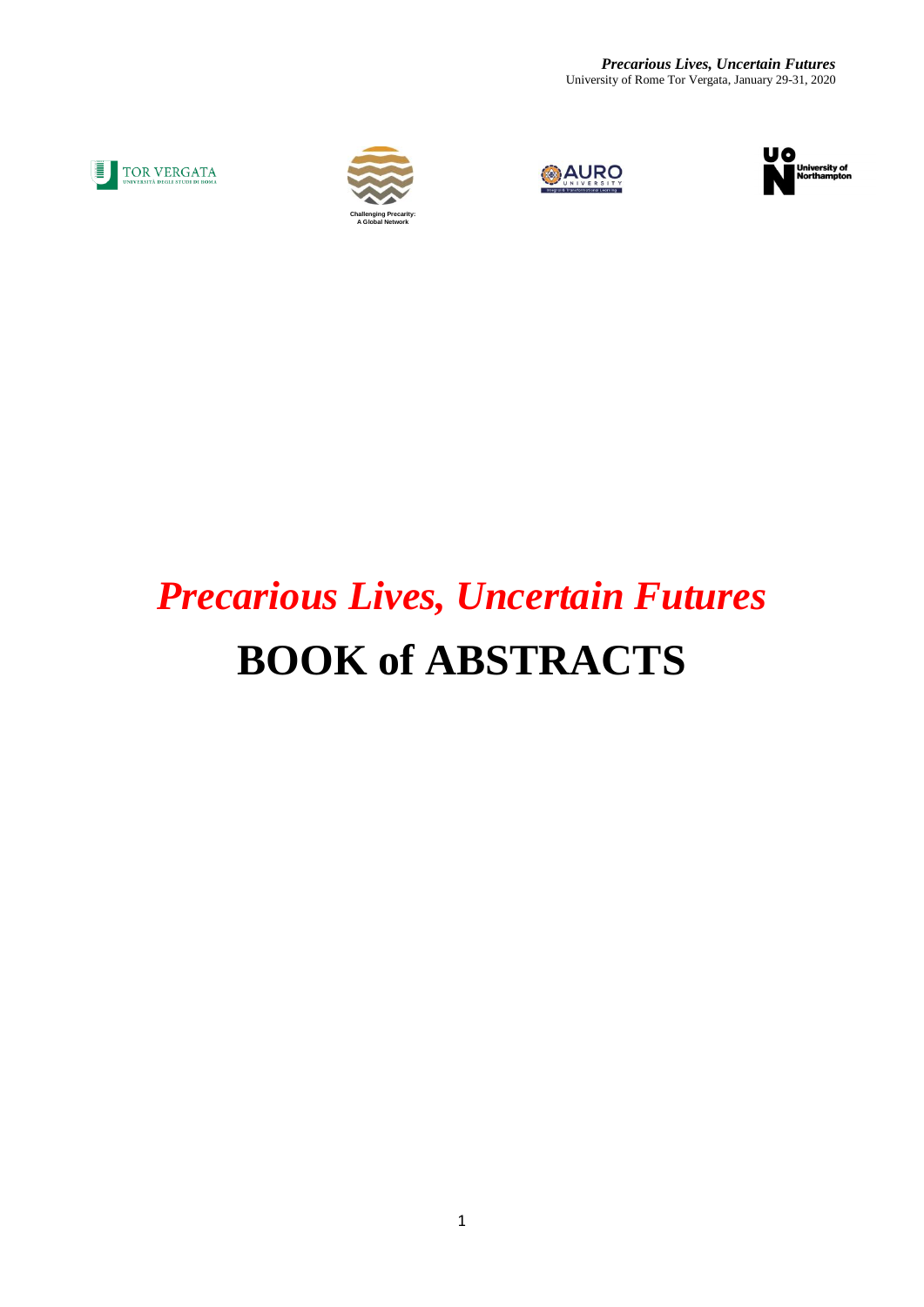# *Precarious Lives, Uncertain Futures*

# BOOK of ABSTRACTS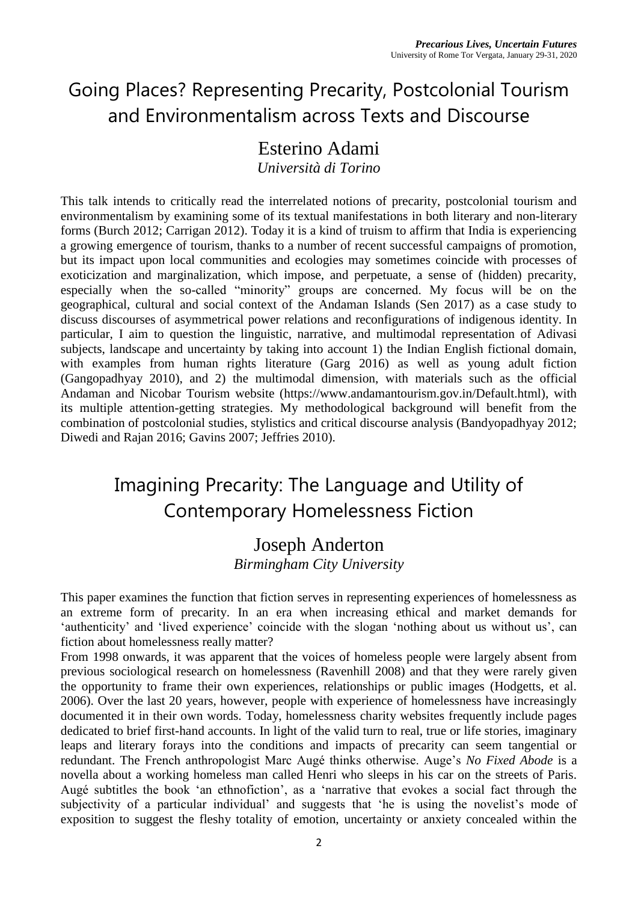# Going Places? Representing Precarity, Postcolonial Tourism and Environmentalism across Texts and Discourse

## Esterino Adami

*Università di Torino*

This talk intends to critically read the interrelated notions of precarity, postcolonial tourism and environmentalism by examining some of its textual manifestations in both literary and non-literary forms (Burch 2012; Carrigan 2012). Today it is a kind of truism to affirm that India is experiencing a growing emergence of tourism, thanks to a number of recent successful campaigns of promotion, but its impact upon local communities and ecologies may sometimes coincide with processes of exoticization and marginalization, which impose, and perpetuate, a sense of (hidden) precarity, especially when the so-called "minority" groups are concerned. My focus will be on the geographical, cultural and social context of the Andaman Islands (Sen 2017) as a case study to discuss discourses of asymmetrical power relations and reconfigurations of indigenous identity. In particular, I aim to question the linguistic, narrative, and multimodal representation of Adivasi subjects, landscape and uncertainty by taking into account 1) the Indian English fictional domain, with examples from human rights literature (Garg 2016) as well as young adult fiction (Gangopadhyay 2010), and 2) the multimodal dimension, with materials such as the official Andaman and Nicobar Tourism website (https://www.andamantourism.gov.in/Default.html), with its multiple attention-getting strategies. My methodological background will benefit from the combination of postcolonial studies, stylistics and critical discourse analysis (Bandyopadhyay 2012; Diwedi and Rajan 2016; Gavins 2007; Jeffries 2010).

# Imagining Precarity: The Language and Utility of Contemporary Homelessness Fiction

## Joseph Anderton

*Birmingham City University*

This paper examines the function that fiction serves in representing experiences of homelessness as an extreme form of precarity. In an era when increasing ethical and market demands for 'authenticity' and 'lived experience' coincide with the slogan 'nothing about us without us', can fiction about homelessness really matter?

From 1998 onwards, it was apparent that the voices of homeless people were largely absent from previous sociological research on homelessness (Ravenhill 2008) and that they were rarely given the opportunity to frame their own experiences, relationships or public images (Hodgetts, et al. 2006). Over the last 20 years, however, people with experience of homelessness have increasingly documented it in their own words. Today, homelessness charity websites frequently include pages dedicated to brief first-hand accounts. In light of the valid turn to real, true or life stories, imaginary leaps and literary forays into the conditions and impacts of precarity can seem tangential or redundant. The French anthropologist Marc Augé thinks otherwise. Augé's *No Fixed Abode* is a novella about a working homeless man called Henri who sleeps in his car on the streets of Paris. Augé subtitles the book 'an ethnofiction', as a 'narrative that evokes a social fact through the subjectivity of a particular individual' and suggests that 'he is using the novelist's mode of exposition to suggest the fleshy totality of emotion, uncertainty or anxiety concealed within the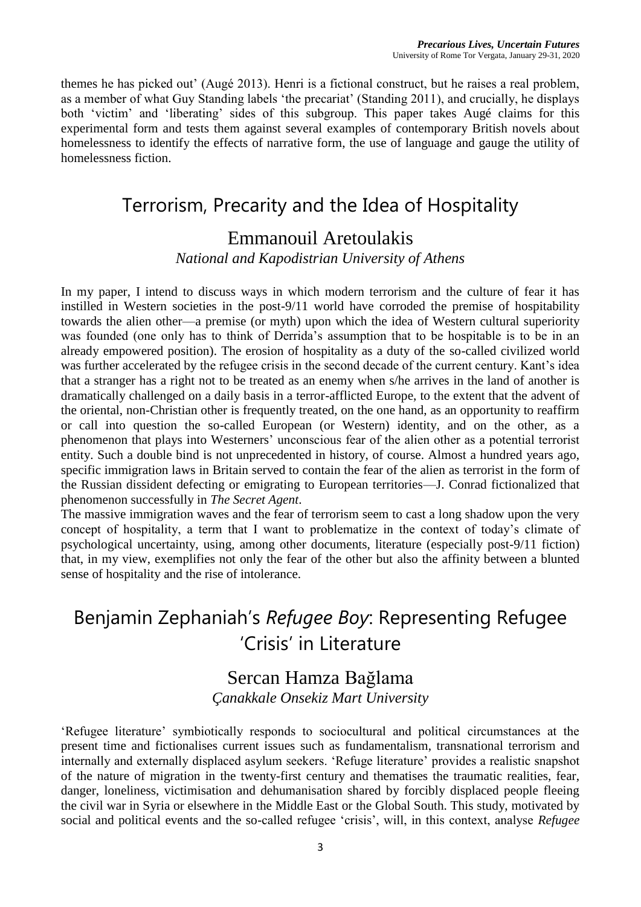themes he has picked out' (Augé 2013). Henri is a fictional construct, but he raises a real problem, as a member of what Guy Standing labels 'the precariat' (Standing 2011), and crucially, he displays both 'victim' and 'liberating' sides of this subgroup. This paper takes Augé claims for this experimental form and tests them against several examples of contemporary British novels about homelessness to identify the effects of narrative form, the use of language and gauge the utility of homelessness fiction.

## Terrorism, Precarity and the Idea of Hospitality

### Emmanouil Aretoulakis

*National and Kapodistrian University of Athens*

In my paper, I intend to discuss ways in which modern terrorism and the culture of fear it has instilled in Western societies in the post-9/11 world have corroded the premise of hospitability towards the alien other—a premise (or myth) upon which the idea of Western cultural superiority was founded (one only has to think of Derrida's assumption that to be hospitable is to be in an already empowered position). The erosion of hospitality as a duty of the so-called civilized world was further accelerated by the refugee crisis in the second decade of the current century. Kant's idea that a stranger has a right not to be treated as an enemy when s/he arrives in the land of another is dramatically challenged on a daily basis in a terror-afflicted Europe, to the extent that the advent of the oriental, non-Christian other is frequently treated, on the one hand, as an opportunity to reaffirm or call into question the so-called European (or Western) identity, and on the other, as a phenomenon that plays into Westerners' unconscious fear of the alien other as a potential terrorist entity. Such a double bind is not unprecedented in history, of course. Almost a hundred years ago, specific immigration laws in Britain served to contain the fear of the alien as terrorist in the form of the Russian dissident defecting or emigrating to European territories—J. Conrad fictionalized that phenomenon successfully in *The Secret Agent*.

The massive immigration waves and the fear of terrorism seem to cast a long shadow upon the very concept of hospitality, a term that I want to problematize in the context of today's climate of psychological uncertainty, using, among other documents, literature (especially post-9/11 fiction) that, in my view, exemplifies not only the fear of the other but also the affinity between a blunted sense of hospitality and the rise of intolerance.

## Benjamin Zephaniah's *Refugee Boy*: Representing Refugee 'Crisis' in Literature

### Sercan Hamza Bağlama

*Çanakkale Onsekiz Mart University*

'Refugee literature' symbiotically responds to sociocultural and political circumstances at the present time and fictionalises current issues such as fundamentalism, transnational terrorism and internally and externally displaced asylum seekers. 'Refuge literature' provides a realistic snapshot of the nature of migration in the twenty-first century and thematises the traumatic realities, fear, danger, loneliness, victimisation and dehumanisation shared by forcibly displaced people fleeing the civil war in Syria or elsewhere in the Middle East or the Global South. This study, motivated by social and political events and the so-called refugee 'crisis', will, in this context, analyse *Refugee*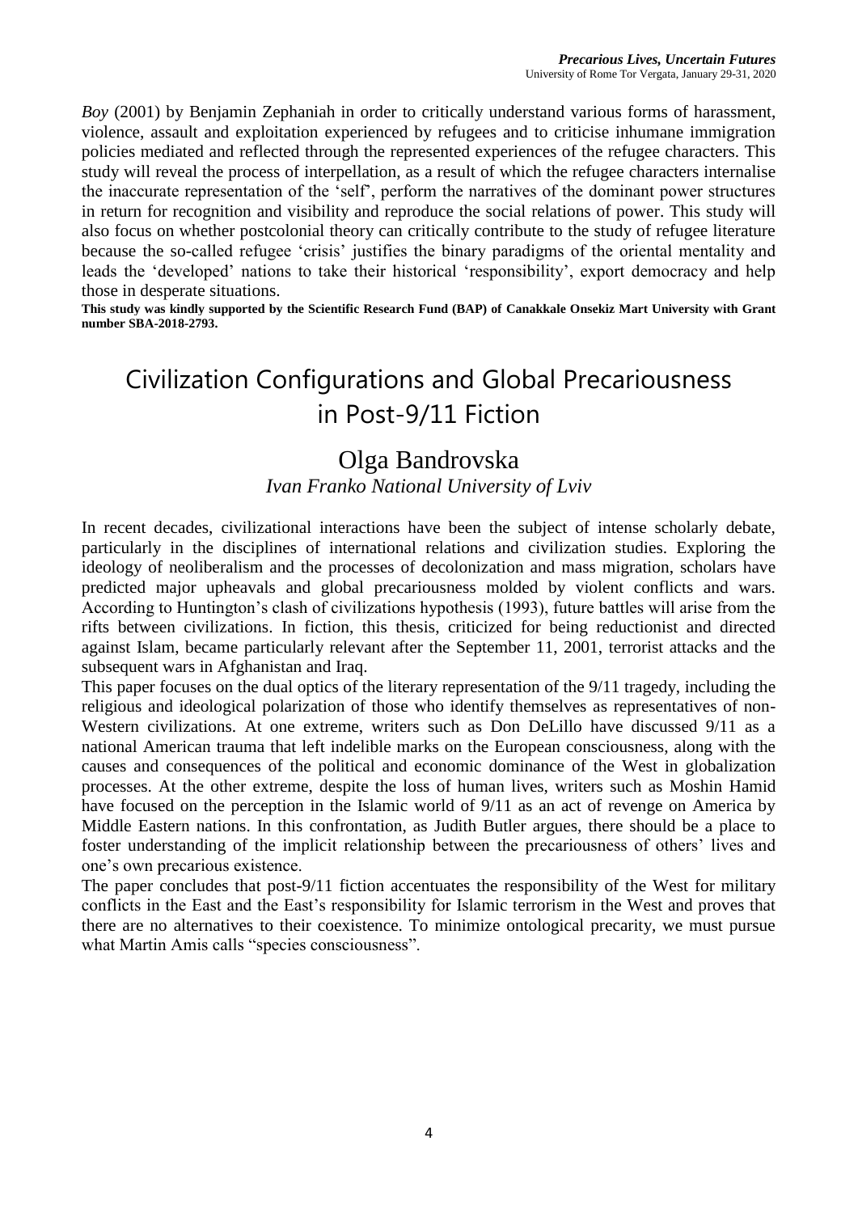*Boy* (2001) by Benjamin Zephaniah in order to critically understand various forms of harassment, violence, assault and exploitation experienced by refugees and to criticise inhumane immigration policies mediated and reflected through the represented experiences of the refugee characters. This study will reveal the process of interpellation, as a result of which the refugee characters internalise the inaccurate representation of the 'self', perform the narratives of the dominant power structures in return for recognition and visibility and reproduce the social relations of power. This study will also focus on whether postcolonial theory can critically contribute to the study of refugee literature because the so-called refugee 'crisis' justifies the binary paradigms of the oriental mentality and leads the 'developed' nations to take their historical 'responsibility', export democracy and help those in desperate situations.

**This study was kindly supported by the Scientific Research Fund (BAP) of Canakkale Onsekiz Mart University with Grant number SBA-2018-2793.**

# Civilization Configurations and Global Precariousness in Post-9/11 Fiction

## Olga Bandrovska

*Ivan Franko National University of Lviv*

In recent decades, civilizational interactions have been the subject of intense scholarly debate, particularly in the disciplines of international relations and civilization studies. Exploring the ideology of neoliberalism and the processes of decolonization and mass migration, scholars have predicted major upheavals and global precariousness molded by violent conflicts and wars. According to Huntington's clash of civilizations hypothesis (1993), future battles will arise from the rifts between civilizations. In fiction, this thesis, criticized for being reductionist and directed against Islam, became particularly relevant after the September 11, 2001, terrorist attacks and the subsequent wars in Afghanistan and Iraq.

This paper focuses on the dual optics of the literary representation of the 9/11 tragedy, including the religious and ideological polarization of those who identify themselves as representatives of non-Western civilizations. At one extreme, writers such as Don DeLillo have discussed 9/11 as a national American trauma that left indelible marks on the European consciousness, along with the causes and consequences of the political and economic dominance of the West in globalization processes. At the other extreme, despite the loss of human lives, writers such as Moshin Hamid have focused on the perception in the Islamic world of 9/11 as an act of revenge on America by Middle Eastern nations. In this confrontation, as Judith Butler argues, there should be a place to foster understanding of the implicit relationship between the precariousness of others' lives and one's own precarious existence.

The paper concludes that post-9/11 fiction accentuates the responsibility of the West for military conflicts in the East and the East's responsibility for Islamic terrorism in the West and proves that there are no alternatives to their coexistence. To minimize ontological precarity, we must pursue what Martin Amis calls "species consciousness".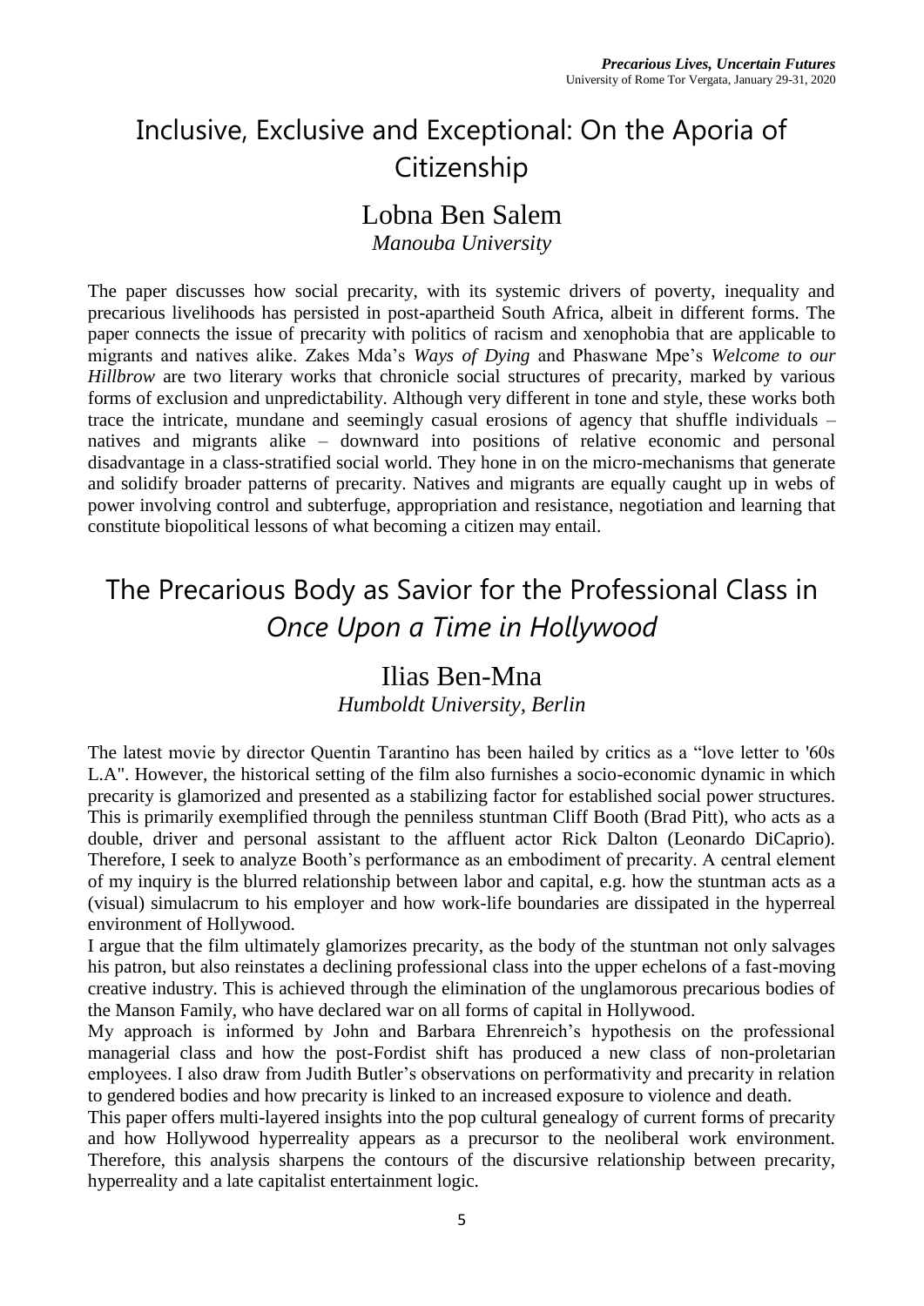# Inclusive, Exclusive and Exceptional: On the Aporia of Citizenship

## Lobna Ben Salem

*Manouba University*

The paper discusses how social precarity, with its systemic drivers of poverty, inequality and precarious livelihoods has persisted in post-apartheid South Africa, albeit in different forms. The paper connects the issue of precarity with politics of racism and xenophobia that are applicable to migrants and natives alike. Zakes Mda's *Ways of Dying* and Phaswane Mpe's *Welcome to our Hillbrow* are two literary works that chronicle social structures of precarity, marked by various forms of exclusion and unpredictability. Although very different in tone and style, these works both trace the intricate, mundane and seemingly casual erosions of agency that shuffle individuals – natives and migrants alike – downward into positions of relative economic and personal disadvantage in a class-stratified social world. They hone in on the micro-mechanisms that generate and solidify broader patterns of precarity. Natives and migrants are equally caught up in webs of power involving control and subterfuge, appropriation and resistance, negotiation and learning that constitute biopolitical lessons of what becoming a citizen may entail.

# The Precarious Body as Savior for the Professional Class in *Once Upon a Time in Hollywood*

## Ilias Ben-Mna

*Humboldt University, Berlin*

The latest movie by director Quentin Tarantino has been hailed by critics as a "love letter to '60s L.A". However, the historical setting of the film also furnishes a socio-economic dynamic in which precarity is glamorized and presented as a stabilizing factor for established social power structures. This is primarily exemplified through the penniless stuntman Cliff Booth (Brad Pitt), who acts as a double, driver and personal assistant to the affluent actor Rick Dalton (Leonardo DiCaprio). Therefore, I seek to analyze Booth's performance as an embodiment of precarity. A central element of my inquiry is the blurred relationship between labor and capital, e.g. how the stuntman acts as a (visual) simulacrum to his employer and how work-life boundaries are dissipated in the hyperreal environment of Hollywood.

I argue that the film ultimately glamorizes precarity, as the body of the stuntman not only salvages his patron, but also reinstates a declining professional class into the upper echelons of a fast-moving creative industry. This is achieved through the elimination of the unglamorous precarious bodies of the Manson Family, who have declared war on all forms of capital in Hollywood.

My approach is informed by John and Barbara Ehrenreich's hypothesis on the professional managerial class and how the post-Fordist shift has produced a new class of non-proletarian employees. I also draw from Judith Butler's observations on performativity and precarity in relation to gendered bodies and how precarity is linked to an increased exposure to violence and death.

This paper offers multi-layered insights into the pop cultural genealogy of current forms of precarity and how Hollywood hyperreality appears as a precursor to the neoliberal work environment. Therefore, this analysis sharpens the contours of the discursive relationship between precarity, hyperreality and a late capitalist entertainment logic.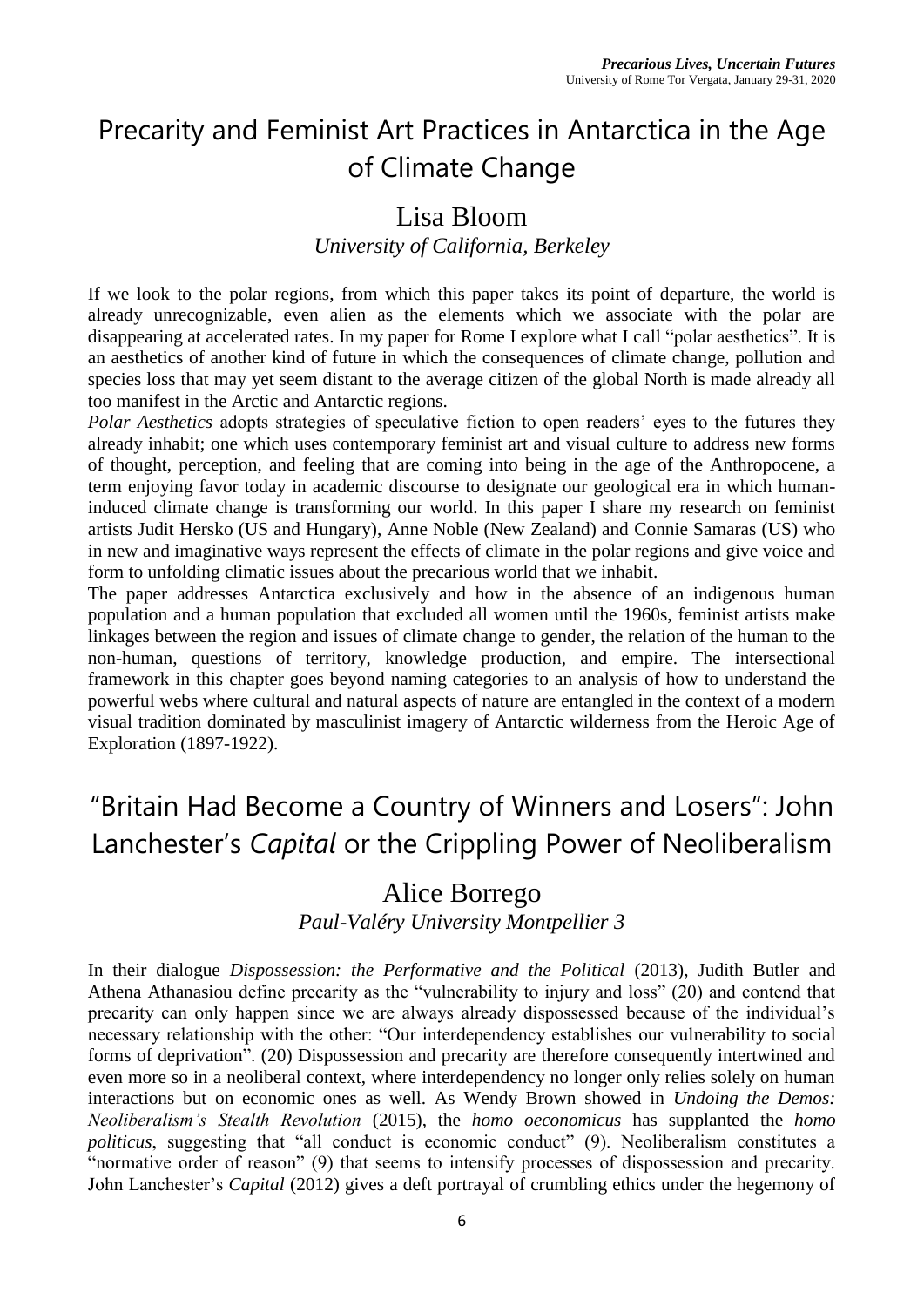# Precarity and Feminist Art Practices in Antarctica in the Age of Climate Change

## Lisa Bloom

*University of California, Berkeley*

If we look to the polar regions, from which this paper takes its point of departure, the world is already unrecognizable, even alien as the elements which we associate with the polar are disappearing at accelerated rates. In my paper for Rome I explore what I call "polar aesthetics". It is an aesthetics of another kind of future in which the consequences of climate change, pollution and species loss that may yet seem distant to the average citizen of the global North is made already all too manifest in the Arctic and Antarctic regions.

*Polar Aesthetics* adopts strategies of speculative fiction to open readers' eyes to the futures they already inhabit; one which uses contemporary feminist art and visual culture to address new forms of thought, perception, and feeling that are coming into being in the age of the Anthropocene, a term enjoying favor today in academic discourse to designate our geological era in which human-induced climate change is transforming our world. In this paper I share my research on feminist artists Judit Hersko (US and Hungary), Anne Noble (New Zealand) and Connie Samaras (US) who in new and imaginative ways represent the effects of climate in the polar regions and give voice and form to unfolding climatic issues about the precarious world that we inhabit.

The paper addresses Antarctica exclusively and how in the absence of an indigenous human population and a human population that excluded all women until the 1960s, feminist artists make linkages between the region and issues of climate change to gender, the relation of the human to the non-human, questions of territory, knowledge production, and empire. The intersectional framework in this chapter goes beyond naming categories to an analysis of how to understand the powerful webs where cultural and natural aspects of nature are entangled in the context of a modern visual tradition dominated by masculinist imagery of Antarctic wilderness from the Heroic Age of Exploration (1897-1922).

# "Britain Had Become a Country of Winners and Losers": John Lanchester's *Capital* or the Crippling Power of Neoliberalism

## Alice Borrego

*Paul-Valéry University Montpellier 3*

In their dialogue *Dispossession: the Performative and the Political* (2013), Judith Butler and Athena Athanasiou define precarity as the "vulnerability to injury and loss" (20) and contend that precarity can only happen since we are always already dispossessed because of the individual's necessary relationship with the other: "Our interdependency establishes our vulnerability to social forms of deprivation". (20) Dispossession and precarity are therefore consequently intertwined and even more so in a neoliberal context, where interdependency no longer only relies solely on human interactions but on economic ones as well. As Wendy Brown showed in *Undoing the Demos: Neoliberalism's Stealth Revolution* (2015), the *homo oeconomicus* has supplanted the *homo politicus*, suggesting that "all conduct is economic conduct" (9). Neoliberalism constitutes a "normative order of reason" (9) that seems to intensify processes of dispossession and precarity. John Lanchester's *Capital* (2012) gives a deft portrayal of crumbling ethics under the hegemony of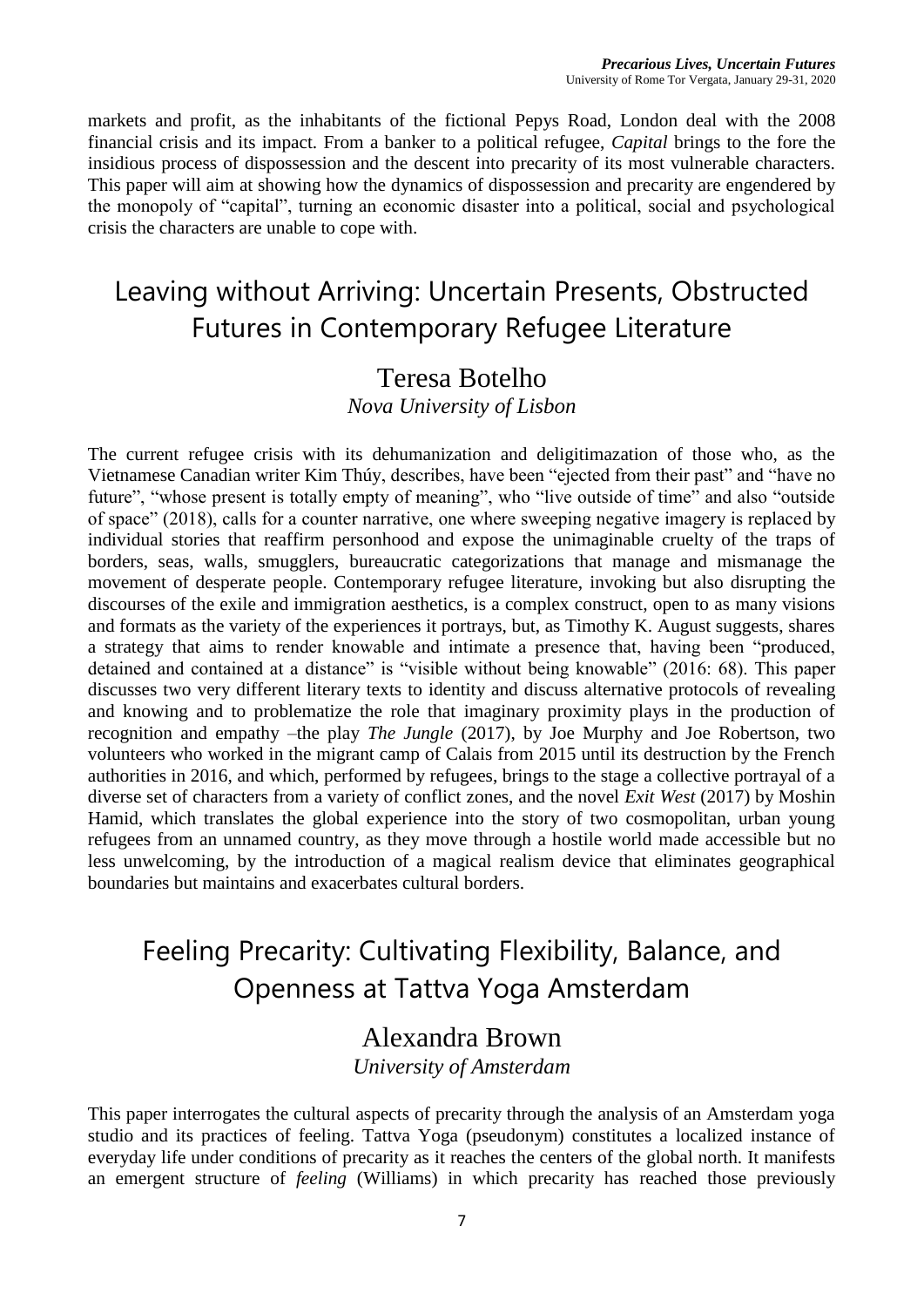markets and profit, as the inhabitants of the fictional Pepys Road, London deal with the 2008 financial crisis and its impact. From a banker to a political refugee, *Capital* brings to the fore the insidious process of dispossession and the descent into precarity of its most vulnerable characters. This paper will aim at showing how the dynamics of dispossession and precarity are engendered by the monopoly of "capital", turning an economic disaster into a political, social and psychological crisis the characters are unable to cope with.

# Leaving without Arriving: Uncertain Presents, Obstructed Futures in Contemporary Refugee Literature

## Teresa Botelho

*Nova University of Lisbon*

The current refugee crisis with its dehumanization and deligitimazation of those who, as the Vietnamese Canadian writer Kim Thúy, describes, have been "ejected from their past" and "have no future", "whose present is totally empty of meaning", who "live outside of time" and also "outside of space" (2018), calls for a counter narrative, one where sweeping negative imagery is replaced by individual stories that reaffirm personhood and expose the unimaginable cruelty of the traps of borders, seas, walls, smugglers, bureaucratic categorizations that manage and mismanage the movement of desperate people. Contemporary refugee literature, invoking but also disrupting the discourses of the exile and immigration aesthetics, is a complex construct, open to as many visions and formats as the variety of the experiences it portrays, but, as Timothy K. August suggests, shares a strategy that aims to render knowable and intimate a presence that, having been "produced, detained and contained at a distance" is "visible without being knowable" (2016: 68). This paper discusses two very different literary texts to identity and discuss alternative protocols of revealing and knowing and to problematize the role that imaginary proximity plays in the production of recognition and empathy –the play *The Jungle* (2017), by Joe Murphy and Joe Robertson, two volunteers who worked in the migrant camp of Calais from 2015 until its destruction by the French authorities in 2016, and which, performed by refugees, brings to the stage a collective portrayal of a diverse set of characters from a variety of conflict zones, and the novel *Exit West* (2017) by Moshin Hamid, which translates the global experience into the story of two cosmopolitan, urban young refugees from an unnamed country, as they move through a hostile world made accessible but no less unwelcoming, by the introduction of a magical realism device that eliminates geographical boundaries but maintains and exacerbates cultural borders.

# Feeling Precarity: Cultivating Flexibility, Balance, and Openness at Tattva Yoga Amsterdam

## Alexandra Brown

*University of Amsterdam*

This paper interrogates the cultural aspects of precarity through the analysis of an Amsterdam yoga studio and its practices of feeling. Tattva Yoga (pseudonym) constitutes a localized instance of everyday life under conditions of precarity as it reaches the centers of the global north. It manifests an emergent structure of *feeling* (Williams) in which precarity has reached those previously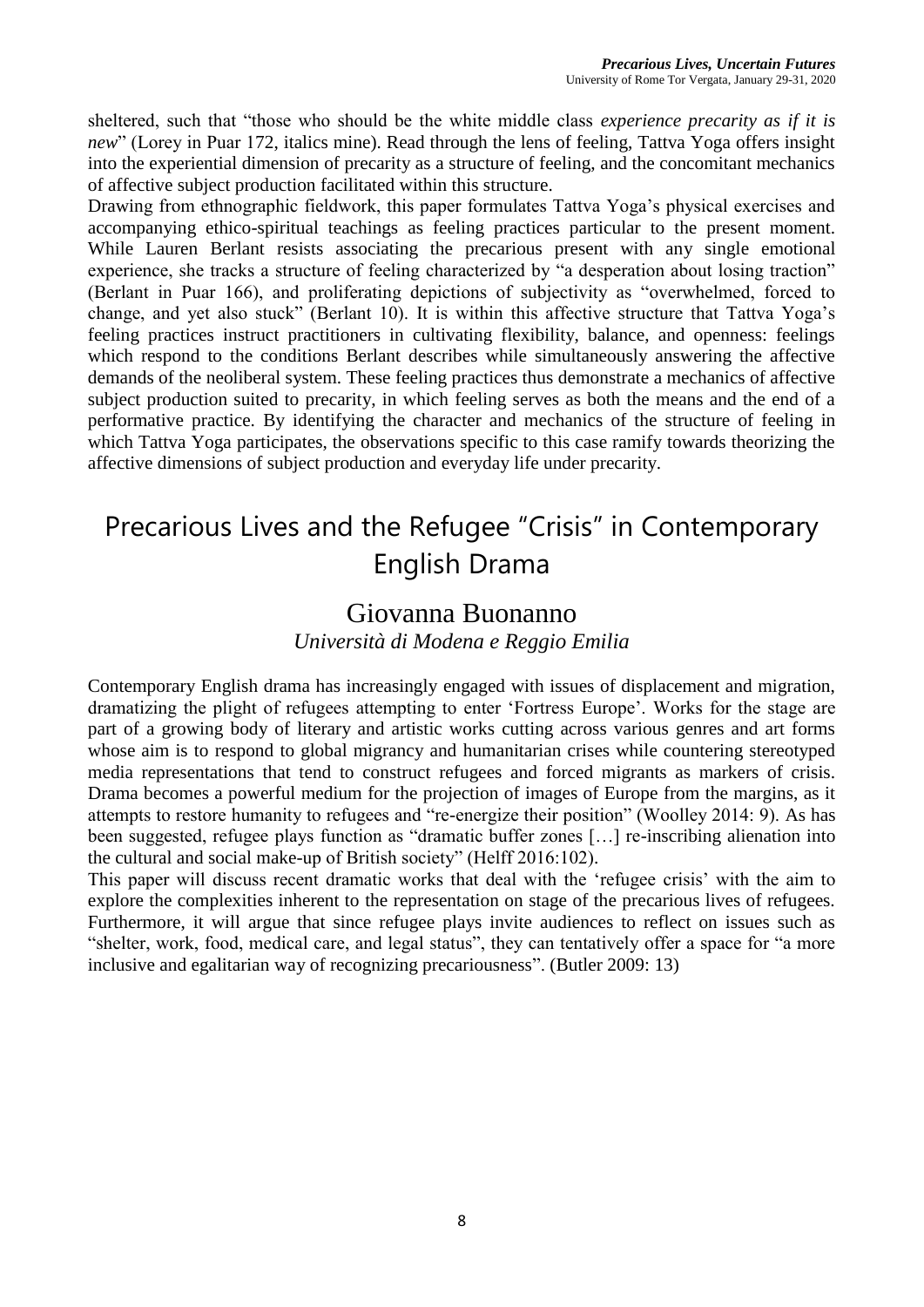sheltered, such that "those who should be the white middle class *experience precarity as if it is new*" (Lorey in Puar 172, italics mine). Read through the lens of feeling, Tattva Yoga offers insight into the experiential dimension of precarity as a structure of feeling, and the concomitant mechanics of affective subject production facilitated within this structure.

Drawing from ethnographic fieldwork, this paper formulates Tattva Yoga's physical exercises and accompanying ethico-spiritual teachings as feeling practices particular to the present moment. While Lauren Berlant resists associating the precarious present with any single emotional experience, she tracks a structure of feeling characterized by "a desperation about losing traction" (Berlant in Puar 166), and proliferating depictions of subjectivity as "overwhelmed, forced to change, and yet also stuck" (Berlant 10). It is within this affective structure that Tattva Yoga's feeling practices instruct practitioners in cultivating flexibility, balance, and openness: feelings which respond to the conditions Berlant describes while simultaneously answering the affective demands of the neoliberal system. These feeling practices thus demonstrate a mechanics of affective subject production suited to precarity, in which feeling serves as both the means and the end of a performative practice. By identifying the character and mechanics of the structure of feeling in which Tattva Yoga participates, the observations specific to this case ramify towards theorizing the affective dimensions of subject production and everyday life under precarity.

# Precarious Lives and the Refugee "Crisis" in Contemporary English Drama

## Giovanna Buonanno

*Università di Modena e Reggio Emilia*

Contemporary English drama has increasingly engaged with issues of displacement and migration, dramatizing the plight of refugees attempting to enter 'Fortress Europe'. Works for the stage are part of a growing body of literary and artistic works cutting across various genres and art forms whose aim is to respond to global migrancy and humanitarian crises while countering stereotyped media representations that tend to construct refugees and forced migrants as markers of crisis. Drama becomes a powerful medium for the projection of images of Europe from the margins, as it attempts to restore humanity to refugees and "re-energize their position" (Woolley 2014: 9). As has been suggested, refugee plays function as "dramatic buffer zones […] re-inscribing alienation into the cultural and social make-up of British society" (Helff 2016:102).

This paper will discuss recent dramatic works that deal with the 'refugee crisis' with the aim to explore the complexities inherent to the representation on stage of the precarious lives of refugees. Furthermore, it will argue that since refugee plays invite audiences to reflect on issues such as "shelter, work, food, medical care, and legal status", they can tentatively offer a space for "a more inclusive and egalitarian way of recognizing precariousness". (Butler 2009: 13)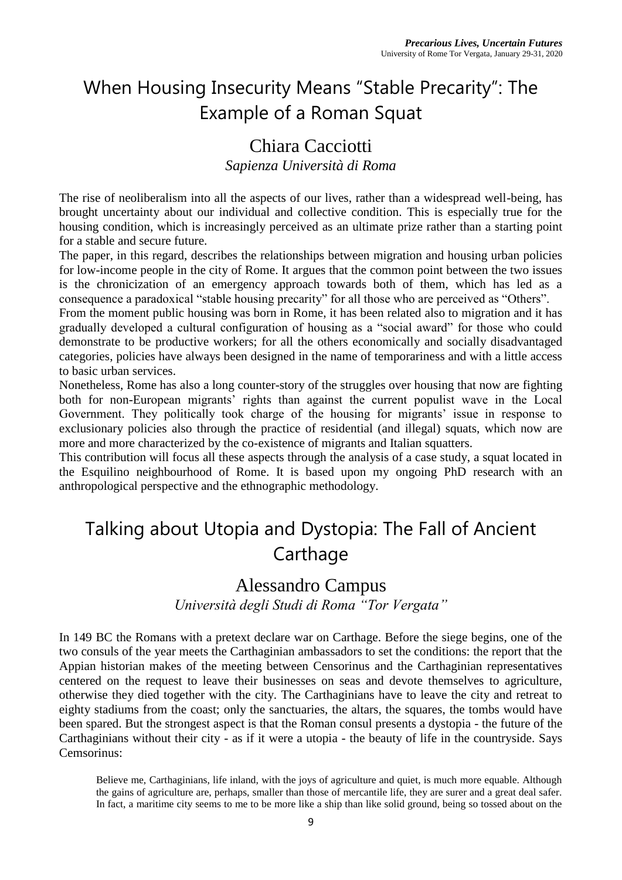# When Housing Insecurity Means "Stable Precarity": The Example of a Roman Squat

## Chiara Cacciotti

*Sapienza Università di Roma*

The rise of neoliberalism into all the aspects of our lives, rather than a widespread well-being, has brought uncertainty about our individual and collective condition. This is especially true for the housing condition, which is increasingly perceived as an ultimate prize rather than a starting point for a stable and secure future.

The paper, in this regard, describes the relationships between migration and housing urban policies for low-income people in the city of Rome. It argues that the common point between the two issues is the chronicization of an emergency approach towards both of them, which has led as a consequence a paradoxical "stable housing precarity" for all those who are perceived as "Others".

From the moment public housing was born in Rome, it has been related also to migration and it has gradually developed a cultural configuration of housing as a "social award" for those who could demonstrate to be productive workers; for all the others economically and socially disadvantaged categories, policies have always been designed in the name of temporariness and with a little access to basic urban services.

Nonetheless, Rome has also a long counter-story of the struggles over housing that now are fighting both for non-European migrants' rights than against the current populist wave in the Local Government. They politically took charge of the housing for migrants' issue in response to exclusionary policies also through the practice of residential (and illegal) squats, which now are more and more characterized by the co-existence of migrants and Italian squatters.

This contribution will focus all these aspects through the analysis of a case study, a squat located in the Esquilino neighbourhood of Rome. It is based upon my ongoing PhD research with an anthropological perspective and the ethnographic methodology.

# Talking about Utopia and Dystopia: The Fall of Ancient Carthage

## Alessandro Campus

*Università degli Studi di Roma "Tor Vergata"*

In 149 BC the Romans with a pretext declare war on Carthage. Before the siege begins, one of the two consuls of the year meets the Carthaginian ambassadors to set the conditions: the report that the Appian historian makes of the meeting between Censorinus and the Carthaginian representatives centered on the request to leave their businesses on seas and devote themselves to agriculture, otherwise they died together with the city. The Carthaginians have to leave the city and retreat to eighty stadiums from the coast; only the sanctuaries, the altars, the squares, the tombs would have been spared. But the strongest aspect is that the Roman consul presents a dystopia - the future of the Carthaginians without their city - as if it were a utopia - the beauty of life in the countryside. Says Cemsorinus:

> Believe me, Carthaginians, life inland, with the joys of agriculture and quiet, is much more equable. Although the gains of agriculture are, perhaps, smaller than those of mercantile life, they are surer and a great deal safer. In fact, a maritime city seems to me to be more like a ship than like solid ground, being so tossed about on the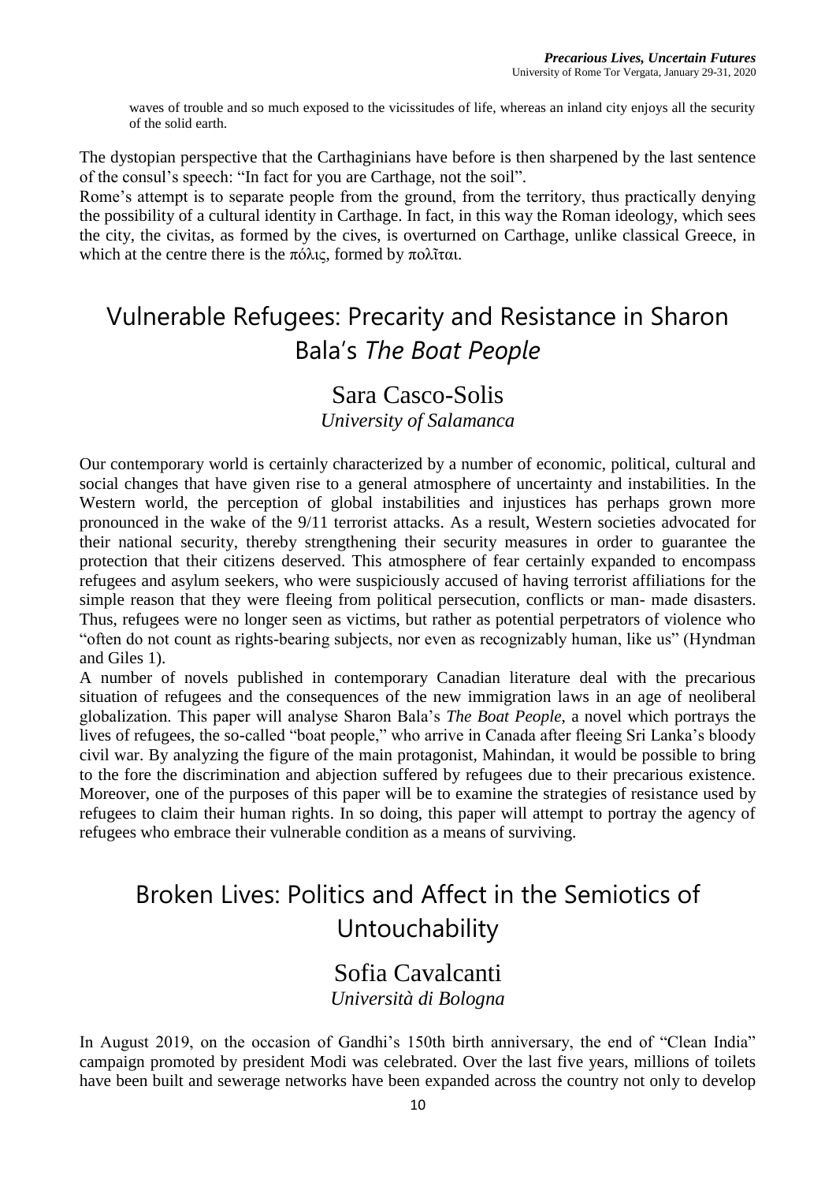waves of trouble and so much exposed to the vicissitudes of life, whereas an inland city enjoys all the security of the solid earth.

The dystopian perspective that the Carthaginians have before is then sharpened by the last sentence of the consul's speech: "In fact for you are Carthage, not the soil".

Rome's attempt is to separate people from the ground, from the territory, thus practically denying the possibility of a cultural identity in Carthage. In fact, in this way the Roman ideology, which sees the city, the civitas, as formed by the cives, is overturned on Carthage, unlike classical Greece, in which at the centre there is the πόλις, formed by πολῖται.

# Vulnerable Refugees: Precarity and Resistance in Sharon Bala's *The Boat People*

## Sara Casco-Solis

*University of Salamanca*

Our contemporary world is certainly characterized by a number of economic, political, cultural and social changes that have given rise to a general atmosphere of uncertainty and instabilities. In the Western world, the perception of global instabilities and injustices has perhaps grown more pronounced in the wake of the 9/11 terrorist attacks. As a result, Western societies advocated for their national security, thereby strengthening their security measures in order to guarantee the protection that their citizens deserved. This atmosphere of fear certainly expanded to encompass refugees and asylum seekers, who were suspiciously accused of having terrorist affiliations for the simple reason that they were fleeing from political persecution, conflicts or man- made disasters. Thus, refugees were no longer seen as victims, but rather as potential perpetrators of violence who "often do not count as rights-bearing subjects, nor even as recognizably human, like us" (Hyndman and Giles 1).

A number of novels published in contemporary Canadian literature deal with the precarious situation of refugees and the consequences of the new immigration laws in an age of neoliberal globalization. This paper will analyse Sharon Bala's *The Boat People*, a novel which portrays the lives of refugees, the so-called "boat people," who arrive in Canada after fleeing Sri Lanka's bloody civil war. By analyzing the figure of the main protagonist, Mahindan, it would be possible to bring to the fore the discrimination and abjection suffered by refugees due to their precarious existence. Moreover, one of the purposes of this paper will be to examine the strategies of resistance used by refugees to claim their human rights. In so doing, this paper will attempt to portray the agency of refugees who embrace their vulnerable condition as a means of surviving.

# Broken Lives: Politics and Affect in the Semiotics of Untouchability

## Sofia Cavalcanti

*Università di Bologna*

In August 2019, on the occasion of Gandhi's 150th birth anniversary, the end of "Clean India" campaign promoted by president Modi was celebrated. Over the last five years, millions of toilets have been built and sewerage networks have been expanded across the country not only to develop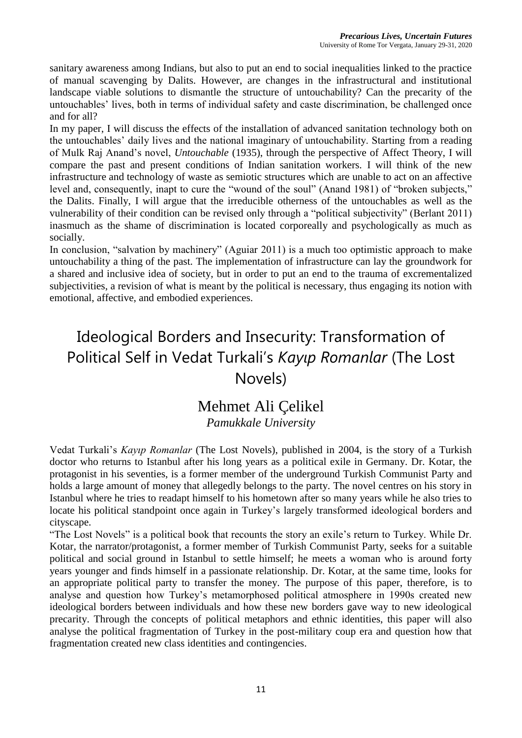sanitary awareness among Indians, but also to put an end to social inequalities linked to the practice of manual scavenging by Dalits. However, are changes in the infrastructural and institutional landscape viable solutions to dismantle the structure of untouchability? Can the precarity of the untouchables' lives, both in terms of individual safety and caste discrimination, be challenged once and for all?

In my paper, I will discuss the effects of the installation of advanced sanitation technology both on the untouchables' daily lives and the national imaginary of untouchability. Starting from a reading of Mulk Raj Anand's novel, *Untouchable* (1935), through the perspective of Affect Theory, I will compare the past and present conditions of Indian sanitation workers. I will think of the new infrastructure and technology of waste as semiotic structures which are unable to act on an affective level and, consequently, inapt to cure the "wound of the soul" (Anand 1981) of "broken subjects," the Dalits. Finally, I will argue that the irreducible otherness of the untouchables as well as the vulnerability of their condition can be revised only through a "political subjectivity" (Berlant 2011) inasmuch as the shame of discrimination is located corporeally and psychologically as much as socially.

In conclusion, "salvation by machinery" (Aguiar 2011) is a much too optimistic approach to make untouchability a thing of the past. The implementation of infrastructure can lay the groundwork for a shared and inclusive idea of society, but in order to put an end to the trauma of excrementalized subjectivities, a revision of what is meant by the political is necessary, thus engaging its notion with emotional, affective, and embodied experiences.

# Ideological Borders and Insecurity: Transformation of Political Self in Vedat Turkali's *Kayıp Romanlar* (The Lost Novels)

## Mehmet Ali Çelikel

*Pamukkale University*

Vedat Turkali's *Kayıp Romanlar* (The Lost Novels), published in 2004, is the story of a Turkish doctor who returns to Istanbul after his long years as a political exile in Germany. Dr. Kotar, the protagonist in his seventies, is a former member of the underground Turkish Communist Party and holds a large amount of money that allegedly belongs to the party. The novel centres on his story in Istanbul where he tries to readapt himself to his hometown after so many years while he also tries to locate his political standpoint once again in Turkey's largely transformed ideological borders and cityscape.

"The Lost Novels" is a political book that recounts the story an exile's return to Turkey. While Dr. Kotar, the narrator/protagonist, a former member of Turkish Communist Party, seeks for a suitable political and social ground in Istanbul to settle himself; he meets a woman who is around forty years younger and finds himself in a passionate relationship. Dr. Kotar, at the same time, looks for an appropriate political party to transfer the money. The purpose of this paper, therefore, is to analyse and question how Turkey's metamorphosed political atmosphere in 1990s created new ideological borders between individuals and how these new borders gave way to new ideological precarity. Through the concepts of political metaphors and ethnic identities, this paper will also analyse the political fragmentation of Turkey in the post-military coup era and question how that fragmentation created new class identities and contingencies.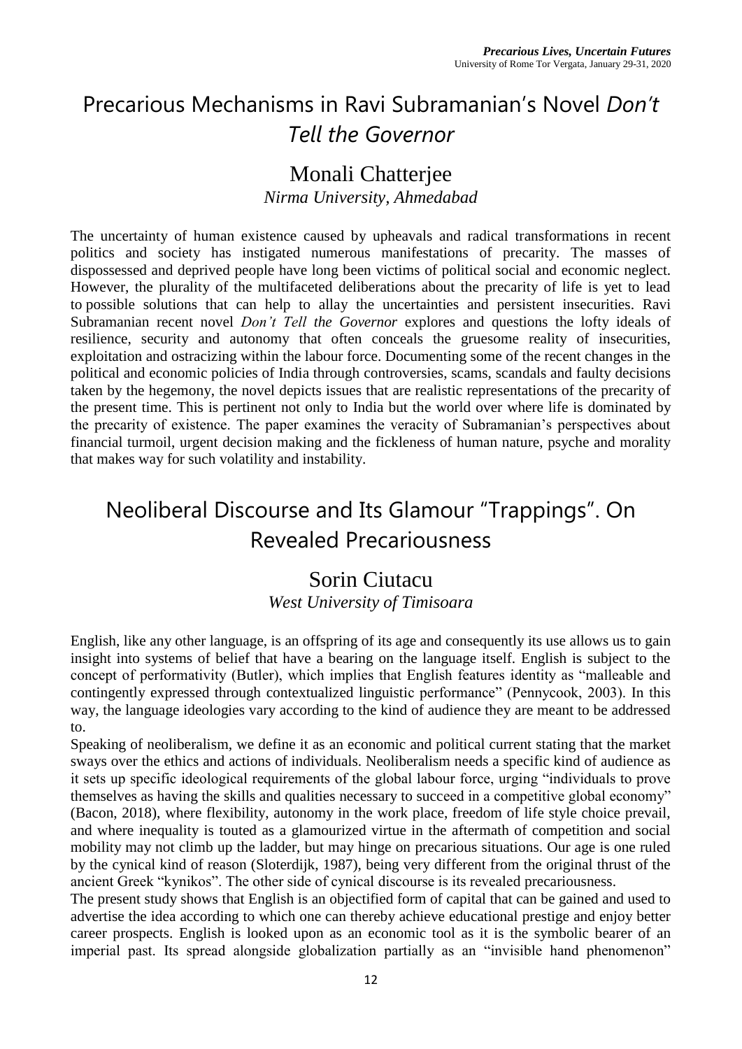# Precarious Mechanisms in Ravi Subramanian's Novel *Don't Tell the Governor*

## Monali Chatterjee

*Nirma University, Ahmedabad*

The uncertainty of human existence caused by upheavals and radical transformations in recent politics and society has instigated numerous manifestations of precarity. The masses of dispossessed and deprived people have long been victims of political social and economic neglect. However, the plurality of the multifaceted deliberations about the precarity of life is yet to lead to possible solutions that can help to allay the uncertainties and persistent insecurities. Ravi Subramanian recent novel *Don't Tell the Governor* explores and questions the lofty ideals of resilience, security and autonomy that often conceals the gruesome reality of insecurities, exploitation and ostracizing within the labour force. Documenting some of the recent changes in the political and economic policies of India through controversies, scams, scandals and faulty decisions taken by the hegemony, the novel depicts issues that are realistic representations of the precarity of the present time. This is pertinent not only to India but the world over where life is dominated by the precarity of existence. The paper examines the veracity of Subramanian's perspectives about financial turmoil, urgent decision making and the fickleness of human nature, psyche and morality that makes way for such volatility and instability.

# Neoliberal Discourse and Its Glamour "Trappings". On Revealed Precariousness

## Sorin Ciutacu

*West University of Timisoara*

English, like any other language, is an offspring of its age and consequently its use allows us to gain insight into systems of belief that have a bearing on the language itself. English is subject to the concept of performativity (Butler), which implies that English features identity as "malleable and contingently expressed through contextualized linguistic performance" (Pennycook, 2003). In this way, the language ideologies vary according to the kind of audience they are meant to be addressed to.

Speaking of neoliberalism, we define it as an economic and political current stating that the market sways over the ethics and actions of individuals. Neoliberalism needs a specific kind of audience as it sets up specific ideological requirements of the global labour force, urging "individuals to prove themselves as having the skills and qualities necessary to succeed in a competitive global economy" (Bacon, 2018), where flexibility, autonomy in the work place, freedom of life style choice prevail, and where inequality is touted as a glamourized virtue in the aftermath of competition and social mobility may not climb up the ladder, but may hinge on precarious situations. Our age is one ruled by the cynical kind of reason (Sloterdijk, 1987), being very different from the original thrust of the ancient Greek "kynikos". The other side of cynical discourse is its revealed precariousness.

The present study shows that English is an objectified form of capital that can be gained and used to advertise the idea according to which one can thereby achieve educational prestige and enjoy better career prospects. English is looked upon as an economic tool as it is the symbolic bearer of an imperial past. Its spread alongside globalization partially as an "invisible hand phenomenon"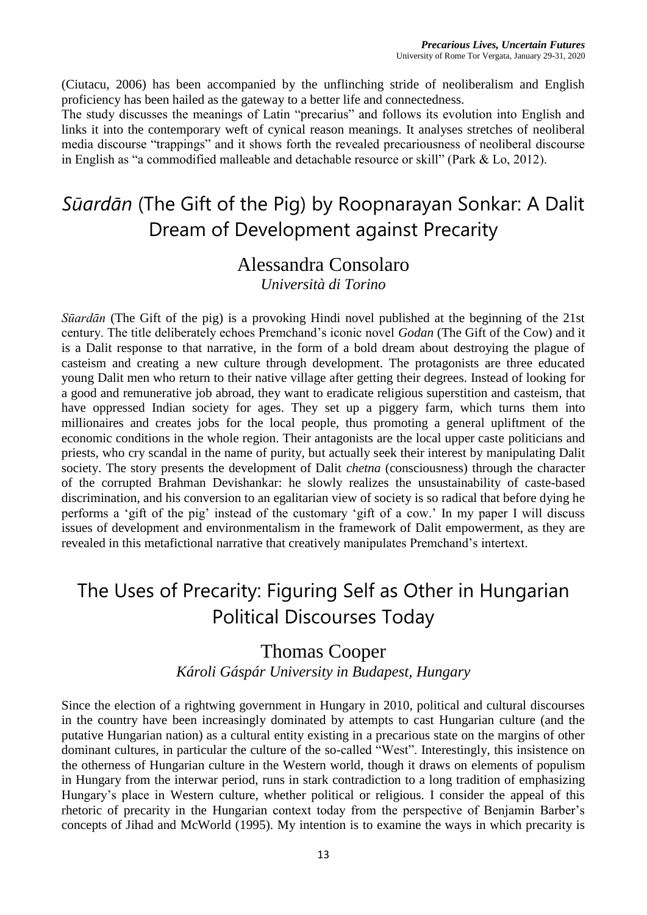(Ciutacu, 2006) has been accompanied by the unflinching stride of neoliberalism and English proficiency has been hailed as the gateway to a better life and connectedness.

The study discusses the meanings of Latin "precarius" and follows its evolution into English and links it into the contemporary weft of cynical reason meanings. It analyses stretches of neoliberal media discourse "trappings" and it shows forth the revealed precariousness of neoliberal discourse in English as "a commodified malleable and detachable resource or skill" (Park & Lo, 2012).

# *Sūardān* (The Gift of the Pig) by Roopnarayan Sonkar: A Dalit Dream of Development against Precarity

## Alessandra Consolaro

*Università di Torino*

*Sūardān* (The Gift of the pig) is a provoking Hindi novel published at the beginning of the 21st century. The title deliberately echoes Premchand's iconic novel *Godan* (The Gift of the Cow) and it is a Dalit response to that narrative, in the form of a bold dream about destroying the plague of casteism and creating a new culture through development. The protagonists are three educated young Dalit men who return to their native village after getting their degrees. Instead of looking for a good and remunerative job abroad, they want to eradicate religious superstition and casteism, that have oppressed Indian society for ages. They set up a piggery farm, which turns them into millionaires and creates jobs for the local people, thus promoting a general upliftment of the economic conditions in the whole region. Their antagonists are the local upper caste politicians and priests, who cry scandal in the name of purity, but actually seek their interest by manipulating Dalit society. The story presents the development of Dalit *chetna* (consciousness) through the character of the corrupted Brahman Devishankar: he slowly realizes the unsustainability of caste-based discrimination, and his conversion to an egalitarian view of society is so radical that before dying he performs a 'gift of the pig' instead of the customary 'gift of a cow.' In my paper I will discuss issues of development and environmentalism in the framework of Dalit empowerment, as they are revealed in this metafictional narrative that creatively manipulates Premchand's intertext.

# The Uses of Precarity: Figuring Self as Other in Hungarian Political Discourses Today

## Thomas Cooper

*Károli Gáspár University in Budapest, Hungary*

Since the election of a rightwing government in Hungary in 2010, political and cultural discourses in the country have been increasingly dominated by attempts to cast Hungarian culture (and the putative Hungarian nation) as a cultural entity existing in a precarious state on the margins of other dominant cultures, in particular the culture of the so-called "West". Interestingly, this insistence on the otherness of Hungarian culture in the Western world, though it draws on elements of populism in Hungary from the interwar period, runs in stark contradiction to a long tradition of emphasizing Hungary's place in Western culture, whether political or religious. I consider the appeal of this rhetoric of precarity in the Hungarian context today from the perspective of Benjamin Barber's concepts of Jihad and McWorld (1995). My intention is to examine the ways in which precarity is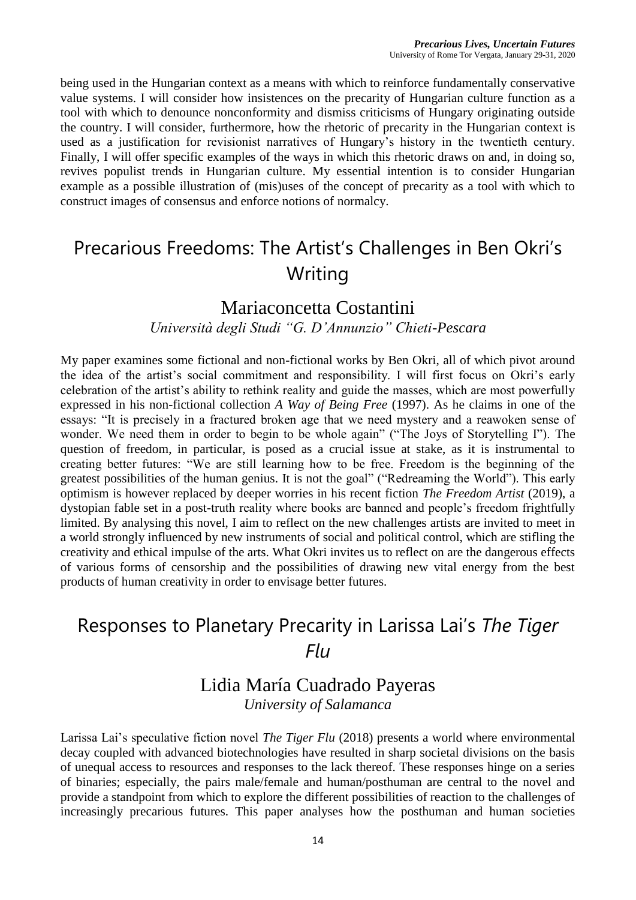being used in the Hungarian context as a means with which to reinforce fundamentally conservative value systems. I will consider how insistences on the precarity of Hungarian culture function as a tool with which to denounce nonconformity and dismiss criticisms of Hungary originating outside the country. I will consider, furthermore, how the rhetoric of precarity in the Hungarian context is used as a justification for revisionist narratives of Hungary's history in the twentieth century. Finally, I will offer specific examples of the ways in which this rhetoric draws on and, in doing so, revives populist trends in Hungarian culture. My essential intention is to consider Hungarian example as a possible illustration of (mis)uses of the concept of precarity as a tool with which to construct images of consensus and enforce notions of normalcy.

# Precarious Freedoms: The Artist's Challenges in Ben Okri's Writing

## Mariaconcetta Costantini

*Università degli Studi "G. D'Annunzio" Chieti-Pescara*

My paper examines some fictional and non-fictional works by Ben Okri, all of which pivot around the idea of the artist's social commitment and responsibility. I will first focus on Okri's early celebration of the artist's ability to rethink reality and guide the masses, which are most powerfully expressed in his non-fictional collection *A Way of Being Free* (1997). As he claims in one of the essays: "It is precisely in a fractured broken age that we need mystery and a reawoken sense of wonder. We need them in order to begin to be whole again" ("The Joys of Storytelling I"). The question of freedom, in particular, is posed as a crucial issue at stake, as it is instrumental to creating better futures: "We are still learning how to be free. Freedom is the beginning of the greatest possibilities of the human genius. It is not the goal" ("Redreaming the World"). This early optimism is however replaced by deeper worries in his recent fiction *The Freedom Artist* (2019), a dystopian fable set in a post-truth reality where books are banned and people's freedom frightfully limited. By analysing this novel, I aim to reflect on the new challenges artists are invited to meet in a world strongly influenced by new instruments of social and political control, which are stifling the creativity and ethical impulse of the arts. What Okri invites us to reflect on are the dangerous effects of various forms of censorship and the possibilities of drawing new vital energy from the best products of human creativity in order to envisage better futures.

# Responses to Planetary Precarity in Larissa Lai's *The Tiger Flu*

## Lidia María Cuadrado Payeras

*University of Salamanca*

Larissa Lai's speculative fiction novel *The Tiger Flu* (2018) presents a world where environmental decay coupled with advanced biotechnologies have resulted in sharp societal divisions on the basis of unequal access to resources and responses to the lack thereof. These responses hinge on a series of binaries; especially, the pairs male/female and human/posthuman are central to the novel and provide a standpoint from which to explore the different possibilities of reaction to the challenges of increasingly precarious futures. This paper analyses how the posthuman and human societies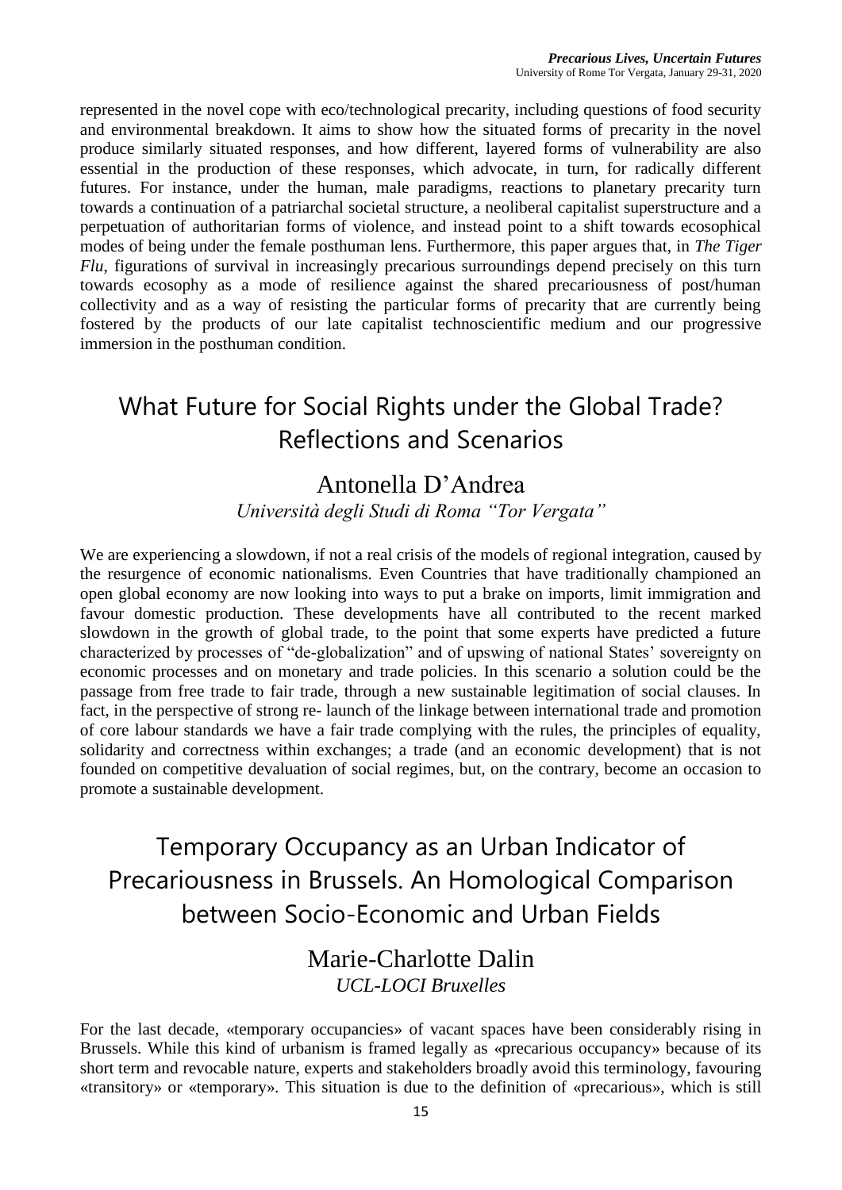represented in the novel cope with eco/technological precarity, including questions of food security and environmental breakdown. It aims to show how the situated forms of precarity in the novel produce similarly situated responses, and how different, layered forms of vulnerability are also essential in the production of these responses, which advocate, in turn, for radically different futures. For instance, under the human, male paradigms, reactions to planetary precarity turn towards a continuation of a patriarchal societal structure, a neoliberal capitalist superstructure and a perpetuation of authoritarian forms of violence, and instead point to a shift towards ecosophical modes of being under the female posthuman lens. Furthermore, this paper argues that, in *The Tiger Flu*, figurations of survival in increasingly precarious surroundings depend precisely on this turn towards ecosophy as a mode of resilience against the shared precariousness of post/human collectivity and as a way of resisting the particular forms of precarity that are currently being fostered by the products of our late capitalist technoscientific medium and our progressive immersion in the posthuman condition.

## What Future for Social Rights under the Global Trade? Reflections and Scenarios

### Antonella D'Andrea

*Università degli Studi di Roma "Tor Vergata"*

We are experiencing a slowdown, if not a real crisis of the models of regional integration, caused by the resurgence of economic nationalisms. Even Countries that have traditionally championed an open global economy are now looking into ways to put a brake on imports, limit immigration and favour domestic production. These developments have all contributed to the recent marked slowdown in the growth of global trade, to the point that some experts have predicted a future characterized by processes of "de-globalization" and of upswing of national States' sovereignty on economic processes and on monetary and trade policies. In this scenario a solution could be the passage from free trade to fair trade, through a new sustainable legitimation of social clauses. In fact, in the perspective of strong re- launch of the linkage between international trade and promotion of core labour standards we have a fair trade complying with the rules, the principles of equality, solidarity and correctness within exchanges; a trade (and an economic development) that is not founded on competitive devaluation of social regimes, but, on the contrary, become an occasion to promote a sustainable development.

## Temporary Occupancy as an Urban Indicator of Precariousness in Brussels. An Homological Comparison between Socio-Economic and Urban Fields

### Marie-Charlotte Dalin

*UCL-LOCI Bruxelles*

For the last decade, «temporary occupancies» of vacant spaces have been considerably rising in Brussels. While this kind of urbanism is framed legally as «precarious occupancy» because of its short term and revocable nature, experts and stakeholders broadly avoid this terminology, favouring «transitory» or «temporary». This situation is due to the definition of «precarious», which is still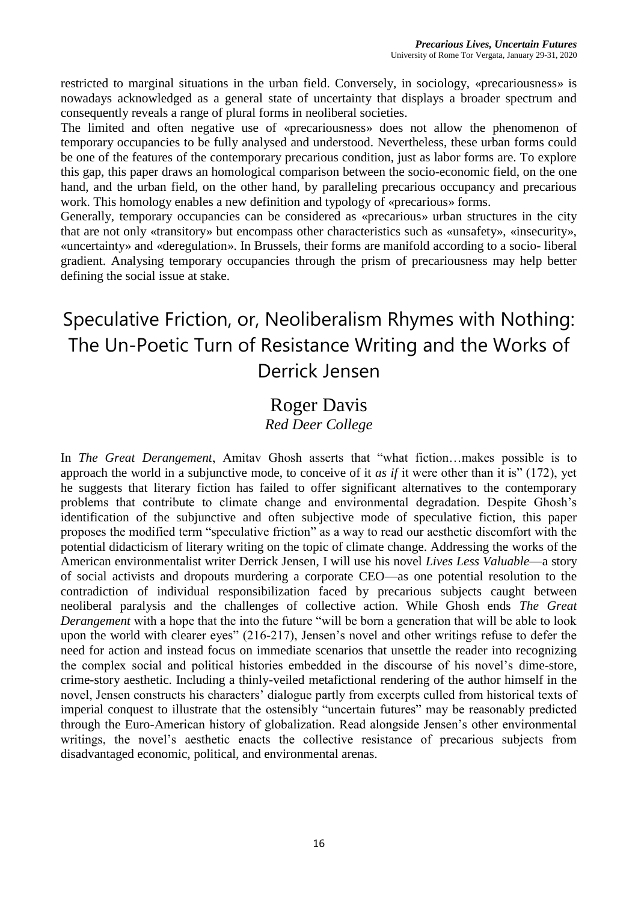restricted to marginal situations in the urban field. Conversely, in sociology, «precariousness» is nowadays acknowledged as a general state of uncertainty that displays a broader spectrum and consequently reveals a range of plural forms in neoliberal societies.

The limited and often negative use of «precariousness» does not allow the phenomenon of temporary occupancies to be fully analysed and understood. Nevertheless, these urban forms could be one of the features of the contemporary precarious condition, just as labor forms are. To explore this gap, this paper draws an homological comparison between the socio-economic field, on the one hand, and the urban field, on the other hand, by paralleling precarious occupancy and precarious work. This homology enables a new definition and typology of «precarious» forms.

Generally, temporary occupancies can be considered as «precarious» urban structures in the city that are not only «transitory» but encompass other characteristics such as «unsafety», «insecurity», «uncertainty» and «deregulation». In Brussels, their forms are manifold according to a socio- liberal gradient. Analysing temporary occupancies through the prism of precariousness may help better defining the social issue at stake.

# Speculative Friction, or, Neoliberalism Rhymes with Nothing: The Un-Poetic Turn of Resistance Writing and the Works of Derrick Jensen

## Roger Davis

*Red Deer College*

In *The Great Derangement*, Amitav Ghosh asserts that "what fiction…makes possible is to approach the world in a subjunctive mode, to conceive of it *as if* it were other than it is" (172), yet he suggests that literary fiction has failed to offer significant alternatives to the contemporary problems that contribute to climate change and environmental degradation. Despite Ghosh's identification of the subjunctive and often subjective mode of speculative fiction, this paper proposes the modified term "speculative friction" as a way to read our aesthetic discomfort with the potential didacticism of literary writing on the topic of climate change. Addressing the works of the American environmentalist writer Derrick Jensen, I will use his novel *Lives Less Valuable*—a story of social activists and dropouts murdering a corporate CEO—as one potential resolution to the contradiction of individual responsibilization faced by precarious subjects caught between neoliberal paralysis and the challenges of collective action. While Ghosh ends *The Great Derangement* with a hope that the into the future "will be born a generation that will be able to look upon the world with clearer eyes" (216-217), Jensen's novel and other writings refuse to defer the need for action and instead focus on immediate scenarios that unsettle the reader into recognizing the complex social and political histories embedded in the discourse of his novel's dime-store, crime-story aesthetic. Including a thinly-veiled metafictional rendering of the author himself in the novel, Jensen constructs his characters' dialogue partly from excerpts culled from historical texts of imperial conquest to illustrate that the ostensibly "uncertain futures" may be reasonably predicted through the Euro-American history of globalization. Read alongside Jensen's other environmental writings, the novel's aesthetic enacts the collective resistance of precarious subjects from disadvantaged economic, political, and environmental arenas.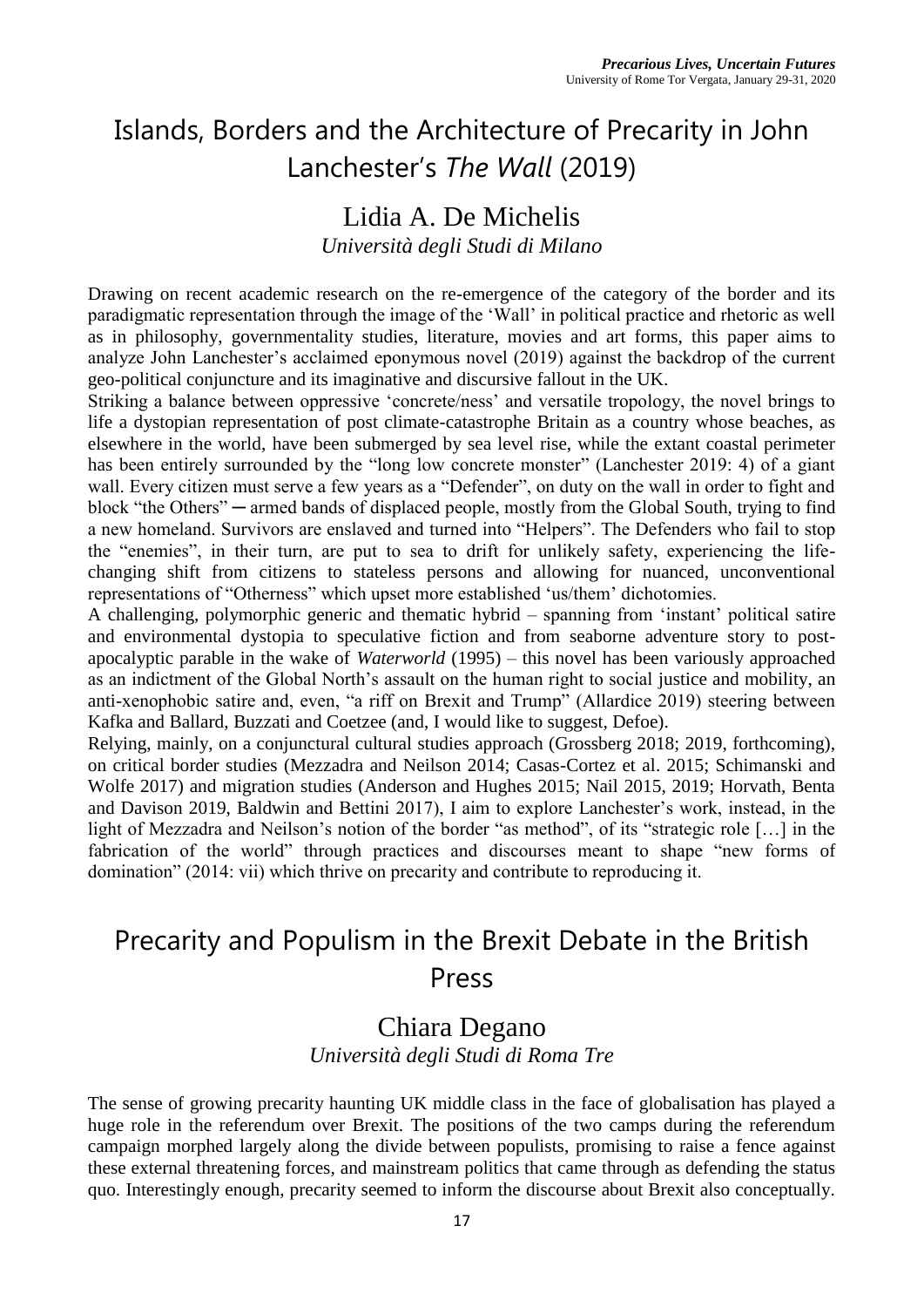# Islands, Borders and the Architecture of Precarity in John Lanchester's *The Wall* (2019)

## Lidia A. De Michelis

*Università degli Studi di Milano*

Drawing on recent academic research on the re-emergence of the category of the border and its paradigmatic representation through the image of the 'Wall' in political practice and rhetoric as well as in philosophy, governmentality studies, literature, movies and art forms, this paper aims to analyze John Lanchester's acclaimed eponymous novel (2019) against the backdrop of the current geo-political conjuncture and its imaginative and discursive fallout in the UK.

Striking a balance between oppressive 'concrete/ness' and versatile tropology, the novel brings to life a dystopian representation of post climate-catastrophe Britain as a country whose beaches, as elsewhere in the world, have been submerged by sea level rise, while the extant coastal perimeter has been entirely surrounded by the "long low concrete monster" (Lanchester 2019: 4) of a giant wall. Every citizen must serve a few years as a "Defender", on duty on the wall in order to fight and block "the Others" ─ armed bands of displaced people, mostly from the Global South, trying to find a new homeland. Survivors are enslaved and turned into "Helpers". The Defenders who fail to stop the "enemies", in their turn, are put to sea to drift for unlikely safety, experiencing the life-changing shift from citizens to stateless persons and allowing for nuanced, unconventional representations of "Otherness" which upset more established 'us/them' dichotomies.

A challenging, polymorphic generic and thematic hybrid – spanning from 'instant' political satire and environmental dystopia to speculative fiction and from seaborne adventure story to post-apocalyptic parable in the wake of *Waterworld* (1995) – this novel has been variously approached as an indictment of the Global North's assault on the human right to social justice and mobility, an anti-xenophobic satire and, even, "a riff on Brexit and Trump" (Allardice 2019) steering between Kafka and Ballard, Buzzati and Coetzee (and, I would like to suggest, Defoe).

Relying, mainly, on a conjunctural cultural studies approach (Grossberg 2018; 2019, forthcoming), on critical border studies (Mezzadra and Neilson 2014; Casas-Cortez et al. 2015; Schimanski and Wolfe 2017) and migration studies (Anderson and Hughes 2015; Nail 2015, 2019; Horvath, Benta and Davison 2019, Baldwin and Bettini 2017), I aim to explore Lanchester's work, instead, in the light of Mezzadra and Neilson's notion of the border "as method", of its "strategic role […] in the fabrication of the world" through practices and discourses meant to shape "new forms of domination" (2014: vii) which thrive on precarity and contribute to reproducing it.

# Precarity and Populism in the Brexit Debate in the British Press

## Chiara Degano

*Università degli Studi di Roma Tre*

The sense of growing precarity haunting UK middle class in the face of globalisation has played a huge role in the referendum over Brexit. The positions of the two camps during the referendum campaign morphed largely along the divide between populists, promising to raise a fence against these external threatening forces, and mainstream politics that came through as defending the status quo. Interestingly enough, precarity seemed to inform the discourse about Brexit also conceptually.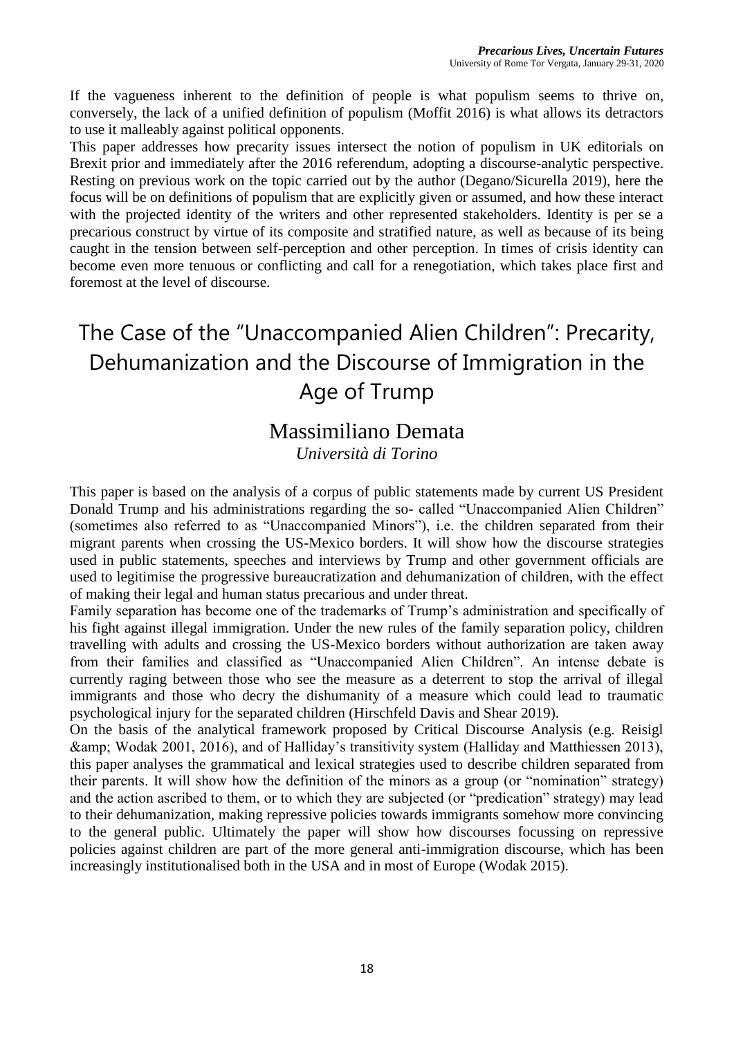If the vagueness inherent to the definition of people is what populism seems to thrive on, conversely, the lack of a unified definition of populism (Moffit 2016) is what allows its detractors to use it malleably against political opponents.

This paper addresses how precarity issues intersect the notion of populism in UK editorials on Brexit prior and immediately after the 2016 referendum, adopting a discourse-analytic perspective. Resting on previous work on the topic carried out by the author (Degano/Sicurella 2019), here the focus will be on definitions of populism that are explicitly given or assumed, and how these interact with the projected identity of the writers and other represented stakeholders. Identity is per se a precarious construct by virtue of its composite and stratified nature, as well as because of its being caught in the tension between self-perception and other perception. In times of crisis identity can become even more tenuous or conflicting and call for a renegotiation, which takes place first and foremost at the level of discourse.

# The Case of the "Unaccompanied Alien Children": Precarity, Dehumanization and the Discourse of Immigration in the Age of Trump

## Massimiliano Demata

*Università di Torino*

This paper is based on the analysis of a corpus of public statements made by current US President Donald Trump and his administrations regarding the so- called "Unaccompanied Alien Children" (sometimes also referred to as "Unaccompanied Minors"), i.e. the children separated from their migrant parents when crossing the US-Mexico borders. It will show how the discourse strategies used in public statements, speeches and interviews by Trump and other government officials are used to legitimise the progressive bureaucratization and dehumanization of children, with the effect of making their legal and human status precarious and under threat.

Family separation has become one of the trademarks of Trump's administration and specifically of his fight against illegal immigration. Under the new rules of the family separation policy, children travelling with adults and crossing the US-Mexico borders without authorization are taken away from their families and classified as "Unaccompanied Alien Children". An intense debate is currently raging between those who see the measure as a deterrent to stop the arrival of illegal immigrants and those who decry the dishumanity of a measure which could lead to traumatic psychological injury for the separated children (Hirschfeld Davis and Shear 2019).

On the basis of the analytical framework proposed by Critical Discourse Analysis (e.g. Reisigl &amp; Wodak 2001, 2016), and of Halliday's transitivity system (Halliday and Matthiessen 2013), this paper analyses the grammatical and lexical strategies used to describe children separated from their parents. It will show how the definition of the minors as a group (or "nomination" strategy) and the action ascribed to them, or to which they are subjected (or "predication" strategy) may lead to their dehumanization, making repressive policies towards immigrants somehow more convincing to the general public. Ultimately the paper will show how discourses focussing on repressive policies against children are part of the more general anti-immigration discourse, which has been increasingly institutionalised both in the USA and in most of Europe (Wodak 2015).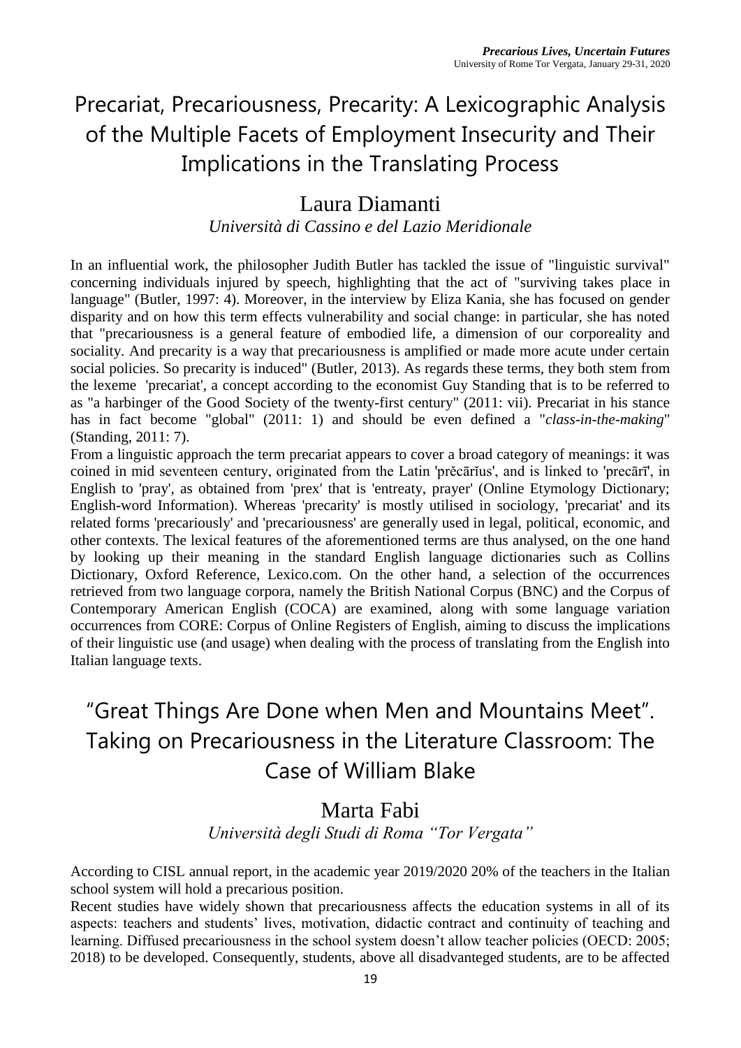# Precariat, Precariousness, Precarity: A Lexicographic Analysis of the Multiple Facets of Employment Insecurity and Their Implications in the Translating Process

## Laura Diamanti

*Università di Cassino e del Lazio Meridionale*

In an influential work, the philosopher Judith Butler has tackled the issue of "linguistic survival" concerning individuals injured by speech, highlighting that the act of "surviving takes place in language" (Butler, 1997: 4). Moreover, in the interview by Eliza Kania, she has focused on gender disparity and on how this term effects vulnerability and social change: in particular, she has noted that "precariousness is a general feature of embodied life, a dimension of our corporeality and sociality. And precarity is a way that precariousness is amplified or made more acute under certain social policies. So precarity is induced" (Butler, 2013). As regards these terms, they both stem from the lexeme 'precariat', a concept according to the economist Guy Standing that is to be referred to as "a harbinger of the Good Society of the twenty-first century" (2011: vii). Precariat in his stance has in fact become "global" (2011: 1) and should be even defined a "*class-in-the-making*" (Standing, 2011: 7).

From a linguistic approach the term precariat appears to cover a broad category of meanings: it was coined in mid seventeen century, originated from the Latin 'prĕcārĭus', and is linked to 'precārī', in English to 'pray', as obtained from 'prex' that is 'entreaty, prayer' (Online Etymology Dictionary; English-word Information). Whereas 'precarity' is mostly utilised in sociology, 'precariat' and its related forms 'precariously' and 'precariousness' are generally used in legal, political, economic, and other contexts. The lexical features of the aforementioned terms are thus analysed, on the one hand by looking up their meaning in the standard English language dictionaries such as Collins Dictionary, Oxford Reference, Lexico.com. On the other hand, a selection of the occurrences retrieved from two language corpora, namely the British National Corpus (BNC) and the Corpus of Contemporary American English (COCA) are examined, along with some language variation occurrences from CORE: Corpus of Online Registers of English, aiming to discuss the implications of their linguistic use (and usage) when dealing with the process of translating from the English into Italian language texts.

# "Great Things Are Done when Men and Mountains Meet". Taking on Precariousness in the Literature Classroom: The Case of William Blake

## Marta Fabi

*Università degli Studi di Roma "Tor Vergata"*

According to CISL annual report, in the academic year 2019/2020 20% of the teachers in the Italian school system will hold a precarious position.

Recent studies have widely shown that precariousness affects the education systems in all of its aspects: teachers and students' lives, motivation, didactic contract and continuity of teaching and learning. Diffused precariousness in the school system doesn't allow teacher policies (OECD: 2005; 2018) to be developed. Consequently, students, above all disadvanteged students, are to be affected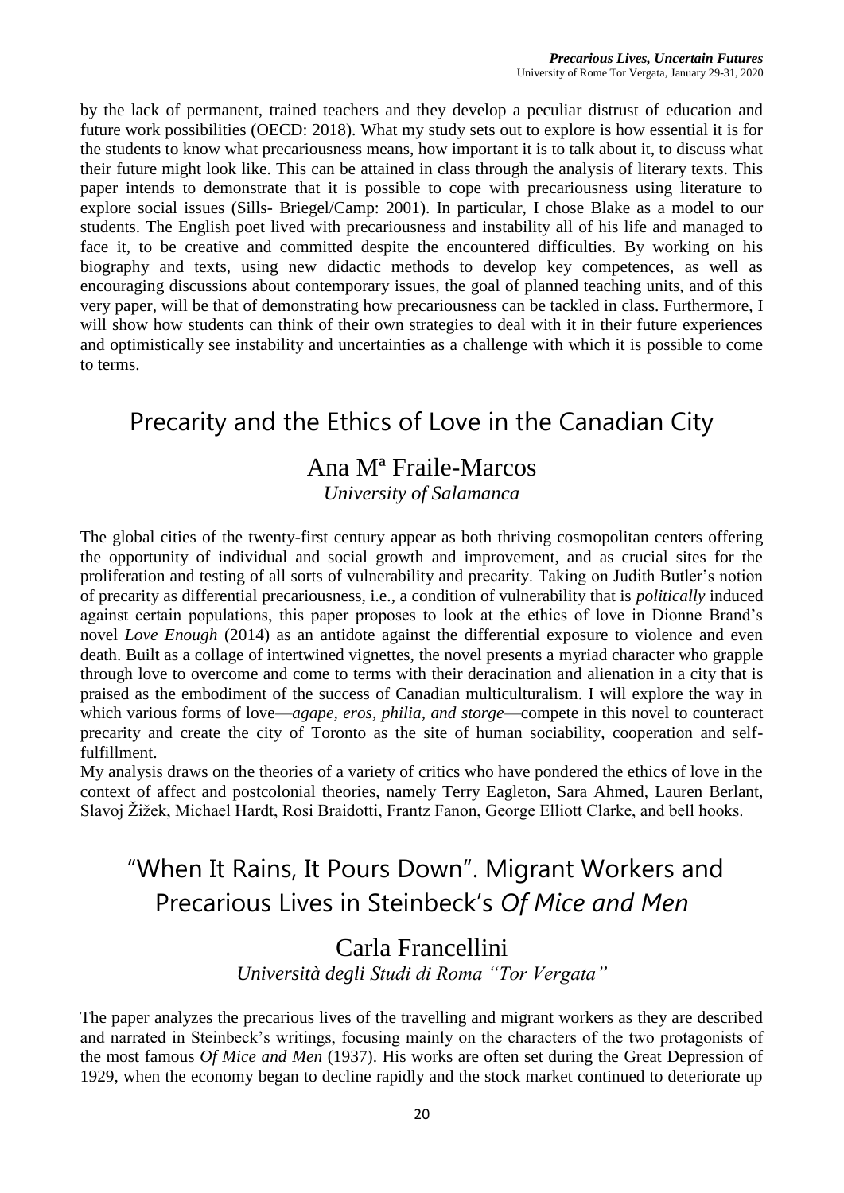by the lack of permanent, trained teachers and they develop a peculiar distrust of education and future work possibilities (OECD: 2018). What my study sets out to explore is how essential it is for the students to know what precariousness means, how important it is to talk about it, to discuss what their future might look like. This can be attained in class through the analysis of literary texts. This paper intends to demonstrate that it is possible to cope with precariousness using literature to explore social issues (Sills- Briegel/Camp: 2001). In particular, I chose Blake as a model to our students. The English poet lived with precariousness and instability all of his life and managed to face it, to be creative and committed despite the encountered difficulties. By working on his biography and texts, using new didactic methods to develop key competences, as well as encouraging discussions about contemporary issues, the goal of planned teaching units, and of this very paper, will be that of demonstrating how precariousness can be tackled in class. Furthermore, I will show how students can think of their own strategies to deal with it in their future experiences and optimistically see instability and uncertainties as a challenge with which it is possible to come to terms.

## Precarity and the Ethics of Love in the Canadian City

### Ana Mª Fraile-Marcos

*University of Salamanca*

The global cities of the twenty-first century appear as both thriving cosmopolitan centers offering the opportunity of individual and social growth and improvement, and as crucial sites for the proliferation and testing of all sorts of vulnerability and precarity. Taking on Judith Butler's notion of precarity as differential precariousness, i.e., a condition of vulnerability that is *politically* induced against certain populations, this paper proposes to look at the ethics of love in Dionne Brand's novel *Love Enough* (2014) as an antidote against the differential exposure to violence and even death. Built as a collage of intertwined vignettes, the novel presents a myriad character who grapple through love to overcome and come to terms with their deracination and alienation in a city that is praised as the embodiment of the success of Canadian multiculturalism. I will explore the way in which various forms of love—*agape, eros, philia, and storge*—compete in this novel to counteract precarity and create the city of Toronto as the site of human sociability, cooperation and self-fulfillment.

My analysis draws on the theories of a variety of critics who have pondered the ethics of love in the context of affect and postcolonial theories, namely Terry Eagleton, Sara Ahmed, Lauren Berlant, Slavoj Žižek, Michael Hardt, Rosi Braidotti, Frantz Fanon, George Elliott Clarke, and bell hooks.

## "When It Rains, It Pours Down". Migrant Workers and Precarious Lives in Steinbeck's *Of Mice and Men*

### Carla Francellini

*Università degli Studi di Roma "Tor Vergata"*

The paper analyzes the precarious lives of the travelling and migrant workers as they are described and narrated in Steinbeck's writings, focusing mainly on the characters of the two protagonists of the most famous *Of Mice and Men* (1937). His works are often set during the Great Depression of 1929, when the economy began to decline rapidly and the stock market continued to deteriorate up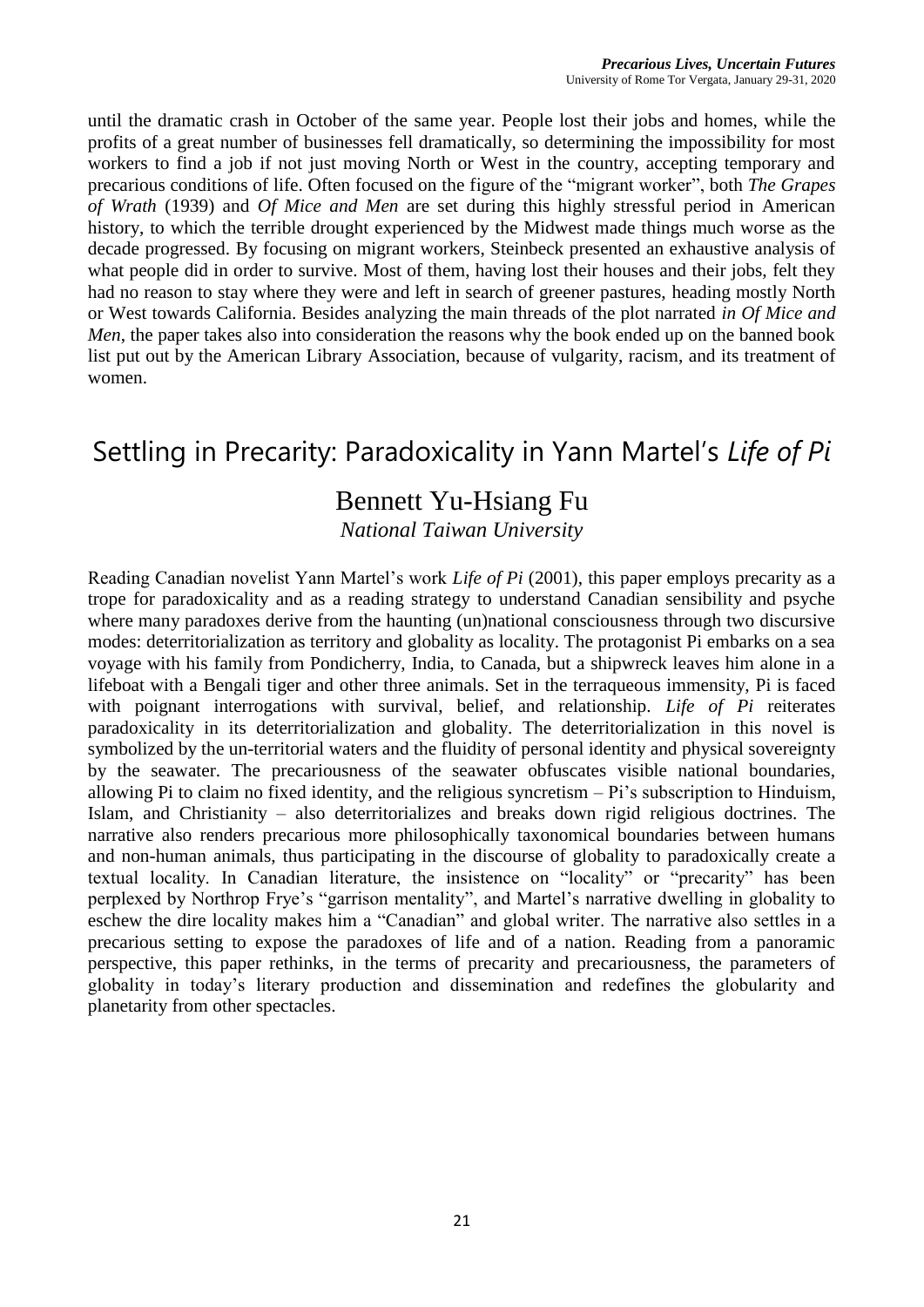until the dramatic crash in October of the same year. People lost their jobs and homes, while the profits of a great number of businesses fell dramatically, so determining the impossibility for most workers to find a job if not just moving North or West in the country, accepting temporary and precarious conditions of life. Often focused on the figure of the "migrant worker", both *The Grapes of Wrath* (1939) and *Of Mice and Men* are set during this highly stressful period in American history, to which the terrible drought experienced by the Midwest made things much worse as the decade progressed. By focusing on migrant workers, Steinbeck presented an exhaustive analysis of what people did in order to survive. Most of them, having lost their houses and their jobs, felt they had no reason to stay where they were and left in search of greener pastures, heading mostly North or West towards California. Besides analyzing the main threads of the plot narrated *in Of Mice and Men*, the paper takes also into consideration the reasons why the book ended up on the banned book list put out by the American Library Association, because of vulgarity, racism, and its treatment of women.

## Settling in Precarity: Paradoxicality in Yann Martel's *Life of Pi*

### Bennett Yu-Hsiang Fu

*National Taiwan University*

Reading Canadian novelist Yann Martel's work *Life of Pi* (2001), this paper employs precarity as a trope for paradoxicality and as a reading strategy to understand Canadian sensibility and psyche where many paradoxes derive from the haunting (un)national consciousness through two discursive modes: deterritorialization as territory and globality as locality. The protagonist Pi embarks on a sea voyage with his family from Pondicherry, India, to Canada, but a shipwreck leaves him alone in a lifeboat with a Bengali tiger and other three animals. Set in the terraqueous immensity, Pi is faced with poignant interrogations with survival, belief, and relationship. *Life of Pi* reiterates paradoxicality in its deterritorialization and globality. The deterritorialization in this novel is symbolized by the un-territorial waters and the fluidity of personal identity and physical sovereignty by the seawater. The precariousness of the seawater obfuscates visible national boundaries, allowing Pi to claim no fixed identity, and the religious syncretism – Pi's subscription to Hinduism, Islam, and Christianity – also deterritorializes and breaks down rigid religious doctrines. The narrative also renders precarious more philosophically taxonomical boundaries between humans and non-human animals, thus participating in the discourse of globality to paradoxically create a textual locality. In Canadian literature, the insistence on "locality" or "precarity" has been perplexed by Northrop Frye's "garrison mentality", and Martel's narrative dwelling in globality to eschew the dire locality makes him a "Canadian" and global writer. The narrative also settles in a precarious setting to expose the paradoxes of life and of a nation. Reading from a panoramic perspective, this paper rethinks, in the terms of precarity and precariousness, the parameters of globality in today's literary production and dissemination and redefines the globularity and planetarity from other spectacles.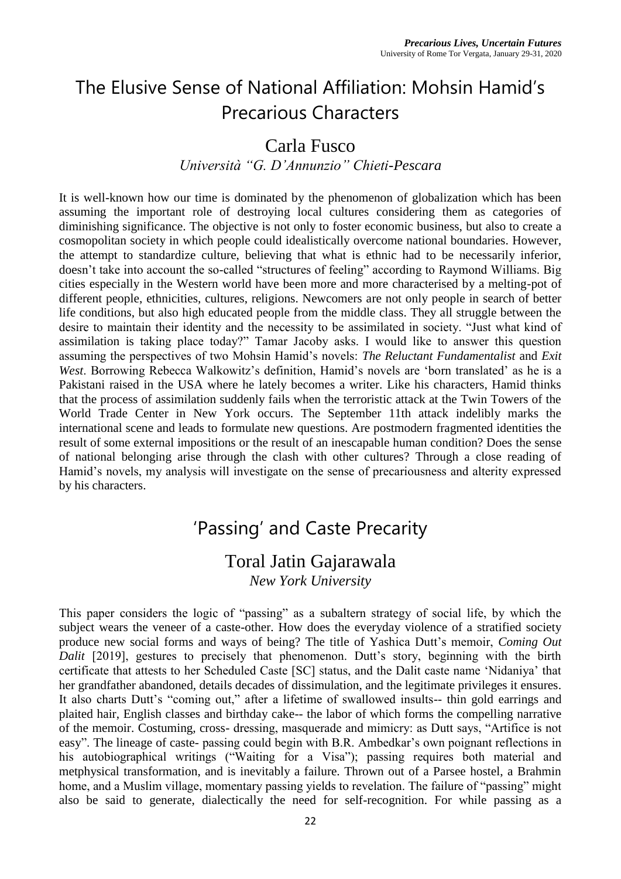# The Elusive Sense of National Affiliation: Mohsin Hamid's Precarious Characters

## Carla Fusco

*Università "G. D'Annunzio" Chieti-Pescara*

It is well-known how our time is dominated by the phenomenon of globalization which has been assuming the important role of destroying local cultures considering them as categories of diminishing significance. The objective is not only to foster economic business, but also to create a cosmopolitan society in which people could idealistically overcome national boundaries. However, the attempt to standardize culture, believing that what is ethnic had to be necessarily inferior, doesn't take into account the so-called "structures of feeling" according to Raymond Williams. Big cities especially in the Western world have been more and more characterised by a melting-pot of different people, ethnicities, cultures, religions. Newcomers are not only people in search of better life conditions, but also high educated people from the middle class. They all struggle between the desire to maintain their identity and the necessity to be assimilated in society. "Just what kind of assimilation is taking place today?" Tamar Jacoby asks. I would like to answer this question assuming the perspectives of two Mohsin Hamid's novels: *The Reluctant Fundamentalist* and *Exit West*. Borrowing Rebecca Walkowitz's definition, Hamid's novels are 'born translated' as he is a Pakistani raised in the USA where he lately becomes a writer. Like his characters, Hamid thinks that the process of assimilation suddenly fails when the terroristic attack at the Twin Towers of the World Trade Center in New York occurs. The September 11th attack indelibly marks the international scene and leads to formulate new questions. Are postmodern fragmented identities the result of some external impositions or the result of an inescapable human condition? Does the sense of national belonging arise through the clash with other cultures? Through a close reading of Hamid's novels, my analysis will investigate on the sense of precariousness and alterity expressed by his characters.

# 'Passing' and Caste Precarity

## Toral Jatin Gajarawala

*New York University*

This paper considers the logic of "passing" as a subaltern strategy of social life, by which the subject wears the veneer of a caste-other. How does the everyday violence of a stratified society produce new social forms and ways of being? The title of Yashica Dutt's memoir, *Coming Out Dalit* [2019], gestures to precisely that phenomenon. Dutt's story, beginning with the birth certificate that attests to her Scheduled Caste [SC] status, and the Dalit caste name 'Nidaniya' that her grandfather abandoned, details decades of dissimulation, and the legitimate privileges it ensures. It also charts Dutt's "coming out," after a lifetime of swallowed insults-- thin gold earrings and plaited hair, English classes and birthday cake-- the labor of which forms the compelling narrative of the memoir. Costuming, cross- dressing, masquerade and mimicry: as Dutt says, "Artifice is not easy". The lineage of caste- passing could begin with B.R. Ambedkar's own poignant reflections in his autobiographical writings ("Waiting for a Visa"); passing requires both material and metphysical transformation, and is inevitably a failure. Thrown out of a Parsee hostel, a Brahmin home, and a Muslim village, momentary passing yields to revelation. The failure of "passing" might also be said to generate, dialectically the need for self-recognition. For while passing as a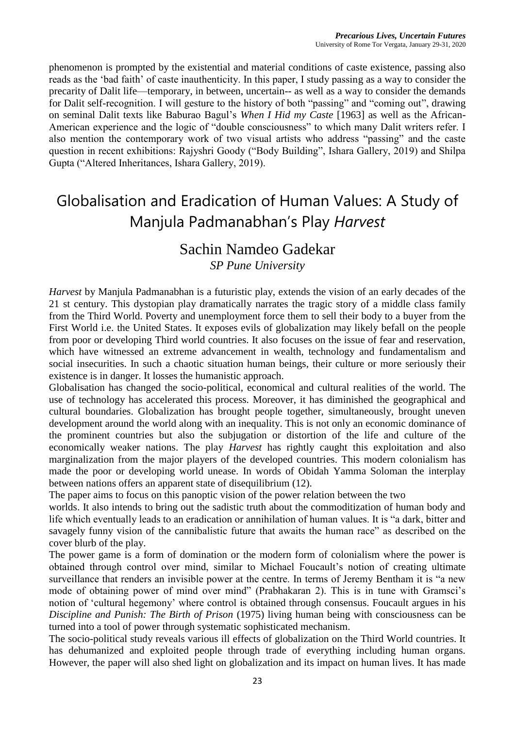phenomenon is prompted by the existential and material conditions of caste existence, passing also reads as the 'bad faith' of caste inauthenticity. In this paper, I study passing as a way to consider the precarity of Dalit life—temporary, in between, uncertain-- as well as a way to consider the demands for Dalit self-recognition. I will gesture to the history of both "passing" and "coming out", drawing on seminal Dalit texts like Baburao Bagul's *When I Hid my Caste* [1963] as well as the African-American experience and the logic of "double consciousness" to which many Dalit writers refer. I also mention the contemporary work of two visual artists who address "passing" and the caste question in recent exhibitions: Rajyshri Goody ("Body Building", Ishara Gallery, 2019) and Shilpa Gupta ("Altered Inheritances, Ishara Gallery, 2019).

# Globalisation and Eradication of Human Values: A Study of Manjula Padmanabhan's Play *Harvest*

## Sachin Namdeo Gadekar

*SP Pune University*

*Harvest* by Manjula Padmanabhan is a futuristic play, extends the vision of an early decades of the 21 st century. This dystopian play dramatically narrates the tragic story of a middle class family from the Third World. Poverty and unemployment force them to sell their body to a buyer from the First World i.e. the United States. It exposes evils of globalization may likely befall on the people from poor or developing Third world countries. It also focuses on the issue of fear and reservation, which have witnessed an extreme advancement in wealth, technology and fundamentalism and social insecurities. In such a chaotic situation human beings, their culture or more seriously their existence is in danger. It losses the humanistic approach.

Globalisation has changed the socio-political, economical and cultural realities of the world. The use of technology has accelerated this process. Moreover, it has diminished the geographical and cultural boundaries. Globalization has brought people together, simultaneously, brought uneven development around the world along with an inequality. This is not only an economic dominance of the prominent countries but also the subjugation or distortion of the life and culture of the economically weaker nations. The play *Harvest* has rightly caught this exploitation and also marginalization from the major players of the developed countries. This modern colonialism has made the poor or developing world unease. In words of Obidah Yamma Soloman the interplay between nations offers an apparent state of disequilibrium (12).

The paper aims to focus on this panoptic vision of the power relation between the two worlds. It also intends to bring out the sadistic truth about the commoditization of human body and life which eventually leads to an eradication or annihilation of human values. It is "a dark, bitter and savagely funny vision of the cannibalistic future that awaits the human race" as described on the cover blurb of the play.

The power game is a form of domination or the modern form of colonialism where the power is obtained through control over mind, similar to Michael Foucault's notion of creating ultimate surveillance that renders an invisible power at the centre. In terms of Jeremy Bentham it is "a new mode of obtaining power of mind over mind" (Prabhakaran 2). This is in tune with Gramsci's notion of 'cultural hegemony' where control is obtained through consensus. Foucault argues in his *Discipline and Punish: The Birth of Prison* (1975) living human being with consciousness can be turned into a tool of power through systematic sophisticated mechanism.

The socio-political study reveals various ill effects of globalization on the Third World countries. It has dehumanized and exploited people through trade of everything including human organs. However, the paper will also shed light on globalization and its impact on human lives. It has made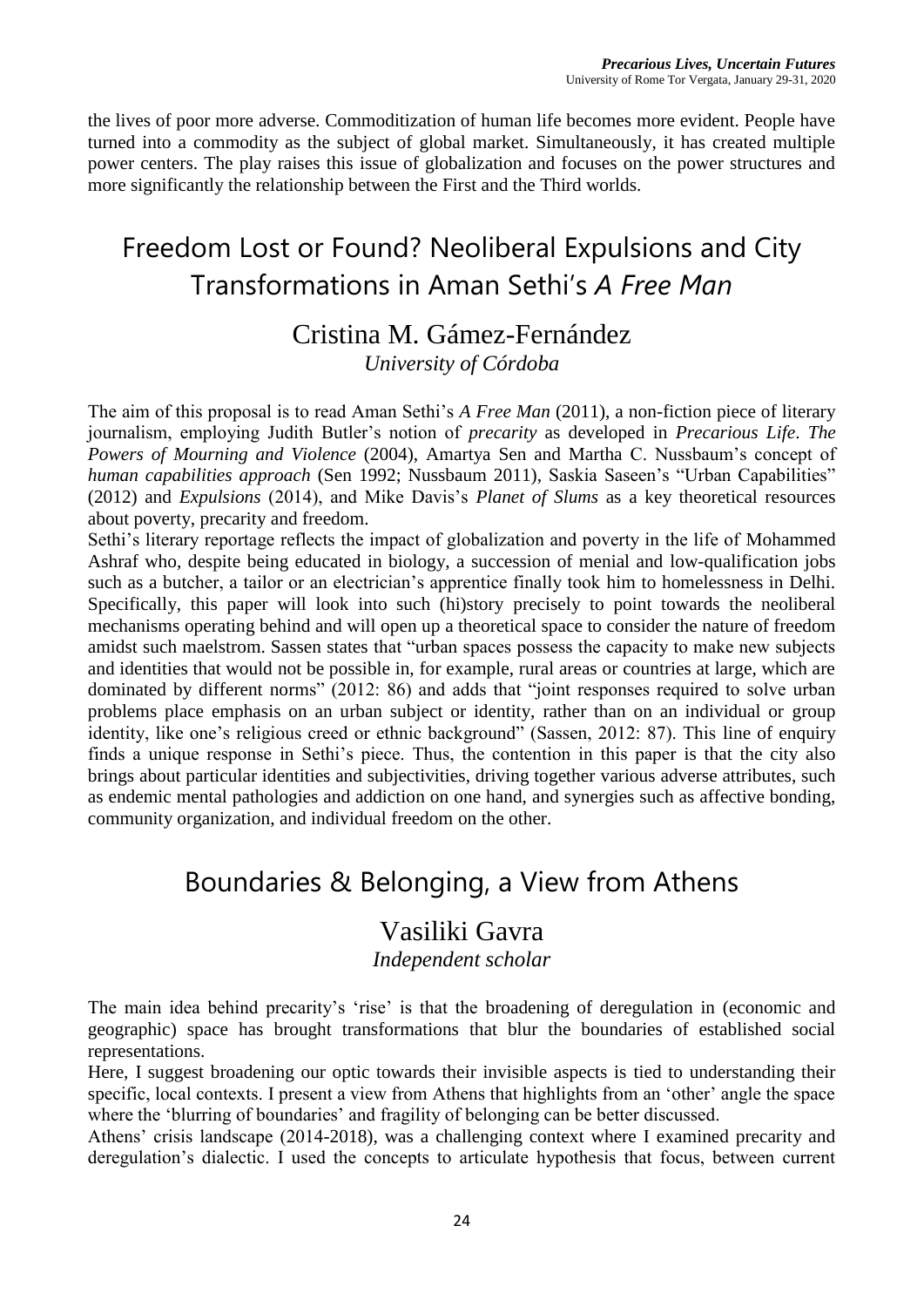the lives of poor more adverse. Commoditization of human life becomes more evident. People have turned into a commodity as the subject of global market. Simultaneously, it has created multiple power centers. The play raises this issue of globalization and focuses on the power structures and more significantly the relationship between the First and the Third worlds.

## Freedom Lost or Found? Neoliberal Expulsions and City Transformations in Aman Sethi's *A Free Man*

### Cristina M. Gámez-Fernández

*University of Córdoba*

The aim of this proposal is to read Aman Sethi's *A Free Man* (2011), a non-fiction piece of literary journalism, employing Judith Butler's notion of *precarity* as developed in *Precarious Life*. *The Powers of Mourning and Violence* (2004), Amartya Sen and Martha C. Nussbaum's concept of *human capabilities approach* (Sen 1992; Nussbaum 2011), Saskia Saseen's "Urban Capabilities" (2012) and *Expulsions* (2014), and Mike Davis's *Planet of Slums* as a key theoretical resources about poverty, precarity and freedom.

Sethi's literary reportage reflects the impact of globalization and poverty in the life of Mohammed Ashraf who, despite being educated in biology, a succession of menial and low-qualification jobs such as a butcher, a tailor or an electrician's apprentice finally took him to homelessness in Delhi. Specifically, this paper will look into such (hi)story precisely to point towards the neoliberal mechanisms operating behind and will open up a theoretical space to consider the nature of freedom amidst such maelstrom. Sassen states that "urban spaces possess the capacity to make new subjects and identities that would not be possible in, for example, rural areas or countries at large, which are dominated by different norms" (2012: 86) and adds that "joint responses required to solve urban problems place emphasis on an urban subject or identity, rather than on an individual or group identity, like one's religious creed or ethnic background" (Sassen, 2012: 87). This line of enquiry finds a unique response in Sethi's piece. Thus, the contention in this paper is that the city also brings about particular identities and subjectivities, driving together various adverse attributes, such as endemic mental pathologies and addiction on one hand, and synergies such as affective bonding, community organization, and individual freedom on the other.

## Boundaries & Belonging, a View from Athens

### Vasiliki Gavra

*Independent scholar*

The main idea behind precarity's 'rise' is that the broadening of deregulation in (economic and geographic) space has brought transformations that blur the boundaries of established social representations.

Here, I suggest broadening our optic towards their invisible aspects is tied to understanding their specific, local contexts. I present a view from Athens that highlights from an 'other' angle the space where the 'blurring of boundaries' and fragility of belonging can be better discussed.

Athens' crisis landscape (2014-2018), was a challenging context where I examined precarity and deregulation's dialectic. I used the concepts to articulate hypothesis that focus, between current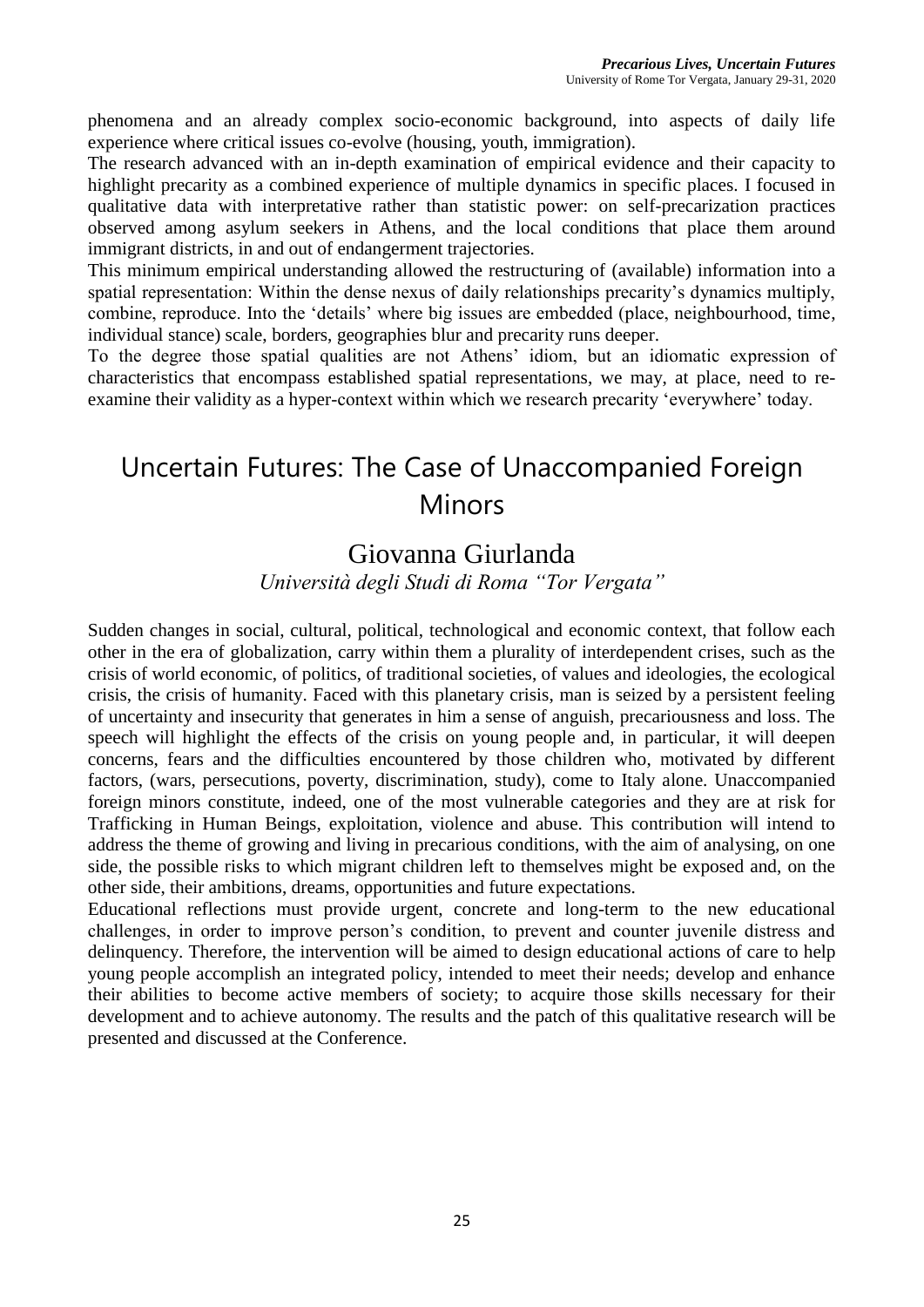phenomena and an already complex socio-economic background, into aspects of daily life experience where critical issues co-evolve (housing, youth, immigration).

The research advanced with an in-depth examination of empirical evidence and their capacity to highlight precarity as a combined experience of multiple dynamics in specific places. I focused in qualitative data with interpretative rather than statistic power: on self-precarization practices observed among asylum seekers in Athens, and the local conditions that place them around immigrant districts, in and out of endangerment trajectories.

This minimum empirical understanding allowed the restructuring of (available) information into a spatial representation: Within the dense nexus of daily relationships precarity's dynamics multiply, combine, reproduce. Into the 'details' where big issues are embedded (place, neighbourhood, time, individual stance) scale, borders, geographies blur and precarity runs deeper.

To the degree those spatial qualities are not Athens' idiom, but an idiomatic expression of characteristics that encompass established spatial representations, we may, at place, need to re-examine their validity as a hyper-context within which we research precarity 'everywhere' today.

# Uncertain Futures: The Case of Unaccompanied Foreign Minors

## Giovanna Giurlanda

*Università degli Studi di Roma "Tor Vergata"*

Sudden changes in social, cultural, political, technological and economic context, that follow each other in the era of globalization, carry within them a plurality of interdependent crises, such as the crisis of world economic, of politics, of traditional societies, of values and ideologies, the ecological crisis, the crisis of humanity. Faced with this planetary crisis, man is seized by a persistent feeling of uncertainty and insecurity that generates in him a sense of anguish, precariousness and loss. The speech will highlight the effects of the crisis on young people and, in particular, it will deepen concerns, fears and the difficulties encountered by those children who, motivated by different factors, (wars, persecutions, poverty, discrimination, study), come to Italy alone. Unaccompanied foreign minors constitute, indeed, one of the most vulnerable categories and they are at risk for Trafficking in Human Beings, exploitation, violence and abuse. This contribution will intend to address the theme of growing and living in precarious conditions, with the aim of analysing, on one side, the possible risks to which migrant children left to themselves might be exposed and, on the other side, their ambitions, dreams, opportunities and future expectations.

Educational reflections must provide urgent, concrete and long-term to the new educational challenges, in order to improve person's condition, to prevent and counter juvenile distress and delinquency. Therefore, the intervention will be aimed to design educational actions of care to help young people accomplish an integrated policy, intended to meet their needs; develop and enhance their abilities to become active members of society; to acquire those skills necessary for their development and to achieve autonomy. The results and the patch of this qualitative research will be presented and discussed at the Conference.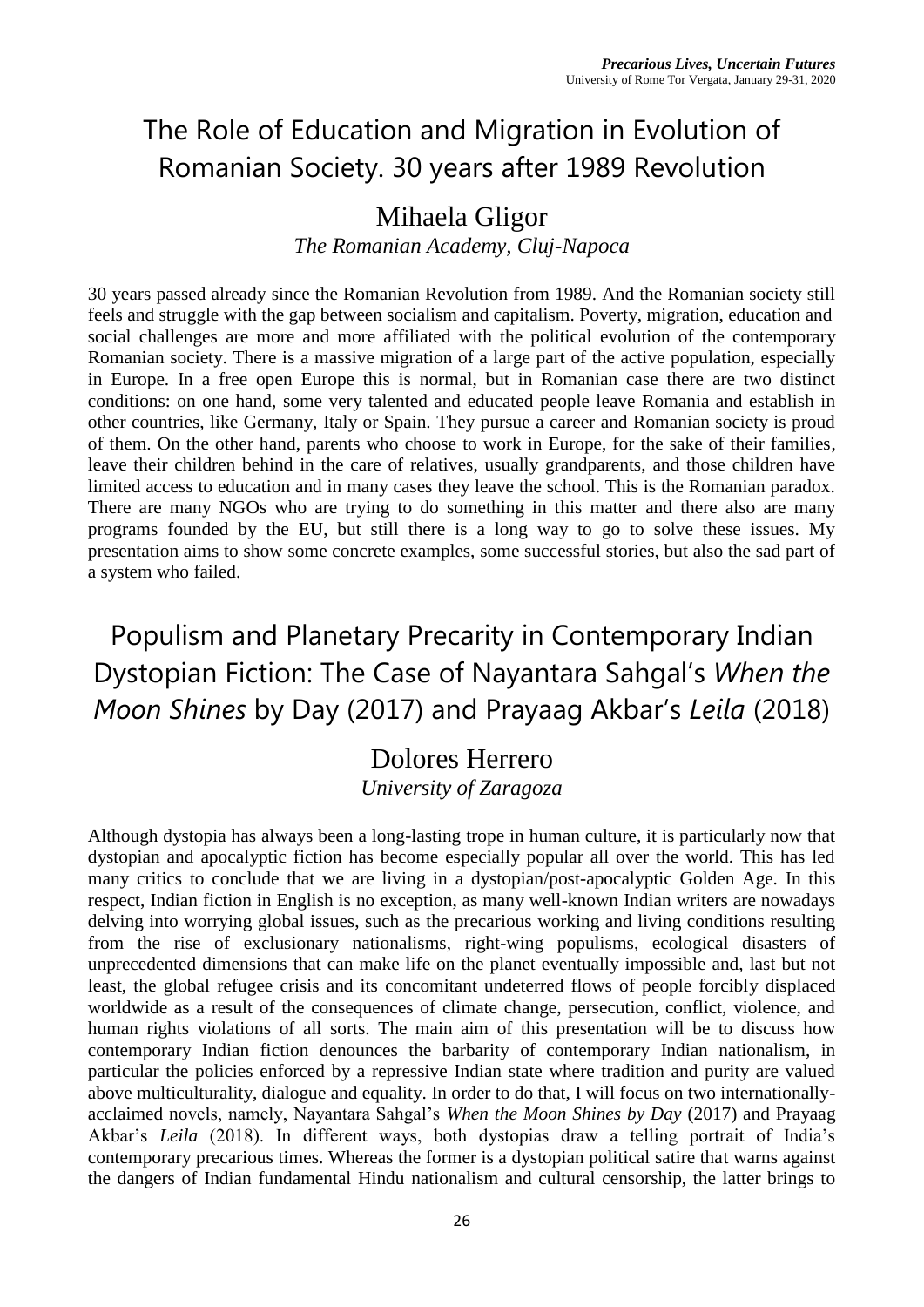# The Role of Education and Migration in Evolution of Romanian Society. 30 years after 1989 Revolution

## Mihaela Gligor

*The Romanian Academy, Cluj-Napoca*

30 years passed already since the Romanian Revolution from 1989. And the Romanian society still feels and struggle with the gap between socialism and capitalism. Poverty, migration, education and social challenges are more and more affiliated with the political evolution of the contemporary Romanian society. There is a massive migration of a large part of the active population, especially in Europe. In a free open Europe this is normal, but in Romanian case there are two distinct conditions: on one hand, some very talented and educated people leave Romania and establish in other countries, like Germany, Italy or Spain. They pursue a career and Romanian society is proud of them. On the other hand, parents who choose to work in Europe, for the sake of their families, leave their children behind in the care of relatives, usually grandparents, and those children have limited access to education and in many cases they leave the school. This is the Romanian paradox. There are many NGOs who are trying to do something in this matter and there also are many programs founded by the EU, but still there is a long way to go to solve these issues. My presentation aims to show some concrete examples, some successful stories, but also the sad part of a system who failed.

# Populism and Planetary Precarity in Contemporary Indian Dystopian Fiction: The Case of Nayantara Sahgal's *When the Moon Shines* by Day (2017) and Prayaag Akbar's *Leila* (2018)

## Dolores Herrero

*University of Zaragoza*

Although dystopia has always been a long-lasting trope in human culture, it is particularly now that dystopian and apocalyptic fiction has become especially popular all over the world. This has led many critics to conclude that we are living in a dystopian/post-apocalyptic Golden Age. In this respect, Indian fiction in English is no exception, as many well-known Indian writers are nowadays delving into worrying global issues, such as the precarious working and living conditions resulting from the rise of exclusionary nationalisms, right-wing populisms, ecological disasters of unprecedented dimensions that can make life on the planet eventually impossible and, last but not least, the global refugee crisis and its concomitant undeterred flows of people forcibly displaced worldwide as a result of the consequences of climate change, persecution, conflict, violence, and human rights violations of all sorts. The main aim of this presentation will be to discuss how contemporary Indian fiction denounces the barbarity of contemporary Indian nationalism, in particular the policies enforced by a repressive Indian state where tradition and purity are valued above multiculturality, dialogue and equality. In order to do that, I will focus on two internationally-acclaimed novels, namely, Nayantara Sahgal's *When the Moon Shines by Day* (2017) and Prayaag Akbar's *Leila* (2018). In different ways, both dystopias draw a telling portrait of India's contemporary precarious times. Whereas the former is a dystopian political satire that warns against the dangers of Indian fundamental Hindu nationalism and cultural censorship, the latter brings to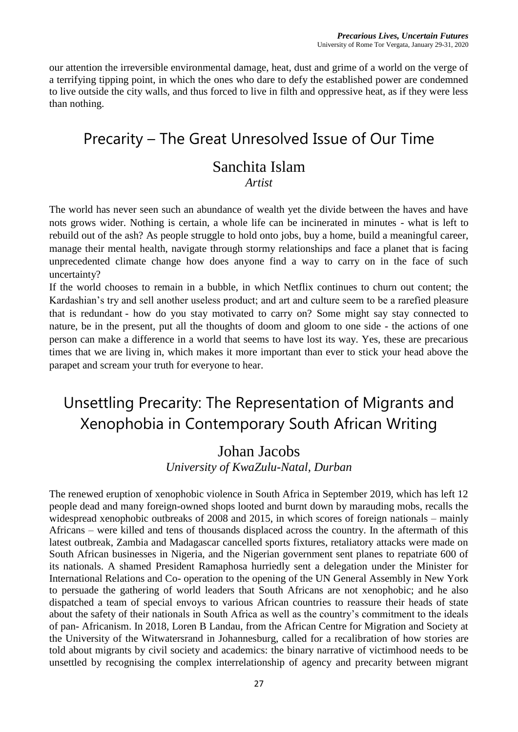our attention the irreversible environmental damage, heat, dust and grime of a world on the verge of a terrifying tipping point, in which the ones who dare to defy the established power are condemned to live outside the city walls, and thus forced to live in filth and oppressive heat, as if they were less than nothing.

## Precarity – The Great Unresolved Issue of Our Time

### Sanchita Islam

*Artist*

The world has never seen such an abundance of wealth yet the divide between the haves and have nots grows wider. Nothing is certain, a whole life can be incinerated in minutes - what is left to rebuild out of the ash? As people struggle to hold onto jobs, buy a home, build a meaningful career, manage their mental health, navigate through stormy relationships and face a planet that is facing unprecedented climate change how does anyone find a way to carry on in the face of such uncertainty?

If the world chooses to remain in a bubble, in which Netflix continues to churn out content; the Kardashian's try and sell another useless product; and art and culture seem to be a rarefied pleasure that is redundant - how do you stay motivated to carry on? Some might say stay connected to nature, be in the present, put all the thoughts of doom and gloom to one side - the actions of one person can make a difference in a world that seems to have lost its way. Yes, these are precarious times that we are living in, which makes it more important than ever to stick your head above the parapet and scream your truth for everyone to hear.

## Unsettling Precarity: The Representation of Migrants and Xenophobia in Contemporary South African Writing

### Johan Jacobs

*University of KwaZulu-Natal, Durban*

The renewed eruption of xenophobic violence in South Africa in September 2019, which has left 12 people dead and many foreign-owned shops looted and burnt down by marauding mobs, recalls the widespread xenophobic outbreaks of 2008 and 2015, in which scores of foreign nationals – mainly Africans – were killed and tens of thousands displaced across the country. In the aftermath of this latest outbreak, Zambia and Madagascar cancelled sports fixtures, retaliatory attacks were made on South African businesses in Nigeria, and the Nigerian government sent planes to repatriate 600 of its nationals. A shamed President Ramaphosa hurriedly sent a delegation under the Minister for International Relations and Co- operation to the opening of the UN General Assembly in New York to persuade the gathering of world leaders that South Africans are not xenophobic; and he also dispatched a team of special envoys to various African countries to reassure their heads of state about the safety of their nationals in South Africa as well as the country's commitment to the ideals of pan- Africanism. In 2018, Loren B Landau, from the African Centre for Migration and Society at the University of the Witwatersrand in Johannesburg, called for a recalibration of how stories are told about migrants by civil society and academics: the binary narrative of victimhood needs to be unsettled by recognising the complex interrelationship of agency and precarity between migrant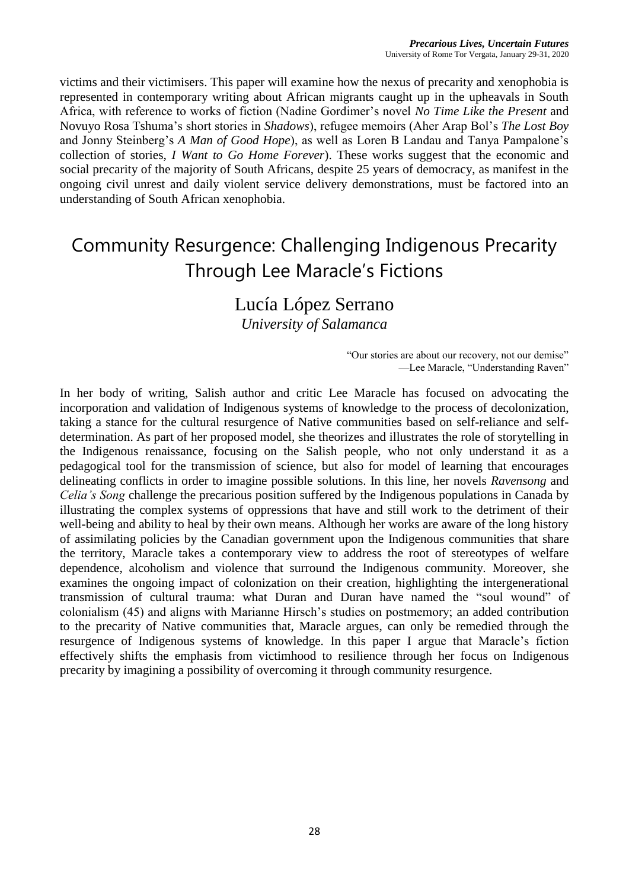victims and their victimisers. This paper will examine how the nexus of precarity and xenophobia is represented in contemporary writing about African migrants caught up in the upheavals in South Africa, with reference to works of fiction (Nadine Gordimer's novel *No Time Like the Present* and Novuyo Rosa Tshuma's short stories in *Shadows*), refugee memoirs (Aher Arap Bol's *The Lost Boy* and Jonny Steinberg's *A Man of Good Hope*), as well as Loren B Landau and Tanya Pampalone's collection of stories, *I Want to Go Home Forever*). These works suggest that the economic and social precarity of the majority of South Africans, despite 25 years of democracy, as manifest in the ongoing civil unrest and daily violent service delivery demonstrations, must be factored into an understanding of South African xenophobia.

# Community Resurgence: Challenging Indigenous Precarity Through Lee Maracle's Fictions

## Lucía López Serrano

*University of Salamanca*

> "Our stories are about our recovery, not our demise"
> —Lee Maracle, "Understanding Raven"

In her body of writing, Salish author and critic Lee Maracle has focused on advocating the incorporation and validation of Indigenous systems of knowledge to the process of decolonization, taking a stance for the cultural resurgence of Native communities based on self-reliance and self-determination. As part of her proposed model, she theorizes and illustrates the role of storytelling in the Indigenous renaissance, focusing on the Salish people, who not only understand it as a pedagogical tool for the transmission of science, but also for model of learning that encourages delineating conflicts in order to imagine possible solutions. In this line, her novels *Ravensong* and *Celia's Song* challenge the precarious position suffered by the Indigenous populations in Canada by illustrating the complex systems of oppressions that have and still work to the detriment of their well-being and ability to heal by their own means. Although her works are aware of the long history of assimilating policies by the Canadian government upon the Indigenous communities that share the territory, Maracle takes a contemporary view to address the root of stereotypes of welfare dependence, alcoholism and violence that surround the Indigenous community. Moreover, she examines the ongoing impact of colonization on their creation, highlighting the intergenerational transmission of cultural trauma: what Duran and Duran have named the "soul wound" of colonialism (45) and aligns with Marianne Hirsch's studies on postmemory; an added contribution to the precarity of Native communities that, Maracle argues, can only be remedied through the resurgence of Indigenous systems of knowledge. In this paper I argue that Maracle's fiction effectively shifts the emphasis from victimhood to resilience through her focus on Indigenous precarity by imagining a possibility of overcoming it through community resurgence.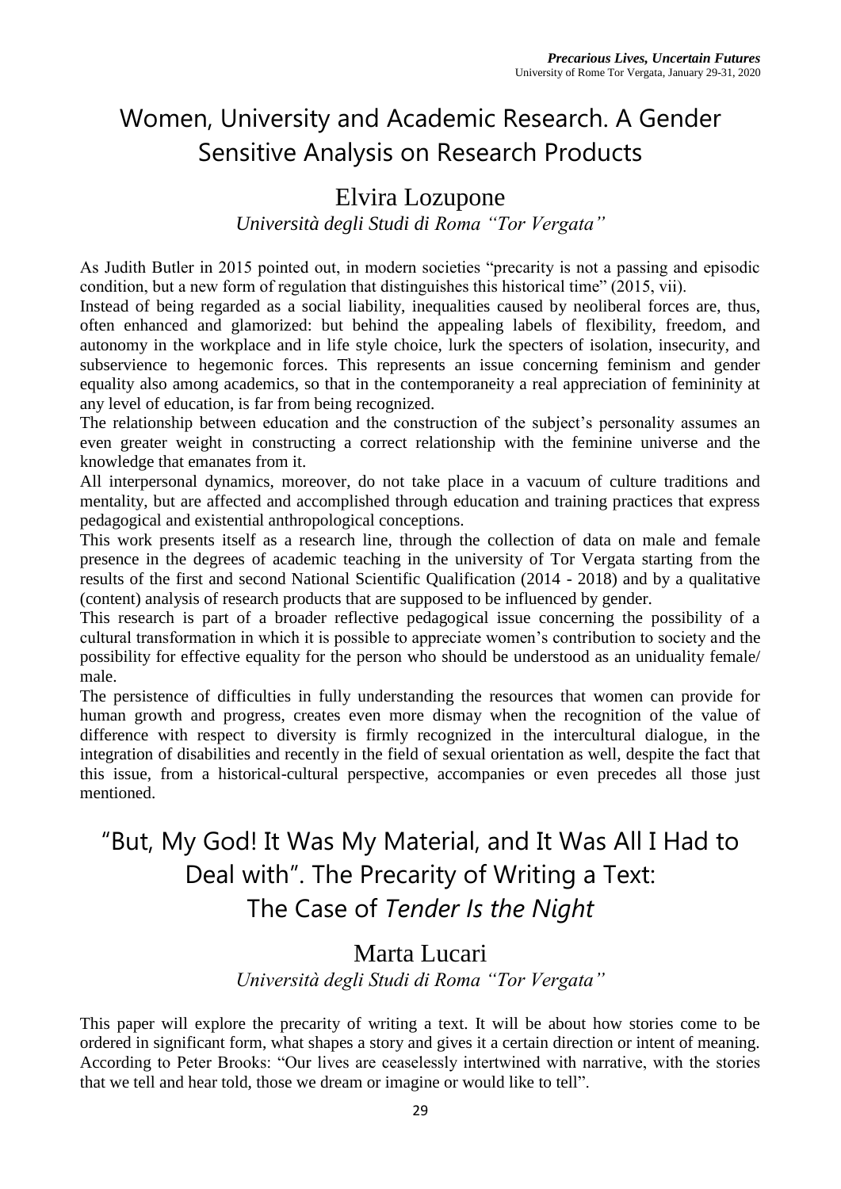# Women, University and Academic Research. A Gender Sensitive Analysis on Research Products

## Elvira Lozupone

*Università degli Studi di Roma "Tor Vergata"*

As Judith Butler in 2015 pointed out, in modern societies "precarity is not a passing and episodic condition, but a new form of regulation that distinguishes this historical time" (2015, vii).

Instead of being regarded as a social liability, inequalities caused by neoliberal forces are, thus, often enhanced and glamorized: but behind the appealing labels of flexibility, freedom, and autonomy in the workplace and in life style choice, lurk the specters of isolation, insecurity, and subservience to hegemonic forces. This represents an issue concerning feminism and gender equality also among academics, so that in the contemporaneity a real appreciation of femininity at any level of education, is far from being recognized.

The relationship between education and the construction of the subject's personality assumes an even greater weight in constructing a correct relationship with the feminine universe and the knowledge that emanates from it.

All interpersonal dynamics, moreover, do not take place in a vacuum of culture traditions and mentality, but are affected and accomplished through education and training practices that express pedagogical and existential anthropological conceptions.

This work presents itself as a research line, through the collection of data on male and female presence in the degrees of academic teaching in the university of Tor Vergata starting from the results of the first and second National Scientific Qualification (2014 - 2018) and by a qualitative (content) analysis of research products that are supposed to be influenced by gender.

This research is part of a broader reflective pedagogical issue concerning the possibility of a cultural transformation in which it is possible to appreciate women's contribution to society and the possibility for effective equality for the person who should be understood as an uniduality female/ male.

The persistence of difficulties in fully understanding the resources that women can provide for human growth and progress, creates even more dismay when the recognition of the value of difference with respect to diversity is firmly recognized in the intercultural dialogue, in the integration of disabilities and recently in the field of sexual orientation as well, despite the fact that this issue, from a historical-cultural perspective, accompanies or even precedes all those just mentioned.

# "But, My God! It Was My Material, and It Was All I Had to Deal with". The Precarity of Writing a Text: The Case of *Tender Is the Night*

## Marta Lucari

*Università degli Studi di Roma "Tor Vergata"*

This paper will explore the precarity of writing a text. It will be about how stories come to be ordered in significant form, what shapes a story and gives it a certain direction or intent of meaning. According to Peter Brooks: "Our lives are ceaselessly intertwined with narrative, with the stories that we tell and hear told, those we dream or imagine or would like to tell".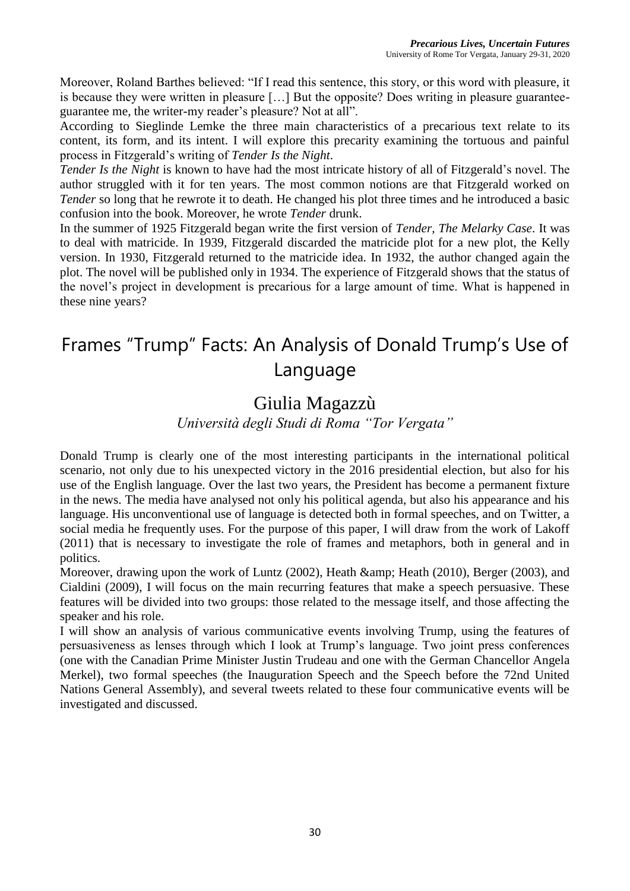Moreover, Roland Barthes believed: "If I read this sentence, this story, or this word with pleasure, it is because they were written in pleasure […] But the opposite? Does writing in pleasure guarantee-guarantee me, the writer-my reader's pleasure? Not at all".

According to Sieglinde Lemke the three main characteristics of a precarious text relate to its content, its form, and its intent. I will explore this precarity examining the tortuous and painful process in Fitzgerald's writing of *Tender Is the Night*.

*Tender Is the Night* is known to have had the most intricate history of all of Fitzgerald's novel. The author struggled with it for ten years. The most common notions are that Fitzgerald worked on *Tender* so long that he rewrote it to death. He changed his plot three times and he introduced a basic confusion into the book. Moreover, he wrote *Tender* drunk.

In the summer of 1925 Fitzgerald began write the first version of *Tender, The Melarky Case*. It was to deal with matricide. In 1939, Fitzgerald discarded the matricide plot for a new plot, the Kelly version. In 1930, Fitzgerald returned to the matricide idea. In 1932, the author changed again the plot. The novel will be published only in 1934. The experience of Fitzgerald shows that the status of the novel's project in development is precarious for a large amount of time. What is happened in these nine years?

# Frames "Trump" Facts: An Analysis of Donald Trump's Use of Language

## Giulia Magazzù

*Università degli Studi di Roma "Tor Vergata"*

Donald Trump is clearly one of the most interesting participants in the international political scenario, not only due to his unexpected victory in the 2016 presidential election, but also for his use of the English language. Over the last two years, the President has become a permanent fixture in the news. The media have analysed not only his political agenda, but also his appearance and his language. His unconventional use of language is detected both in formal speeches, and on Twitter, a social media he frequently uses. For the purpose of this paper, I will draw from the work of Lakoff (2011) that is necessary to investigate the role of frames and metaphors, both in general and in politics.

Moreover, drawing upon the work of Luntz (2002), Heath &amp; Heath (2010), Berger (2003), and Cialdini (2009), I will focus on the main recurring features that make a speech persuasive. These features will be divided into two groups: those related to the message itself, and those affecting the speaker and his role.

I will show an analysis of various communicative events involving Trump, using the features of persuasiveness as lenses through which I look at Trump's language. Two joint press conferences (one with the Canadian Prime Minister Justin Trudeau and one with the German Chancellor Angela Merkel), two formal speeches (the Inauguration Speech and the Speech before the 72nd United Nations General Assembly), and several tweets related to these four communicative events will be investigated and discussed.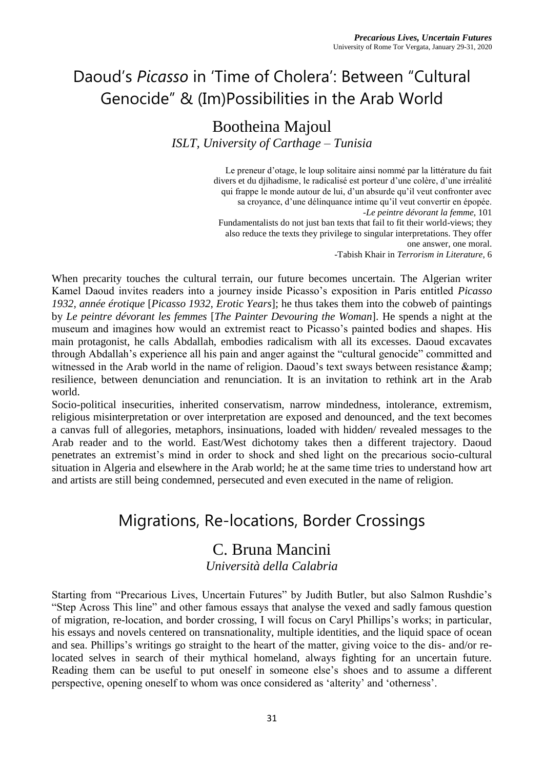# Daoud's *Picasso* in 'Time of Cholera': Between "Cultural Genocide" & (Im)Possibilities in the Arab World

## Bootheina Majoul

*ISLT, University of Carthage – Tunisia*

> Le preneur d'otage, le loup solitaire ainsi nommé par la littérature du fait divers et du djihadisme, le radicalisé est porteur d'une colère, d'une irréalité qui frappe le monde autour de lui, d'un absurde qu'il veut confronter avec sa croyance, d'une délinquance intime qu'il veut convertir en épopée.
> -*Le peintre dévorant la femme*, 101
>
> Fundamentalists do not just ban texts that fail to fit their world-views; they also reduce the texts they privilege to singular interpretations. They offer one answer, one moral.
> -Tabish Khair in *Terrorism in Literature*, 6

When precarity touches the cultural terrain, our future becomes uncertain. The Algerian writer Kamel Daoud invites readers into a journey inside Picasso's exposition in Paris entitled *Picasso 1932, année érotique* [*Picasso 1932, Erotic Years*]; he thus takes them into the cobweb of paintings by *Le peintre dévorant les femmes* [*The Painter Devouring the Woman*]. He spends a night at the museum and imagines how would an extremist react to Picasso's painted bodies and shapes. His main protagonist, he calls Abdallah, embodies radicalism with all its excesses. Daoud excavates through Abdallah's experience all his pain and anger against the "cultural genocide" committed and witnessed in the Arab world in the name of religion. Daoud's text sways between resistance &amp; resilience, between denunciation and renunciation. It is an invitation to rethink art in the Arab world.

Socio-political insecurities, inherited conservatism, narrow mindedness, intolerance, extremism, religious misinterpretation or over interpretation are exposed and denounced, and the text becomes a canvas full of allegories, metaphors, insinuations, loaded with hidden/ revealed messages to the Arab reader and to the world. East/West dichotomy takes then a different trajectory. Daoud penetrates an extremist's mind in order to shock and shed light on the precarious socio-cultural situation in Algeria and elsewhere in the Arab world; he at the same time tries to understand how art and artists are still being condemned, persecuted and even executed in the name of religion.

# Migrations, Re-locations, Border Crossings

## C. Bruna Mancini

*Università della Calabria*

Starting from "Precarious Lives, Uncertain Futures" by Judith Butler, but also Salmon Rushdie's "Step Across This line" and other famous essays that analyse the vexed and sadly famous question of migration, re-location, and border crossing, I will focus on Caryl Phillips's works; in particular, his essays and novels centered on transnationality, multiple identities, and the liquid space of ocean and sea. Phillips's writings go straight to the heart of the matter, giving voice to the dis- and/or re-located selves in search of their mythical homeland, always fighting for an uncertain future. Reading them can be useful to put oneself in someone else's shoes and to assume a different perspective, opening oneself to whom was once considered as 'alterity' and 'otherness'.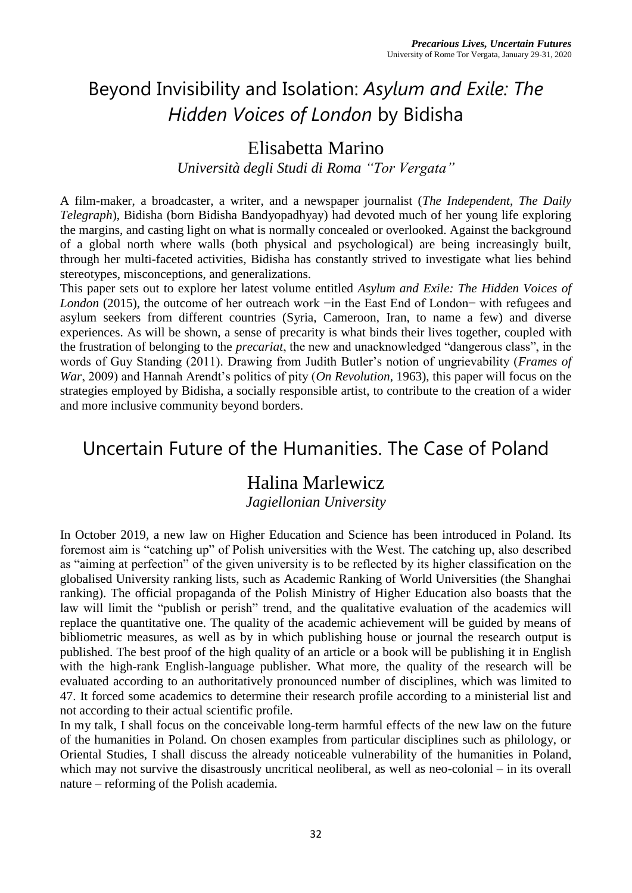# Beyond Invisibility and Isolation: *Asylum and Exile: The Hidden Voices of London* by Bidisha

## Elisabetta Marino

*Università degli Studi di Roma "Tor Vergata"*

A film-maker, a broadcaster, a writer, and a newspaper journalist (*The Independent*, *The Daily Telegraph*), Bidisha (born Bidisha Bandyopadhyay) had devoted much of her young life exploring the margins, and casting light on what is normally concealed or overlooked. Against the background of a global north where walls (both physical and psychological) are being increasingly built, through her multi-faceted activities, Bidisha has constantly strived to investigate what lies behind stereotypes, misconceptions, and generalizations.

This paper sets out to explore her latest volume entitled *Asylum and Exile: The Hidden Voices of London* (2015), the outcome of her outreach work −in the East End of London− with refugees and asylum seekers from different countries (Syria, Cameroon, Iran, to name a few) and diverse experiences. As will be shown, a sense of precarity is what binds their lives together, coupled with the frustration of belonging to the *precariat*, the new and unacknowledged "dangerous class", in the words of Guy Standing (2011). Drawing from Judith Butler's notion of ungrievability (*Frames of War*, 2009) and Hannah Arendt's politics of pity (*On Revolution*, 1963), this paper will focus on the strategies employed by Bidisha, a socially responsible artist, to contribute to the creation of a wider and more inclusive community beyond borders.

# Uncertain Future of the Humanities. The Case of Poland

## Halina Marlewicz

*Jagiellonian University*

In October 2019, a new law on Higher Education and Science has been introduced in Poland. Its foremost aim is "catching up" of Polish universities with the West. The catching up, also described as "aiming at perfection" of the given university is to be reflected by its higher classification on the globalised University ranking lists, such as Academic Ranking of World Universities (the Shanghai ranking). The official propaganda of the Polish Ministry of Higher Education also boasts that the law will limit the "publish or perish" trend, and the qualitative evaluation of the academics will replace the quantitative one. The quality of the academic achievement will be guided by means of bibliometric measures, as well as by in which publishing house or journal the research output is published. The best proof of the high quality of an article or a book will be publishing it in English with the high-rank English-language publisher. What more, the quality of the research will be evaluated according to an authoritatively pronounced number of disciplines, which was limited to 47. It forced some academics to determine their research profile according to a ministerial list and not according to their actual scientific profile.

In my talk, I shall focus on the conceivable long-term harmful effects of the new law on the future of the humanities in Poland. On chosen examples from particular disciplines such as philology, or Oriental Studies, I shall discuss the already noticeable vulnerability of the humanities in Poland, which may not survive the disastrously uncritical neoliberal, as well as neo-colonial – in its overall nature – reforming of the Polish academia.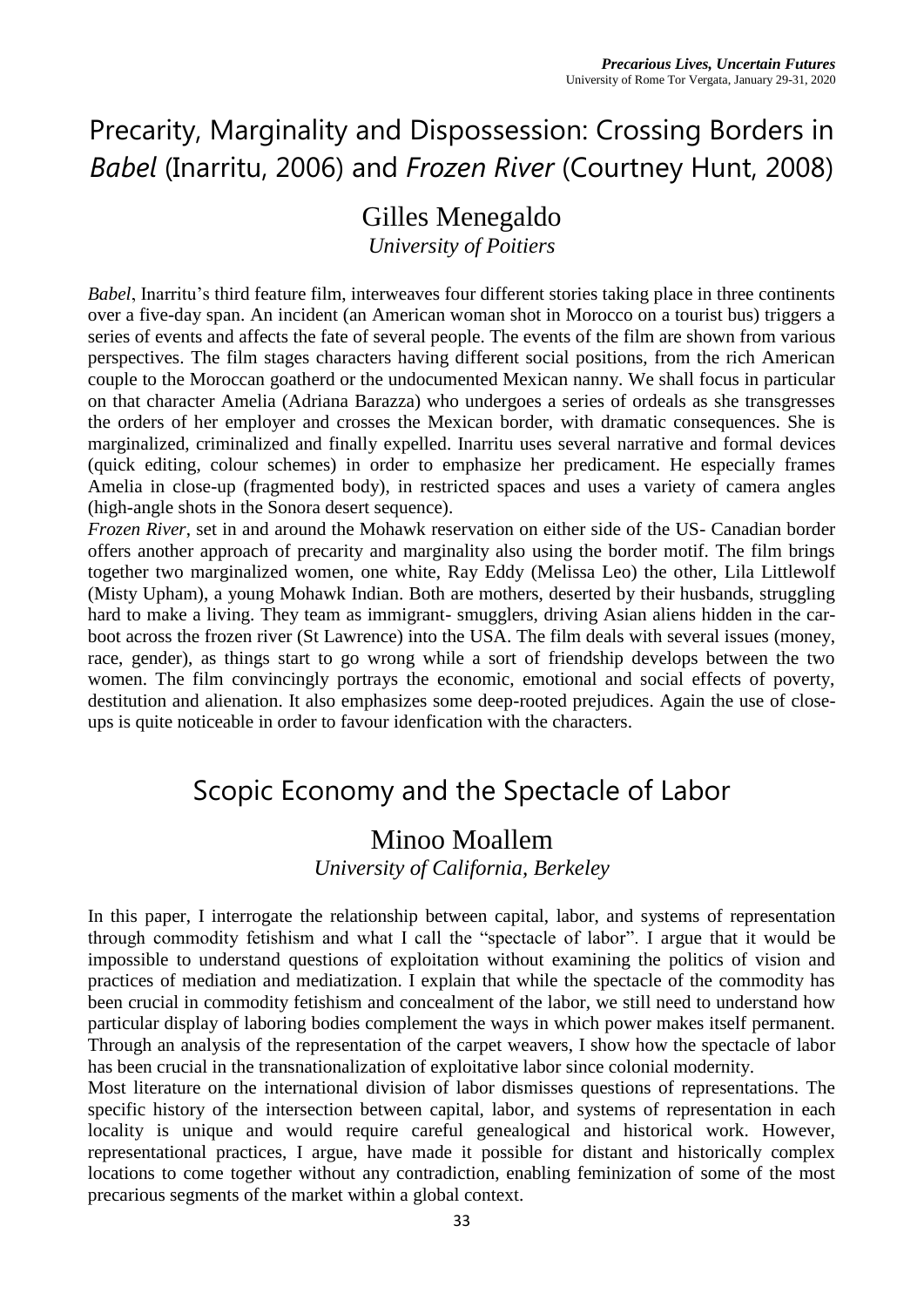# Precarity, Marginality and Dispossession: Crossing Borders in *Babel* (Inarritu, 2006) and *Frozen River* (Courtney Hunt, 2008)

## Gilles Menegaldo

*University of Poitiers*

*Babel*, Inarritu's third feature film, interweaves four different stories taking place in three continents over a five-day span. An incident (an American woman shot in Morocco on a tourist bus) triggers a series of events and affects the fate of several people. The events of the film are shown from various perspectives. The film stages characters having different social positions, from the rich American couple to the Moroccan goatherd or the undocumented Mexican nanny. We shall focus in particular on that character Amelia (Adriana Barazza) who undergoes a series of ordeals as she transgresses the orders of her employer and crosses the Mexican border, with dramatic consequences. She is marginalized, criminalized and finally expelled. Inarritu uses several narrative and formal devices (quick editing, colour schemes) in order to emphasize her predicament. He especially frames Amelia in close-up (fragmented body), in restricted spaces and uses a variety of camera angles (high-angle shots in the Sonora desert sequence).

*Frozen River*, set in and around the Mohawk reservation on either side of the US- Canadian border offers another approach of precarity and marginality also using the border motif. The film brings together two marginalized women, one white, Ray Eddy (Melissa Leo) the other, Lila Littlewolf (Misty Upham), a young Mohawk Indian. Both are mothers, deserted by their husbands, struggling hard to make a living. They team as immigrant- smugglers, driving Asian aliens hidden in the car-boot across the frozen river (St Lawrence) into the USA. The film deals with several issues (money, race, gender), as things start to go wrong while a sort of friendship develops between the two women. The film convincingly portrays the economic, emotional and social effects of poverty, destitution and alienation. It also emphasizes some deep-rooted prejudices. Again the use of close-ups is quite noticeable in order to favour idenfication with the characters.

# Scopic Economy and the Spectacle of Labor

## Minoo Moallem

*University of California, Berkeley*

In this paper, I interrogate the relationship between capital, labor, and systems of representation through commodity fetishism and what I call the "spectacle of labor". I argue that it would be impossible to understand questions of exploitation without examining the politics of vision and practices of mediation and mediatization. I explain that while the spectacle of the commodity has been crucial in commodity fetishism and concealment of the labor, we still need to understand how particular display of laboring bodies complement the ways in which power makes itself permanent. Through an analysis of the representation of the carpet weavers, I show how the spectacle of labor has been crucial in the transnationalization of exploitative labor since colonial modernity.

Most literature on the international division of labor dismisses questions of representations. The specific history of the intersection between capital, labor, and systems of representation in each locality is unique and would require careful genealogical and historical work. However, representational practices, I argue, have made it possible for distant and historically complex locations to come together without any contradiction, enabling feminization of some of the most precarious segments of the market within a global context.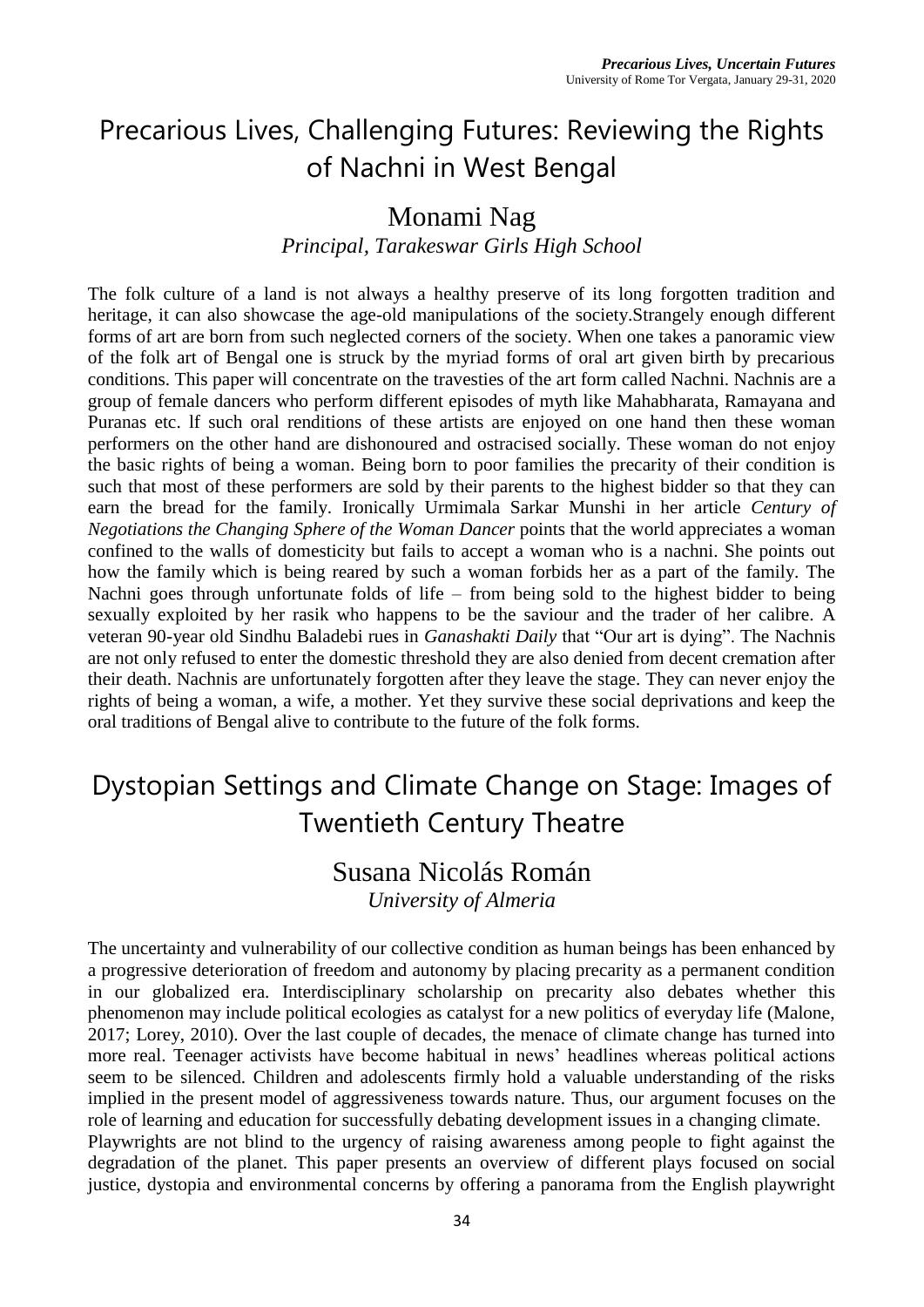# Precarious Lives, Challenging Futures: Reviewing the Rights of Nachni in West Bengal

## Monami Nag

*Principal, Tarakeswar Girls High School*

The folk culture of a land is not always a healthy preserve of its long forgotten tradition and heritage, it can also showcase the age-old manipulations of the society.Strangely enough different forms of art are born from such neglected corners of the society. When one takes a panoramic view of the folk art of Bengal one is struck by the myriad forms of oral art given birth by precarious conditions. This paper will concentrate on the travesties of the art form called Nachni. Nachnis are a group of female dancers who perform different episodes of myth like Mahabharata, Ramayana and Puranas etc. lf such oral renditions of these artists are enjoyed on one hand then these woman performers on the other hand are dishonoured and ostracised socially. These woman do not enjoy the basic rights of being a woman. Being born to poor families the precarity of their condition is such that most of these performers are sold by their parents to the highest bidder so that they can earn the bread for the family. Ironically Urmimala Sarkar Munshi in her article *Century of Negotiations the Changing Sphere of the Woman Dancer* points that the world appreciates a woman confined to the walls of domesticity but fails to accept a woman who is a nachni. She points out how the family which is being reared by such a woman forbids her as a part of the family. The Nachni goes through unfortunate folds of life – from being sold to the highest bidder to being sexually exploited by her rasik who happens to be the saviour and the trader of her calibre. A veteran 90-year old Sindhu Baladebi rues in *Ganashakti Daily* that "Our art is dying". The Nachnis are not only refused to enter the domestic threshold they are also denied from decent cremation after their death. Nachnis are unfortunately forgotten after they leave the stage. They can never enjoy the rights of being a woman, a wife, a mother. Yet they survive these social deprivations and keep the oral traditions of Bengal alive to contribute to the future of the folk forms.

# Dystopian Settings and Climate Change on Stage: Images of Twentieth Century Theatre

## Susana Nicolás Román

*University of Almeria*

The uncertainty and vulnerability of our collective condition as human beings has been enhanced by a progressive deterioration of freedom and autonomy by placing precarity as a permanent condition in our globalized era. Interdisciplinary scholarship on precarity also debates whether this phenomenon may include political ecologies as catalyst for a new politics of everyday life (Malone, 2017; Lorey, 2010). Over the last couple of decades, the menace of climate change has turned into more real. Teenager activists have become habitual in news' headlines whereas political actions seem to be silenced. Children and adolescents firmly hold a valuable understanding of the risks implied in the present model of aggressiveness towards nature. Thus, our argument focuses on the role of learning and education for successfully debating development issues in a changing climate.

Playwrights are not blind to the urgency of raising awareness among people to fight against the degradation of the planet. This paper presents an overview of different plays focused on social justice, dystopia and environmental concerns by offering a panorama from the English playwright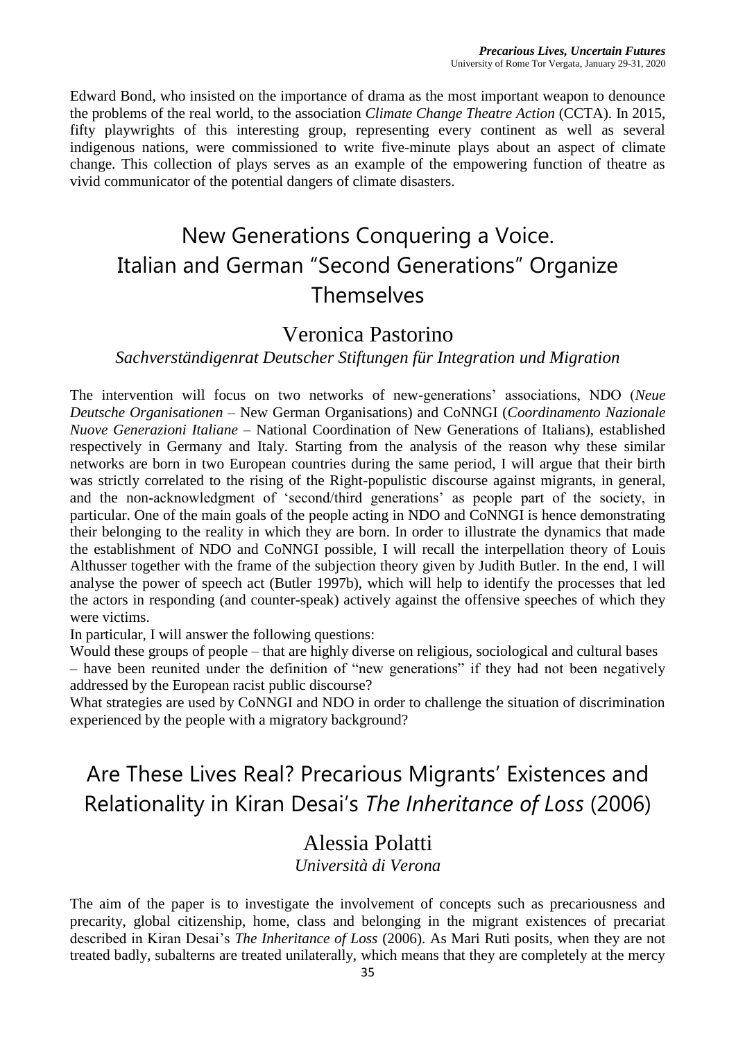Edward Bond, who insisted on the importance of drama as the most important weapon to denounce the problems of the real world, to the association *Climate Change Theatre Action* (CCTA). In 2015, fifty playwrights of this interesting group, representing every continent as well as several indigenous nations, were commissioned to write five-minute plays about an aspect of climate change. This collection of plays serves as an example of the empowering function of theatre as vivid communicator of the potential dangers of climate disasters.

## New Generations Conquering a Voice. Italian and German "Second Generations" Organize Themselves

### Veronica Pastorino

*Sachverständigenrat Deutscher Stiftungen für Integration und Migration*

The intervention will focus on two networks of new-generations' associations, NDO (*Neue Deutsche Organisationen* – New German Organisations) and CoNNGI (*Coordinamento Nazionale Nuove Generazioni Italiane* – National Coordination of New Generations of Italians), established respectively in Germany and Italy. Starting from the analysis of the reason why these similar networks are born in two European countries during the same period, I will argue that their birth was strictly correlated to the rising of the Right-populistic discourse against migrants, in general, and the non-acknowledgment of 'second/third generations' as people part of the society, in particular. One of the main goals of the people acting in NDO and CoNNGI is hence demonstrating their belonging to the reality in which they are born. In order to illustrate the dynamics that made the establishment of NDO and CoNNGI possible, I will recall the interpellation theory of Louis Althusser together with the frame of the subjection theory given by Judith Butler. In the end, I will analyse the power of speech act (Butler 1997b), which will help to identify the processes that led the actors in responding (and counter-speak) actively against the offensive speeches of which they were victims.

In particular, I will answer the following questions:

Would these groups of people – that are highly diverse on religious, sociological and cultural bases – have been reunited under the definition of "new generations" if they had not been negatively addressed by the European racist public discourse?

What strategies are used by CoNNGI and NDO in order to challenge the situation of discrimination experienced by the people with a migratory background?

## Are These Lives Real? Precarious Migrants' Existences and Relationality in Kiran Desai's *The Inheritance of Loss* (2006)

### Alessia Polatti

*Università di Verona*

The aim of the paper is to investigate the involvement of concepts such as precariousness and precarity, global citizenship, home, class and belonging in the migrant existences of precariat described in Kiran Desai's *The Inheritance of Loss* (2006). As Mari Ruti posits, when they are not treated badly, subalterns are treated unilaterally, which means that they are completely at the mercy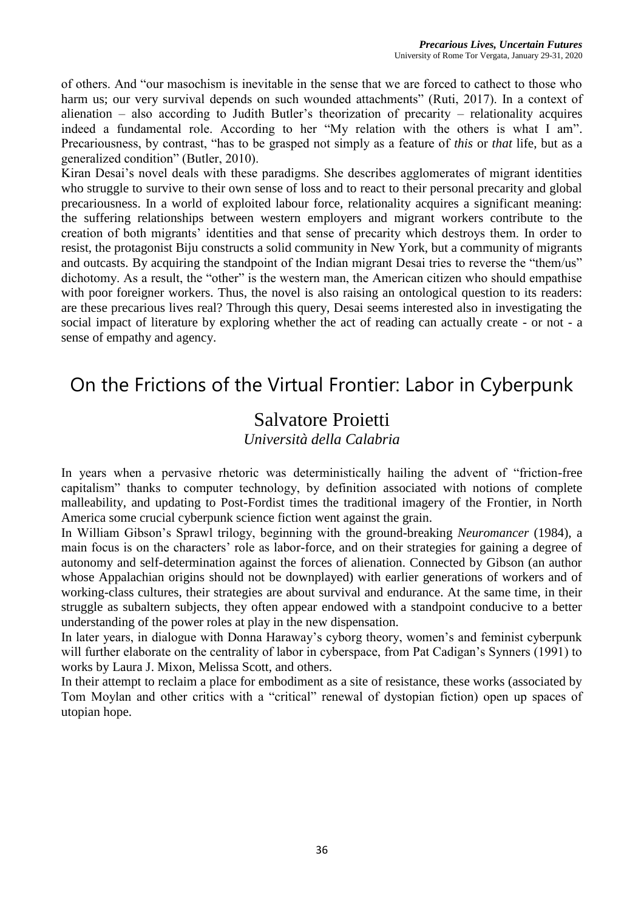of others. And "our masochism is inevitable in the sense that we are forced to cathect to those who harm us; our very survival depends on such wounded attachments" (Ruti, 2017). In a context of alienation – also according to Judith Butler's theorization of precarity – relationality acquires indeed a fundamental role. According to her "My relation with the others is what I am". Precariousness, by contrast, "has to be grasped not simply as a feature of *this* or *that* life, but as a generalized condition" (Butler, 2010).

Kiran Desai's novel deals with these paradigms. She describes agglomerates of migrant identities who struggle to survive to their own sense of loss and to react to their personal precarity and global precariousness. In a world of exploited labour force, relationality acquires a significant meaning: the suffering relationships between western employers and migrant workers contribute to the creation of both migrants' identities and that sense of precarity which destroys them. In order to resist, the protagonist Biju constructs a solid community in New York, but a community of migrants and outcasts. By acquiring the standpoint of the Indian migrant Desai tries to reverse the "them/us" dichotomy. As a result, the "other" is the western man, the American citizen who should empathise with poor foreigner workers. Thus, the novel is also raising an ontological question to its readers: are these precarious lives real? Through this query, Desai seems interested also in investigating the social impact of literature by exploring whether the act of reading can actually create - or not - a sense of empathy and agency.

# On the Frictions of the Virtual Frontier: Labor in Cyberpunk

## Salvatore Proietti

*Università della Calabria*

In years when a pervasive rhetoric was deterministically hailing the advent of "friction-free capitalism" thanks to computer technology, by definition associated with notions of complete malleability, and updating to Post-Fordist times the traditional imagery of the Frontier, in North America some crucial cyberpunk science fiction went against the grain.

In William Gibson's Sprawl trilogy, beginning with the ground-breaking *Neuromancer* (1984), a main focus is on the characters' role as labor-force, and on their strategies for gaining a degree of autonomy and self-determination against the forces of alienation. Connected by Gibson (an author whose Appalachian origins should not be downplayed) with earlier generations of workers and of working-class cultures, their strategies are about survival and endurance. At the same time, in their struggle as subaltern subjects, they often appear endowed with a standpoint conducive to a better understanding of the power roles at play in the new dispensation.

In later years, in dialogue with Donna Haraway's cyborg theory, women's and feminist cyberpunk will further elaborate on the centrality of labor in cyberspace, from Pat Cadigan's Synners (1991) to works by Laura J. Mixon, Melissa Scott, and others.

In their attempt to reclaim a place for embodiment as a site of resistance, these works (associated by Tom Moylan and other critics with a "critical" renewal of dystopian fiction) open up spaces of utopian hope.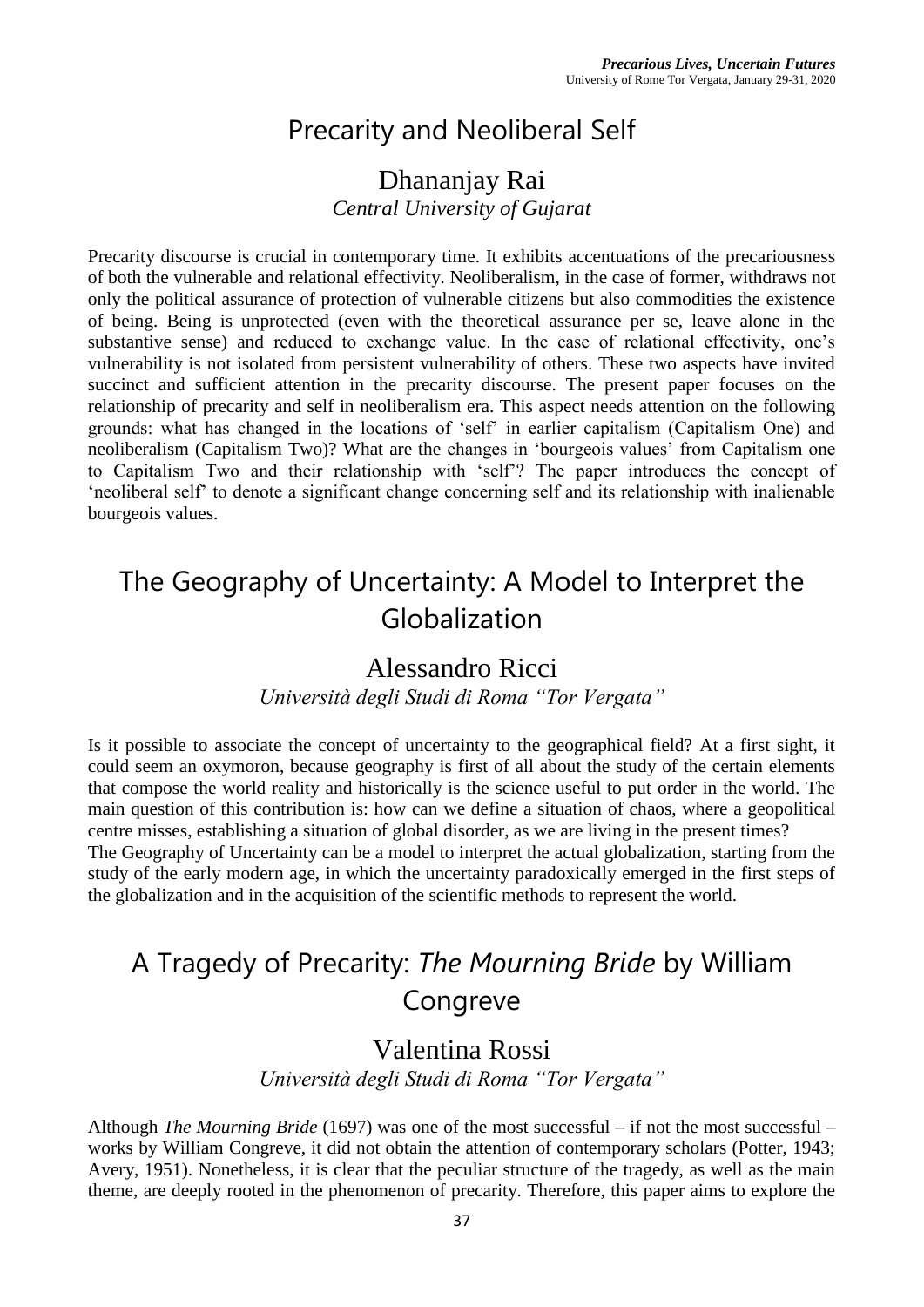## Precarity and Neoliberal Self

### Dhananjay Rai

*Central University of Gujarat*

Precarity discourse is crucial in contemporary time. It exhibits accentuations of the precariousness of both the vulnerable and relational effectivity. Neoliberalism, in the case of former, withdraws not only the political assurance of protection of vulnerable citizens but also commodities the existence of being. Being is unprotected (even with the theoretical assurance per se, leave alone in the substantive sense) and reduced to exchange value. In the case of relational effectivity, one's vulnerability is not isolated from persistent vulnerability of others. These two aspects have invited succinct and sufficient attention in the precarity discourse. The present paper focuses on the relationship of precarity and self in neoliberalism era. This aspect needs attention on the following grounds: what has changed in the locations of 'self' in earlier capitalism (Capitalism One) and neoliberalism (Capitalism Two)? What are the changes in 'bourgeois values' from Capitalism one to Capitalism Two and their relationship with 'self'? The paper introduces the concept of 'neoliberal self' to denote a significant change concerning self and its relationship with inalienable bourgeois values.

## The Geography of Uncertainty: A Model to Interpret the Globalization

### Alessandro Ricci

*Università degli Studi di Roma "Tor Vergata"*

Is it possible to associate the concept of uncertainty to the geographical field? At a first sight, it could seem an oxymoron, because geography is first of all about the study of the certain elements that compose the world reality and historically is the science useful to put order in the world. The main question of this contribution is: how can we define a situation of chaos, where a geopolitical centre misses, establishing a situation of global disorder, as we are living in the present times?
The Geography of Uncertainty can be a model to interpret the actual globalization, starting from the study of the early modern age, in which the uncertainty paradoxically emerged in the first steps of the globalization and in the acquisition of the scientific methods to represent the world.

## A Tragedy of Precarity: *The Mourning Bride* by William Congreve

### Valentina Rossi

*Università degli Studi di Roma "Tor Vergata"*

Although *The Mourning Bride* (1697) was one of the most successful – if not the most successful – works by William Congreve, it did not obtain the attention of contemporary scholars (Potter, 1943; Avery, 1951). Nonetheless, it is clear that the peculiar structure of the tragedy, as well as the main theme, are deeply rooted in the phenomenon of precarity. Therefore, this paper aims to explore the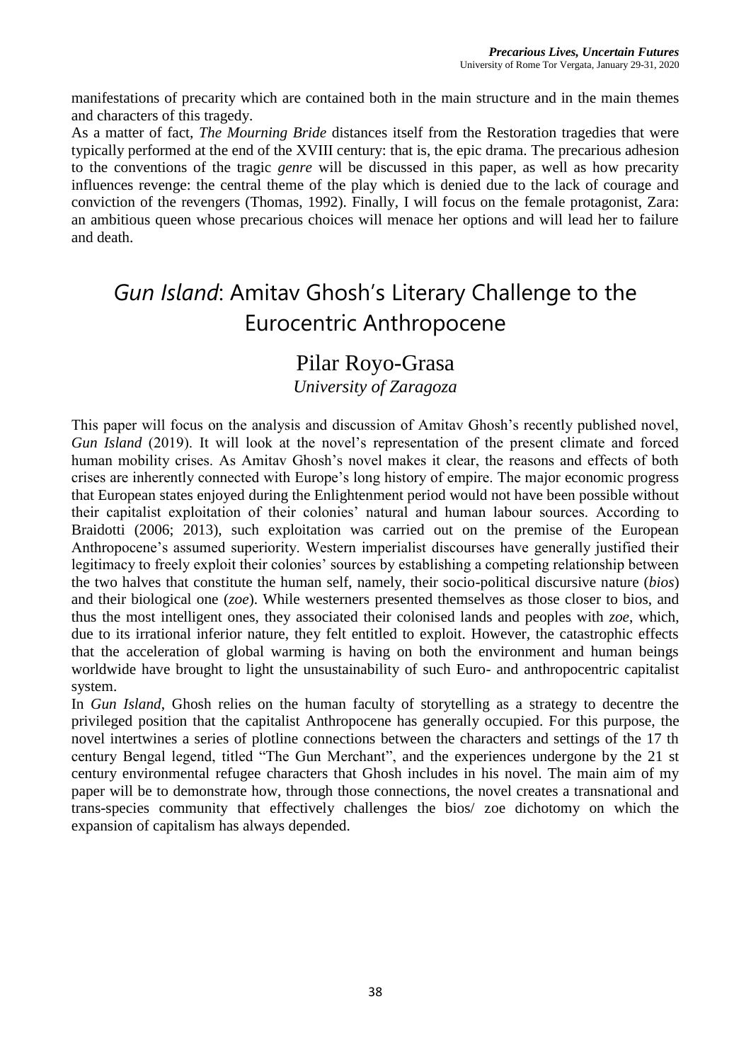manifestations of precarity which are contained both in the main structure and in the main themes and characters of this tragedy.

As a matter of fact, *The Mourning Bride* distances itself from the Restoration tragedies that were typically performed at the end of the XVIII century: that is, the epic drama. The precarious adhesion to the conventions of the tragic *genre* will be discussed in this paper, as well as how precarity influences revenge: the central theme of the play which is denied due to the lack of courage and conviction of the revengers (Thomas, 1992). Finally, I will focus on the female protagonist, Zara: an ambitious queen whose precarious choices will menace her options and will lead her to failure and death.

# *Gun Island*: Amitav Ghosh's Literary Challenge to the Eurocentric Anthropocene

## Pilar Royo-Grasa

*University of Zaragoza*

This paper will focus on the analysis and discussion of Amitav Ghosh's recently published novel, *Gun Island* (2019). It will look at the novel's representation of the present climate and forced human mobility crises. As Amitav Ghosh's novel makes it clear, the reasons and effects of both crises are inherently connected with Europe's long history of empire. The major economic progress that European states enjoyed during the Enlightenment period would not have been possible without their capitalist exploitation of their colonies' natural and human labour sources. According to Braidotti (2006; 2013), such exploitation was carried out on the premise of the European Anthropocene's assumed superiority. Western imperialist discourses have generally justified their legitimacy to freely exploit their colonies' sources by establishing a competing relationship between the two halves that constitute the human self, namely, their socio-political discursive nature (*bios*) and their biological one (*zoe*). While westerners presented themselves as those closer to bios, and thus the most intelligent ones, they associated their colonised lands and peoples with *zoe*, which, due to its irrational inferior nature, they felt entitled to exploit. However, the catastrophic effects that the acceleration of global warming is having on both the environment and human beings worldwide have brought to light the unsustainability of such Euro- and anthropocentric capitalist system.

In *Gun Island*, Ghosh relies on the human faculty of storytelling as a strategy to decentre the privileged position that the capitalist Anthropocene has generally occupied. For this purpose, the novel intertwines a series of plotline connections between the characters and settings of the 17 th century Bengal legend, titled "The Gun Merchant", and the experiences undergone by the 21 st century environmental refugee characters that Ghosh includes in his novel. The main aim of my paper will be to demonstrate how, through those connections, the novel creates a transnational and trans-species community that effectively challenges the bios/ zoe dichotomy on which the expansion of capitalism has always depended.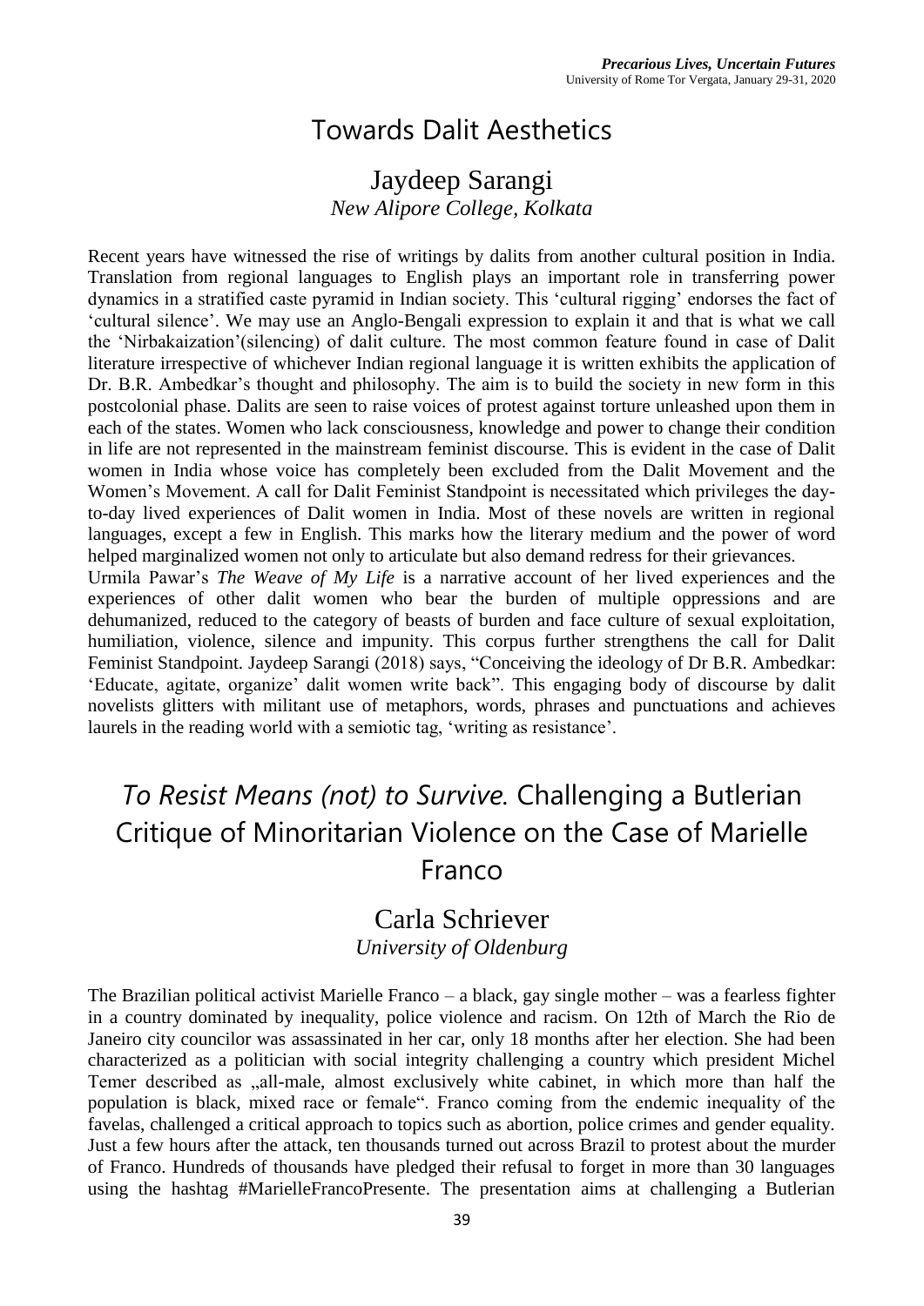## Towards Dalit Aesthetics

### Jaydeep Sarangi

*New Alipore College, Kolkata*

Recent years have witnessed the rise of writings by dalits from another cultural position in India. Translation from regional languages to English plays an important role in transferring power dynamics in a stratified caste pyramid in Indian society. This 'cultural rigging' endorses the fact of 'cultural silence'. We may use an Anglo-Bengali expression to explain it and that is what we call the 'Nirbakaization'(silencing) of dalit culture. The most common feature found in case of Dalit literature irrespective of whichever Indian regional language it is written exhibits the application of Dr. B.R. Ambedkar's thought and philosophy. The aim is to build the society in new form in this postcolonial phase. Dalits are seen to raise voices of protest against torture unleashed upon them in each of the states. Women who lack consciousness, knowledge and power to change their condition in life are not represented in the mainstream feminist discourse. This is evident in the case of Dalit women in India whose voice has completely been excluded from the Dalit Movement and the Women's Movement. A call for Dalit Feminist Standpoint is necessitated which privileges the day-to-day lived experiences of Dalit women in India. Most of these novels are written in regional languages, except a few in English. This marks how the literary medium and the power of word helped marginalized women not only to articulate but also demand redress for their grievances.

Urmila Pawar's *The Weave of My Life* is a narrative account of her lived experiences and the experiences of other dalit women who bear the burden of multiple oppressions and are dehumanized, reduced to the category of beasts of burden and face culture of sexual exploitation, humiliation, violence, silence and impunity. This corpus further strengthens the call for Dalit Feminist Standpoint. Jaydeep Sarangi (2018) says, "Conceiving the ideology of Dr B.R. Ambedkar: 'Educate, agitate, organize' dalit women write back". This engaging body of discourse by dalit novelists glitters with militant use of metaphors, words, phrases and punctuations and achieves laurels in the reading world with a semiotic tag, 'writing as resistance'.

## *To Resist Means (not) to Survive.* Challenging a Butlerian Critique of Minoritarian Violence on the Case of Marielle Franco

### Carla Schriever

*University of Oldenburg*

The Brazilian political activist Marielle Franco – a black, gay single mother – was a fearless fighter in a country dominated by inequality, police violence and racism. On 12th of March the Rio de Janeiro city councilor was assassinated in her car, only 18 months after her election. She had been characterized as a politician with social integrity challenging a country which president Michel Temer described as „all-male, almost exclusively white cabinet, in which more than half the population is black, mixed race or female". Franco coming from the endemic inequality of the favelas, challenged a critical approach to topics such as abortion, police crimes and gender equality. Just a few hours after the attack, ten thousands turned out across Brazil to protest about the murder of Franco. Hundreds of thousands have pledged their refusal to forget in more than 30 languages using the hashtag #MarielleFrancoPresente. The presentation aims at challenging a Butlerian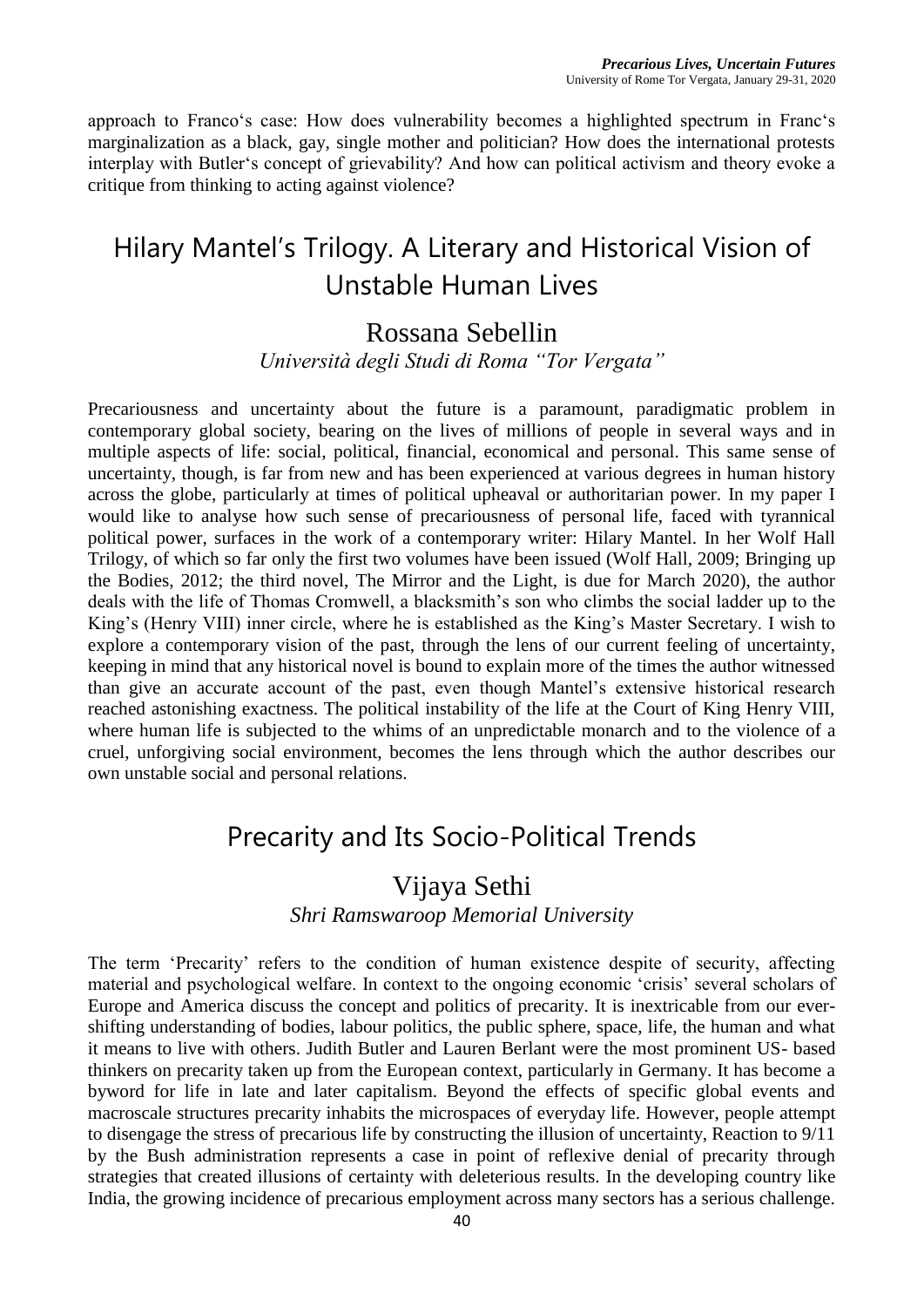approach to Franco's case: How does vulnerability becomes a highlighted spectrum in Franc's marginalization as a black, gay, single mother and politician? How does the international protests interplay with Butler's concept of grievability? And how can political activism and theory evoke a critique from thinking to acting against violence?

# Hilary Mantel's Trilogy. A Literary and Historical Vision of Unstable Human Lives

## Rossana Sebellin

*Università degli Studi di Roma "Tor Vergata"*

Precariousness and uncertainty about the future is a paramount, paradigmatic problem in contemporary global society, bearing on the lives of millions of people in several ways and in multiple aspects of life: social, political, financial, economical and personal. This same sense of uncertainty, though, is far from new and has been experienced at various degrees in human history across the globe, particularly at times of political upheaval or authoritarian power. In my paper I would like to analyse how such sense of precariousness of personal life, faced with tyrannical political power, surfaces in the work of a contemporary writer: Hilary Mantel. In her Wolf Hall Trilogy, of which so far only the first two volumes have been issued (Wolf Hall, 2009; Bringing up the Bodies, 2012; the third novel, The Mirror and the Light, is due for March 2020), the author deals with the life of Thomas Cromwell, a blacksmith's son who climbs the social ladder up to the King's (Henry VIII) inner circle, where he is established as the King's Master Secretary. I wish to explore a contemporary vision of the past, through the lens of our current feeling of uncertainty, keeping in mind that any historical novel is bound to explain more of the times the author witnessed than give an accurate account of the past, even though Mantel's extensive historical research reached astonishing exactness. The political instability of the life at the Court of King Henry VIII, where human life is subjected to the whims of an unpredictable monarch and to the violence of a cruel, unforgiving social environment, becomes the lens through which the author describes our own unstable social and personal relations.

# Precarity and Its Socio-Political Trends

## Vijaya Sethi

*Shri Ramswaroop Memorial University*

The term 'Precarity' refers to the condition of human existence despite of security, affecting material and psychological welfare. In context to the ongoing economic 'crisis' several scholars of Europe and America discuss the concept and politics of precarity. It is inextricable from our ever-shifting understanding of bodies, labour politics, the public sphere, space, life, the human and what it means to live with others. Judith Butler and Lauren Berlant were the most prominent US- based thinkers on precarity taken up from the European context, particularly in Germany. It has become a byword for life in late and later capitalism. Beyond the effects of specific global events and macroscale structures precarity inhabits the microspaces of everyday life. However, people attempt to disengage the stress of precarious life by constructing the illusion of uncertainty, Reaction to 9/11 by the Bush administration represents a case in point of reflexive denial of precarity through strategies that created illusions of certainty with deleterious results. In the developing country like India, the growing incidence of precarious employment across many sectors has a serious challenge.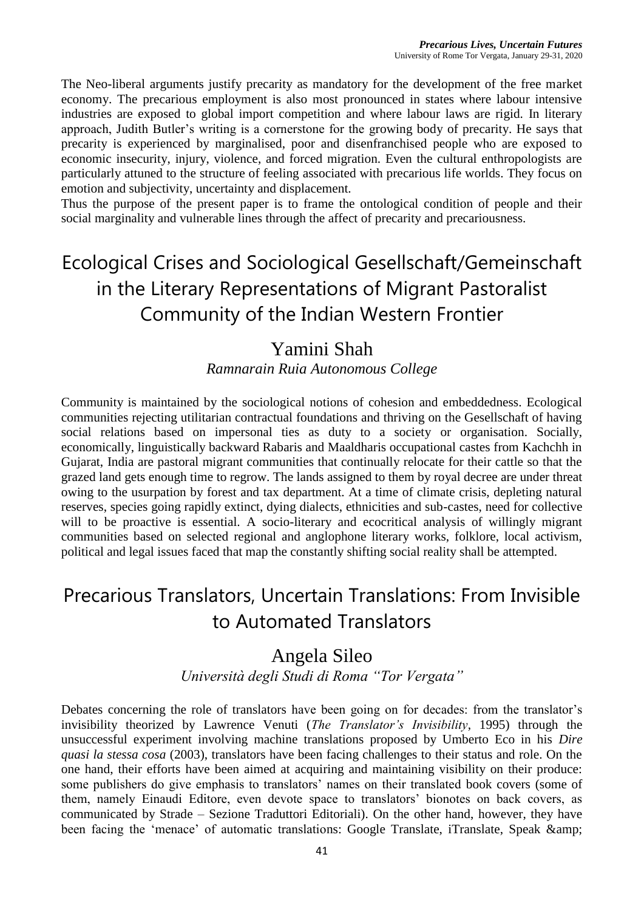The Neo-liberal arguments justify precarity as mandatory for the development of the free market economy. The precarious employment is also most pronounced in states where labour intensive industries are exposed to global import competition and where labour laws are rigid. In literary approach, Judith Butler's writing is a cornerstone for the growing body of precarity. He says that precarity is experienced by marginalised, poor and disenfranchised people who are exposed to economic insecurity, injury, violence, and forced migration. Even the cultural enthropologists are particularly attuned to the structure of feeling associated with precarious life worlds. They focus on emotion and subjectivity, uncertainty and displacement.

Thus the purpose of the present paper is to frame the ontological condition of people and their social marginality and vulnerable lines through the affect of precarity and precariousness.

# Ecological Crises and Sociological Gesellschaft/Gemeinschaft in the Literary Representations of Migrant Pastoralist Community of the Indian Western Frontier

## Yamini Shah

*Ramnarain Ruia Autonomous College*

Community is maintained by the sociological notions of cohesion and embeddedness. Ecological communities rejecting utilitarian contractual foundations and thriving on the Gesellschaft of having social relations based on impersonal ties as duty to a society or organisation. Socially, economically, linguistically backward Rabaris and Maaldharis occupational castes from Kachchh in Gujarat, India are pastoral migrant communities that continually relocate for their cattle so that the grazed land gets enough time to regrow. The lands assigned to them by royal decree are under threat owing to the usurpation by forest and tax department. At a time of climate crisis, depleting natural reserves, species going rapidly extinct, dying dialects, ethnicities and sub-castes, need for collective will to be proactive is essential. A socio-literary and ecocritical analysis of willingly migrant communities based on selected regional and anglophone literary works, folklore, local activism, political and legal issues faced that map the constantly shifting social reality shall be attempted.

# Precarious Translators, Uncertain Translations: From Invisible to Automated Translators

## Angela Sileo

*Università degli Studi di Roma "Tor Vergata"*

Debates concerning the role of translators have been going on for decades: from the translator's invisibility theorized by Lawrence Venuti (*The Translator's Invisibility*, 1995) through the unsuccessful experiment involving machine translations proposed by Umberto Eco in his *Dire quasi la stessa cosa* (2003), translators have been facing challenges to their status and role. On the one hand, their efforts have been aimed at acquiring and maintaining visibility on their produce: some publishers do give emphasis to translators' names on their translated book covers (some of them, namely Einaudi Editore, even devote space to translators' bionotes on back covers, as communicated by Strade – Sezione Traduttori Editoriali). On the other hand, however, they have been facing the 'menace' of automatic translations: Google Translate, iTranslate, Speak &amp;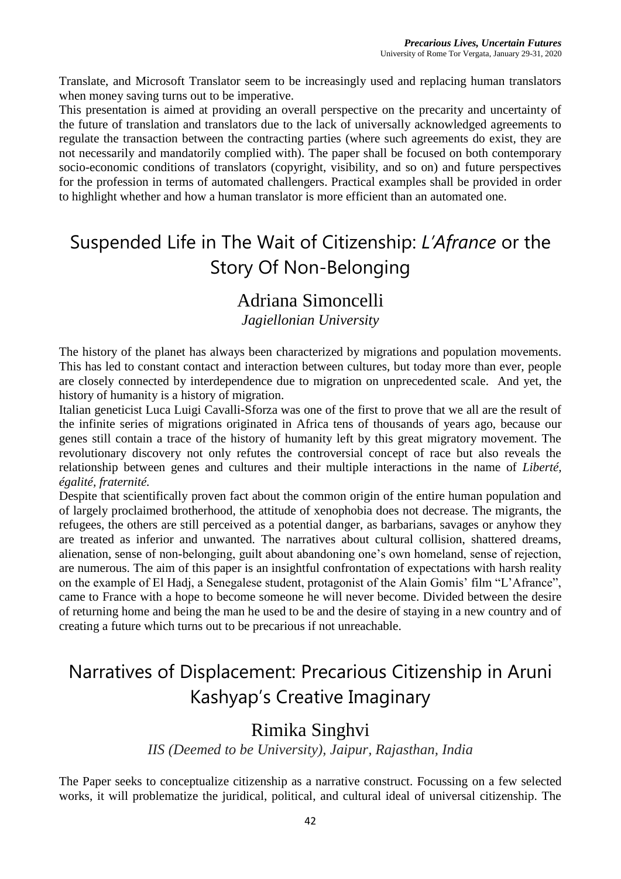Translate, and Microsoft Translator seem to be increasingly used and replacing human translators when money saving turns out to be imperative.

This presentation is aimed at providing an overall perspective on the precarity and uncertainty of the future of translation and translators due to the lack of universally acknowledged agreements to regulate the transaction between the contracting parties (where such agreements do exist, they are not necessarily and mandatorily complied with). The paper shall be focused on both contemporary socio-economic conditions of translators (copyright, visibility, and so on) and future perspectives for the profession in terms of automated challengers. Practical examples shall be provided in order to highlight whether and how a human translator is more efficient than an automated one.

# Suspended Life in The Wait of Citizenship: *L'Afrance* or the Story Of Non-Belonging

## Adriana Simoncelli

*Jagiellonian University*

The history of the planet has always been characterized by migrations and population movements. This has led to constant contact and interaction between cultures, but today more than ever, people are closely connected by interdependence due to migration on unprecedented scale. And yet, the history of humanity is a history of migration.

Italian geneticist Luca Luigi Cavalli-Sforza was one of the first to prove that we all are the result of the infinite series of migrations originated in Africa tens of thousands of years ago, because our genes still contain a trace of the history of humanity left by this great migratory movement. The revolutionary discovery not only refutes the controversial concept of race but also reveals the relationship between genes and cultures and their multiple interactions in the name of *Liberté, égalité, fraternité.*

Despite that scientifically proven fact about the common origin of the entire human population and of largely proclaimed brotherhood, the attitude of xenophobia does not decrease. The migrants, the refugees, the others are still perceived as a potential danger, as barbarians, savages or anyhow they are treated as inferior and unwanted. The narratives about cultural collision, shattered dreams, alienation, sense of non-belonging, guilt about abandoning one's own homeland, sense of rejection, are numerous. The aim of this paper is an insightful confrontation of expectations with harsh reality on the example of El Hadj, a Senegalese student, protagonist of the Alain Gomis' film "L'Afrance", came to France with a hope to become someone he will never become. Divided between the desire of returning home and being the man he used to be and the desire of staying in a new country and of creating a future which turns out to be precarious if not unreachable.

# Narratives of Displacement: Precarious Citizenship in Aruni Kashyap's Creative Imaginary

## Rimika Singhvi

*IIS (Deemed to be University), Jaipur, Rajasthan, India*

The Paper seeks to conceptualize citizenship as a narrative construct. Focussing on a few selected works, it will problematize the juridical, political, and cultural ideal of universal citizenship. The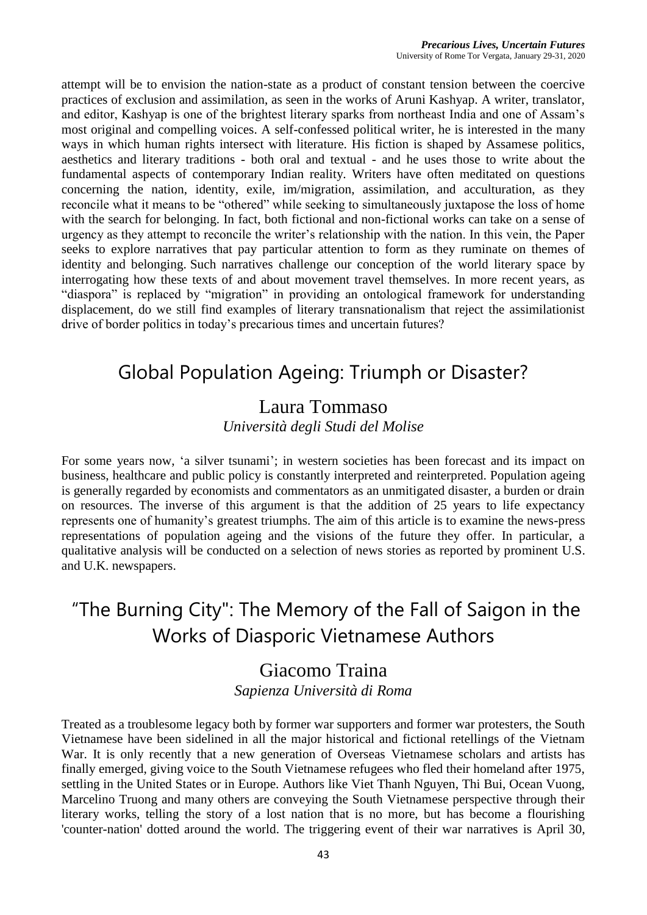attempt will be to envision the nation-state as a product of constant tension between the coercive practices of exclusion and assimilation, as seen in the works of Aruni Kashyap. A writer, translator, and editor, Kashyap is one of the brightest literary sparks from northeast India and one of Assam's most original and compelling voices. A self-confessed political writer, he is interested in the many ways in which human rights intersect with literature. His fiction is shaped by Assamese politics, aesthetics and literary traditions - both oral and textual - and he uses those to write about the fundamental aspects of contemporary Indian reality. Writers have often meditated on questions concerning the nation, identity, exile, im/migration, assimilation, and acculturation, as they reconcile what it means to be "othered" while seeking to simultaneously juxtapose the loss of home with the search for belonging. In fact, both fictional and non-fictional works can take on a sense of urgency as they attempt to reconcile the writer's relationship with the nation. In this vein, the Paper seeks to explore narratives that pay particular attention to form as they ruminate on themes of identity and belonging. Such narratives challenge our conception of the world literary space by interrogating how these texts of and about movement travel themselves. In more recent years, as "diaspora" is replaced by "migration" in providing an ontological framework for understanding displacement, do we still find examples of literary transnationalism that reject the assimilationist drive of border politics in today's precarious times and uncertain futures?

## Global Population Ageing: Triumph or Disaster?

### Laura Tommaso

*Università degli Studi del Molise*

For some years now, 'a silver tsunami'; in western societies has been forecast and its impact on business, healthcare and public policy is constantly interpreted and reinterpreted. Population ageing is generally regarded by economists and commentators as an unmitigated disaster, a burden or drain on resources. The inverse of this argument is that the addition of 25 years to life expectancy represents one of humanity's greatest triumphs. The aim of this article is to examine the news-press representations of population ageing and the visions of the future they offer. In particular, a qualitative analysis will be conducted on a selection of news stories as reported by prominent U.S. and U.K. newspapers.

## "The Burning City": The Memory of the Fall of Saigon in the Works of Diasporic Vietnamese Authors

### Giacomo Traina

*Sapienza Università di Roma*

Treated as a troublesome legacy both by former war supporters and former war protesters, the South Vietnamese have been sidelined in all the major historical and fictional retellings of the Vietnam War. It is only recently that a new generation of Overseas Vietnamese scholars and artists has finally emerged, giving voice to the South Vietnamese refugees who fled their homeland after 1975, settling in the United States or in Europe. Authors like Viet Thanh Nguyen, Thi Bui, Ocean Vuong, Marcelino Truong and many others are conveying the South Vietnamese perspective through their literary works, telling the story of a lost nation that is no more, but has become a flourishing 'counter-nation' dotted around the world. The triggering event of their war narratives is April 30,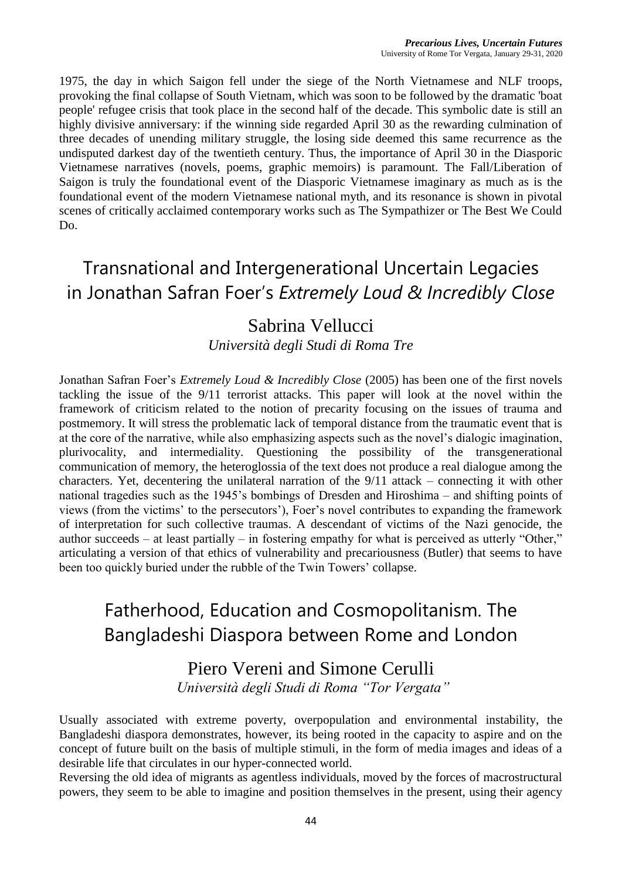1975, the day in which Saigon fell under the siege of the North Vietnamese and NLF troops, provoking the final collapse of South Vietnam, which was soon to be followed by the dramatic 'boat people' refugee crisis that took place in the second half of the decade. This symbolic date is still an highly divisive anniversary: if the winning side regarded April 30 as the rewarding culmination of three decades of unending military struggle, the losing side deemed this same recurrence as the undisputed darkest day of the twentieth century. Thus, the importance of April 30 in the Diasporic Vietnamese narratives (novels, poems, graphic memoirs) is paramount. The Fall/Liberation of Saigon is truly the foundational event of the Diasporic Vietnamese imaginary as much as is the foundational event of the modern Vietnamese national myth, and its resonance is shown in pivotal scenes of critically acclaimed contemporary works such as The Sympathizer or The Best We Could Do.

## Transnational and Intergenerational Uncertain Legacies in Jonathan Safran Foer's *Extremely Loud & Incredibly Close*

### Sabrina Vellucci

*Università degli Studi di Roma Tre*

Jonathan Safran Foer's *Extremely Loud & Incredibly Close* (2005) has been one of the first novels tackling the issue of the 9/11 terrorist attacks. This paper will look at the novel within the framework of criticism related to the notion of precarity focusing on the issues of trauma and postmemory. It will stress the problematic lack of temporal distance from the traumatic event that is at the core of the narrative, while also emphasizing aspects such as the novel's dialogic imagination, plurivocality, and intermediality. Questioning the possibility of the transgenerational communication of memory, the heteroglossia of the text does not produce a real dialogue among the characters. Yet, decentering the unilateral narration of the 9/11 attack – connecting it with other national tragedies such as the 1945's bombings of Dresden and Hiroshima – and shifting points of views (from the victims' to the persecutors'), Foer's novel contributes to expanding the framework of interpretation for such collective traumas. A descendant of victims of the Nazi genocide, the author succeeds – at least partially – in fostering empathy for what is perceived as utterly "Other," articulating a version of that ethics of vulnerability and precariousness (Butler) that seems to have been too quickly buried under the rubble of the Twin Towers' collapse.

## Fatherhood, Education and Cosmopolitanism. The Bangladeshi Diaspora between Rome and London

### Piero Vereni and Simone Cerulli

*Università degli Studi di Roma "Tor Vergata"*

Usually associated with extreme poverty, overpopulation and environmental instability, the Bangladeshi diaspora demonstrates, however, its being rooted in the capacity to aspire and on the concept of future built on the basis of multiple stimuli, in the form of media images and ideas of a desirable life that circulates in our hyper-connected world.

Reversing the old idea of migrants as agentless individuals, moved by the forces of macrostructural powers, they seem to be able to imagine and position themselves in the present, using their agency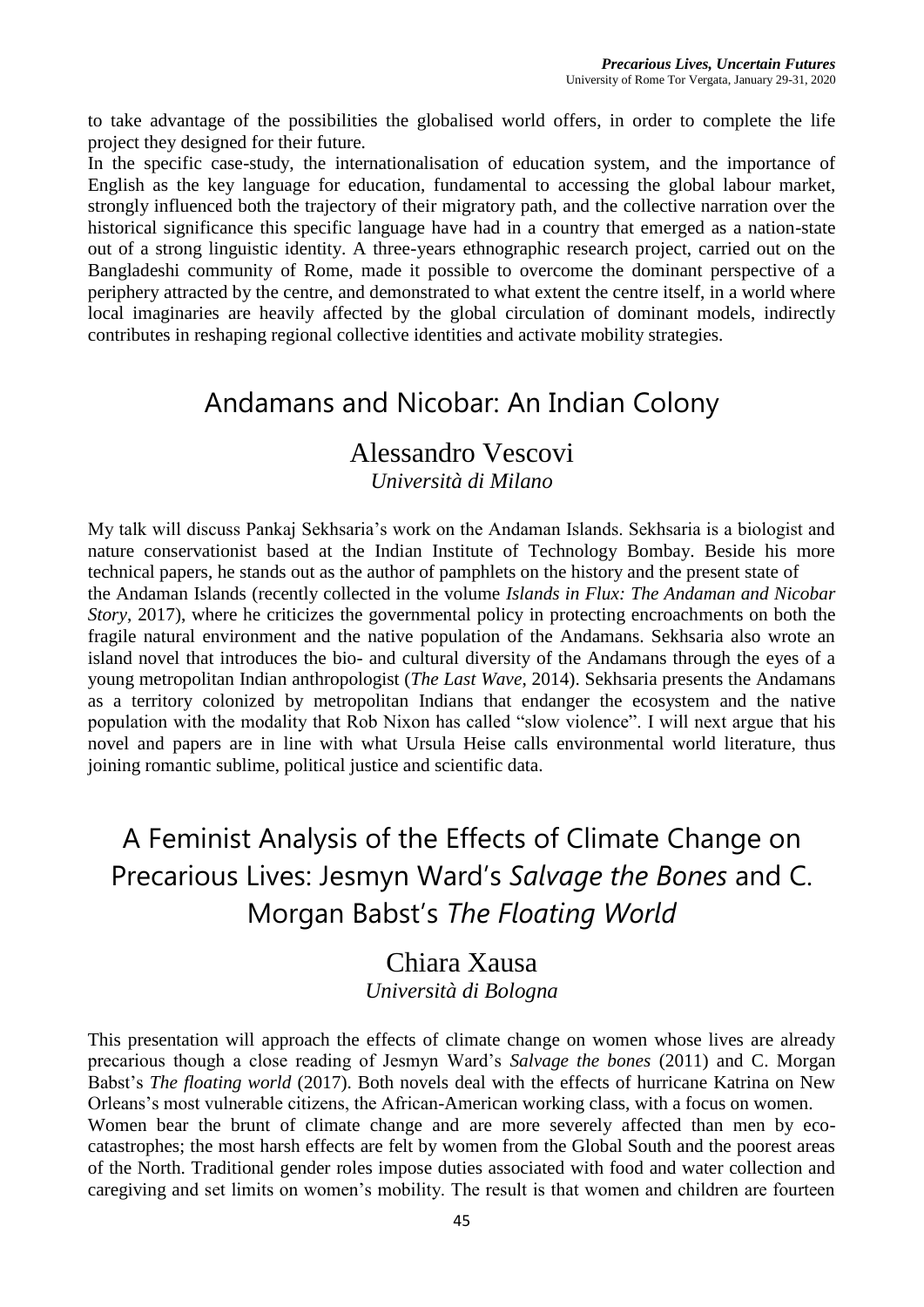to take advantage of the possibilities the globalised world offers, in order to complete the life project they designed for their future.

In the specific case-study, the internationalisation of education system, and the importance of English as the key language for education, fundamental to accessing the global labour market, strongly influenced both the trajectory of their migratory path, and the collective narration over the historical significance this specific language have had in a country that emerged as a nation-state out of a strong linguistic identity. A three-years ethnographic research project, carried out on the Bangladeshi community of Rome, made it possible to overcome the dominant perspective of a periphery attracted by the centre, and demonstrated to what extent the centre itself, in a world where local imaginaries are heavily affected by the global circulation of dominant models, indirectly contributes in reshaping regional collective identities and activate mobility strategies.

## Andamans and Nicobar: An Indian Colony

### Alessandro Vescovi
*Università di Milano*

My talk will discuss Pankaj Sekhsaria's work on the Andaman Islands. Sekhsaria is a biologist and nature conservationist based at the Indian Institute of Technology Bombay. Beside his more technical papers, he stands out as the author of pamphlets on the history and the present state of the Andaman Islands (recently collected in the volume *Islands in Flux: The Andaman and Nicobar Story*, 2017), where he criticizes the governmental policy in protecting encroachments on both the fragile natural environment and the native population of the Andamans. Sekhsaria also wrote an island novel that introduces the bio- and cultural diversity of the Andamans through the eyes of a young metropolitan Indian anthropologist (*The Last Wave*, 2014). Sekhsaria presents the Andamans as a territory colonized by metropolitan Indians that endanger the ecosystem and the native population with the modality that Rob Nixon has called "slow violence". I will next argue that his novel and papers are in line with what Ursula Heise calls environmental world literature, thus joining romantic sublime, political justice and scientific data.

## A Feminist Analysis of the Effects of Climate Change on Precarious Lives: Jesmyn Ward's *Salvage the Bones* and C. Morgan Babst's *The Floating World*

### Chiara Xausa
*Università di Bologna*

This presentation will approach the effects of climate change on women whose lives are already precarious though a close reading of Jesmyn Ward's *Salvage the bones* (2011) and C. Morgan Babst's *The floating world* (2017). Both novels deal with the effects of hurricane Katrina on New Orleans's most vulnerable citizens, the African-American working class, with a focus on women.

Women bear the brunt of climate change and are more severely affected than men by eco-catastrophes; the most harsh effects are felt by women from the Global South and the poorest areas of the North. Traditional gender roles impose duties associated with food and water collection and caregiving and set limits on women's mobility. The result is that women and children are fourteen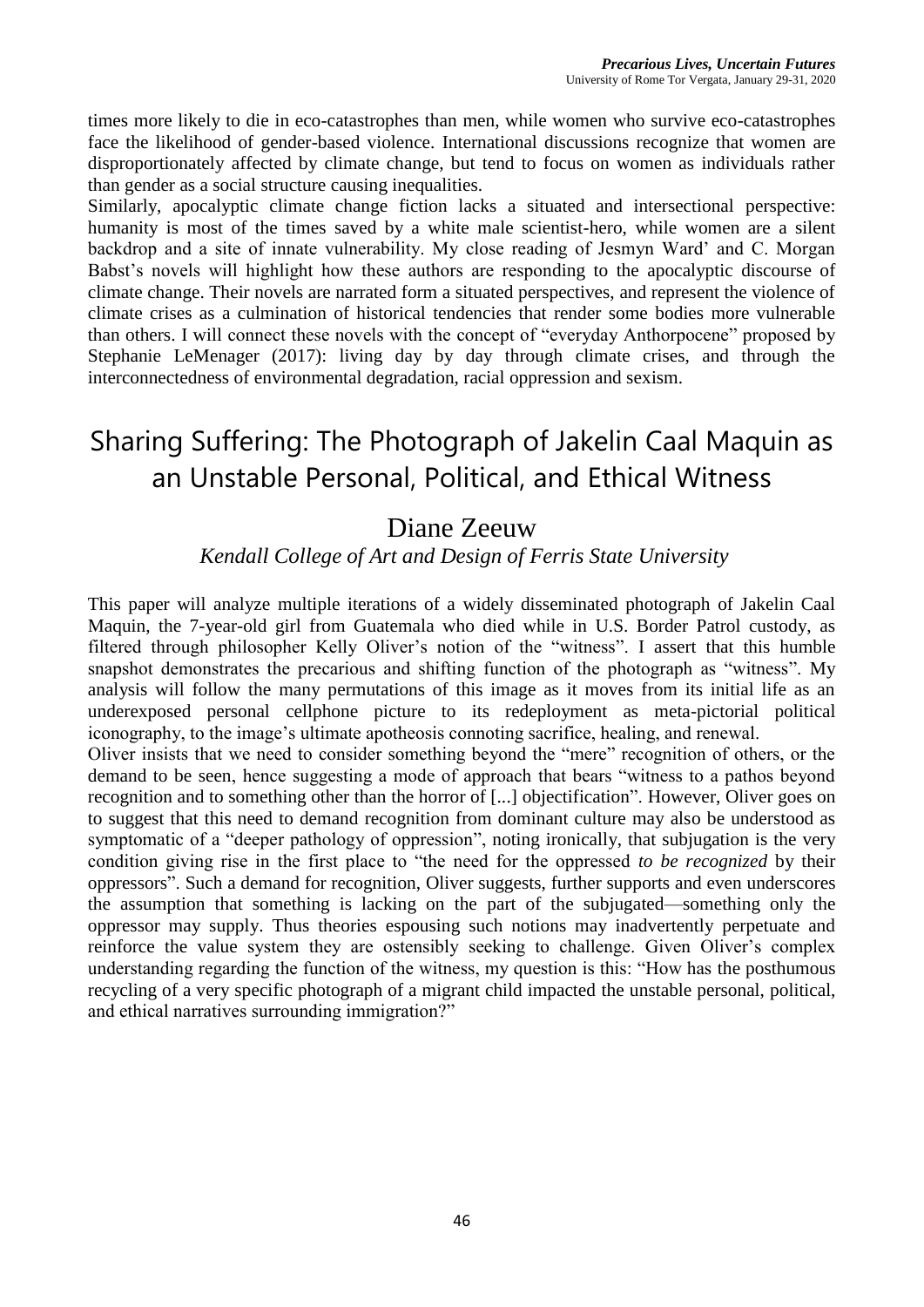times more likely to die in eco-catastrophes than men, while women who survive eco-catastrophes face the likelihood of gender-based violence. International discussions recognize that women are disproportionately affected by climate change, but tend to focus on women as individuals rather than gender as a social structure causing inequalities.

Similarly, apocalyptic climate change fiction lacks a situated and intersectional perspective: humanity is most of the times saved by a white male scientist-hero, while women are a silent backdrop and a site of innate vulnerability. My close reading of Jesmyn Ward' and C. Morgan Babst's novels will highlight how these authors are responding to the apocalyptic discourse of climate change. Their novels are narrated form a situated perspectives, and represent the violence of climate crises as a culmination of historical tendencies that render some bodies more vulnerable than others. I will connect these novels with the concept of "everyday Anthorpocene" proposed by Stephanie LeMenager (2017): living day by day through climate crises, and through the interconnectedness of environmental degradation, racial oppression and sexism.

# Sharing Suffering: The Photograph of Jakelin Caal Maquin as an Unstable Personal, Political, and Ethical Witness

## Diane Zeeuw

*Kendall College of Art and Design of Ferris State University*

This paper will analyze multiple iterations of a widely disseminated photograph of Jakelin Caal Maquin, the 7-year-old girl from Guatemala who died while in U.S. Border Patrol custody, as filtered through philosopher Kelly Oliver's notion of the "witness". I assert that this humble snapshot demonstrates the precarious and shifting function of the photograph as "witness". My analysis will follow the many permutations of this image as it moves from its initial life as an underexposed personal cellphone picture to its redeployment as meta-pictorial political iconography, to the image's ultimate apotheosis connoting sacrifice, healing, and renewal.

Oliver insists that we need to consider something beyond the "mere" recognition of others, or the demand to be seen, hence suggesting a mode of approach that bears "witness to a pathos beyond recognition and to something other than the horror of [...] objectification". However, Oliver goes on to suggest that this need to demand recognition from dominant culture may also be understood as symptomatic of a "deeper pathology of oppression", noting ironically, that subjugation is the very condition giving rise in the first place to "the need for the oppressed *to be recognized* by their oppressors". Such a demand for recognition, Oliver suggests, further supports and even underscores the assumption that something is lacking on the part of the subjugated—something only the oppressor may supply. Thus theories espousing such notions may inadvertently perpetuate and reinforce the value system they are ostensibly seeking to challenge. Given Oliver's complex understanding regarding the function of the witness, my question is this: "How has the posthumous recycling of a very specific photograph of a migrant child impacted the unstable personal, political, and ethical narratives surrounding immigration?"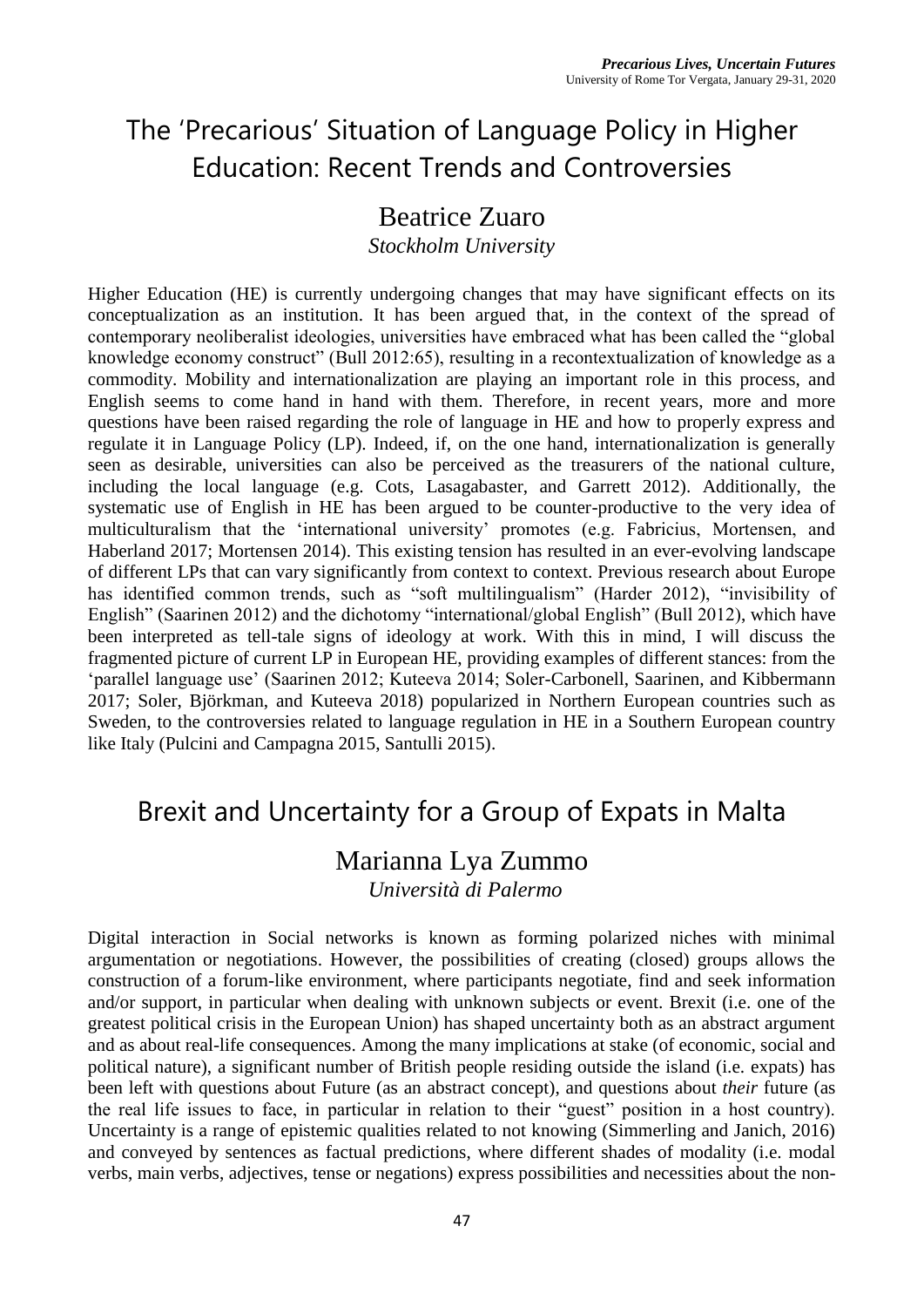# The 'Precarious' Situation of Language Policy in Higher Education: Recent Trends and Controversies

## Beatrice Zuaro

*Stockholm University*

Higher Education (HE) is currently undergoing changes that may have significant effects on its conceptualization as an institution. It has been argued that, in the context of the spread of contemporary neoliberalist ideologies, universities have embraced what has been called the "global knowledge economy construct" (Bull 2012:65), resulting in a recontextualization of knowledge as a commodity. Mobility and internationalization are playing an important role in this process, and English seems to come hand in hand with them. Therefore, in recent years, more and more questions have been raised regarding the role of language in HE and how to properly express and regulate it in Language Policy (LP). Indeed, if, on the one hand, internationalization is generally seen as desirable, universities can also be perceived as the treasurers of the national culture, including the local language (e.g. Cots, Lasagabaster, and Garrett 2012). Additionally, the systematic use of English in HE has been argued to be counter-productive to the very idea of multiculturalism that the 'international university' promotes (e.g. Fabricius, Mortensen, and Haberland 2017; Mortensen 2014). This existing tension has resulted in an ever-evolving landscape of different LPs that can vary significantly from context to context. Previous research about Europe has identified common trends, such as "soft multilingualism" (Harder 2012), "invisibility of English" (Saarinen 2012) and the dichotomy "international/global English" (Bull 2012), which have been interpreted as tell-tale signs of ideology at work. With this in mind, I will discuss the fragmented picture of current LP in European HE, providing examples of different stances: from the 'parallel language use' (Saarinen 2012; Kuteeva 2014; Soler-Carbonell, Saarinen, and Kibbermann 2017; Soler, Björkman, and Kuteeva 2018) popularized in Northern European countries such as Sweden, to the controversies related to language regulation in HE in a Southern European country like Italy (Pulcini and Campagna 2015, Santulli 2015).

# Brexit and Uncertainty for a Group of Expats in Malta

## Marianna Lya Zummo

*Università di Palermo*

Digital interaction in Social networks is known as forming polarized niches with minimal argumentation or negotiations. However, the possibilities of creating (closed) groups allows the construction of a forum-like environment, where participants negotiate, find and seek information and/or support, in particular when dealing with unknown subjects or event. Brexit (i.e. one of the greatest political crisis in the European Union) has shaped uncertainty both as an abstract argument and as about real-life consequences. Among the many implications at stake (of economic, social and political nature), a significant number of British people residing outside the island (i.e. expats) has been left with questions about Future (as an abstract concept), and questions about *their* future (as the real life issues to face, in particular in relation to their "guest" position in a host country). Uncertainty is a range of epistemic qualities related to not knowing (Simmerling and Janich, 2016) and conveyed by sentences as factual predictions, where different shades of modality (i.e. modal verbs, main verbs, adjectives, tense or negations) express possibilities and necessities about the non-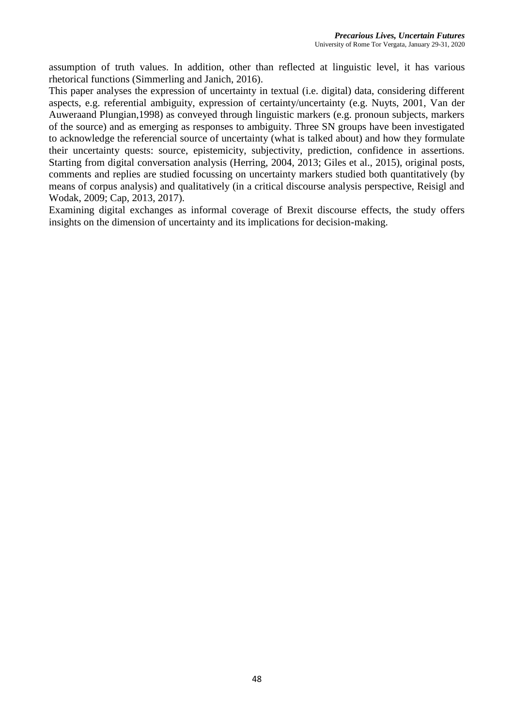assumption of truth values. In addition, other than reflected at linguistic level, it has various rhetorical functions (Simmerling and Janich, 2016).

This paper analyses the expression of uncertainty in textual (i.e. digital) data, considering different aspects, e.g. referential ambiguity, expression of certainty/uncertainty (e.g. Nuyts, 2001, Van der Auweraand Plungian,1998) as conveyed through linguistic markers (e.g. pronoun subjects, markers of the source) and as emerging as responses to ambiguity. Three SN groups have been investigated to acknowledge the referencial source of uncertainty (what is talked about) and how they formulate their uncertainty quests: source, epistemicity, subjectivity, prediction, confidence in assertions. Starting from digital conversation analysis (Herring, 2004, 2013; Giles et al., 2015), original posts, comments and replies are studied focussing on uncertainty markers studied both quantitatively (by means of corpus analysis) and qualitatively (in a critical discourse analysis perspective, Reisigl and Wodak, 2009; Cap, 2013, 2017).

Examining digital exchanges as informal coverage of Brexit discourse effects, the study offers insights on the dimension of uncertainty and its implications for decision-making.